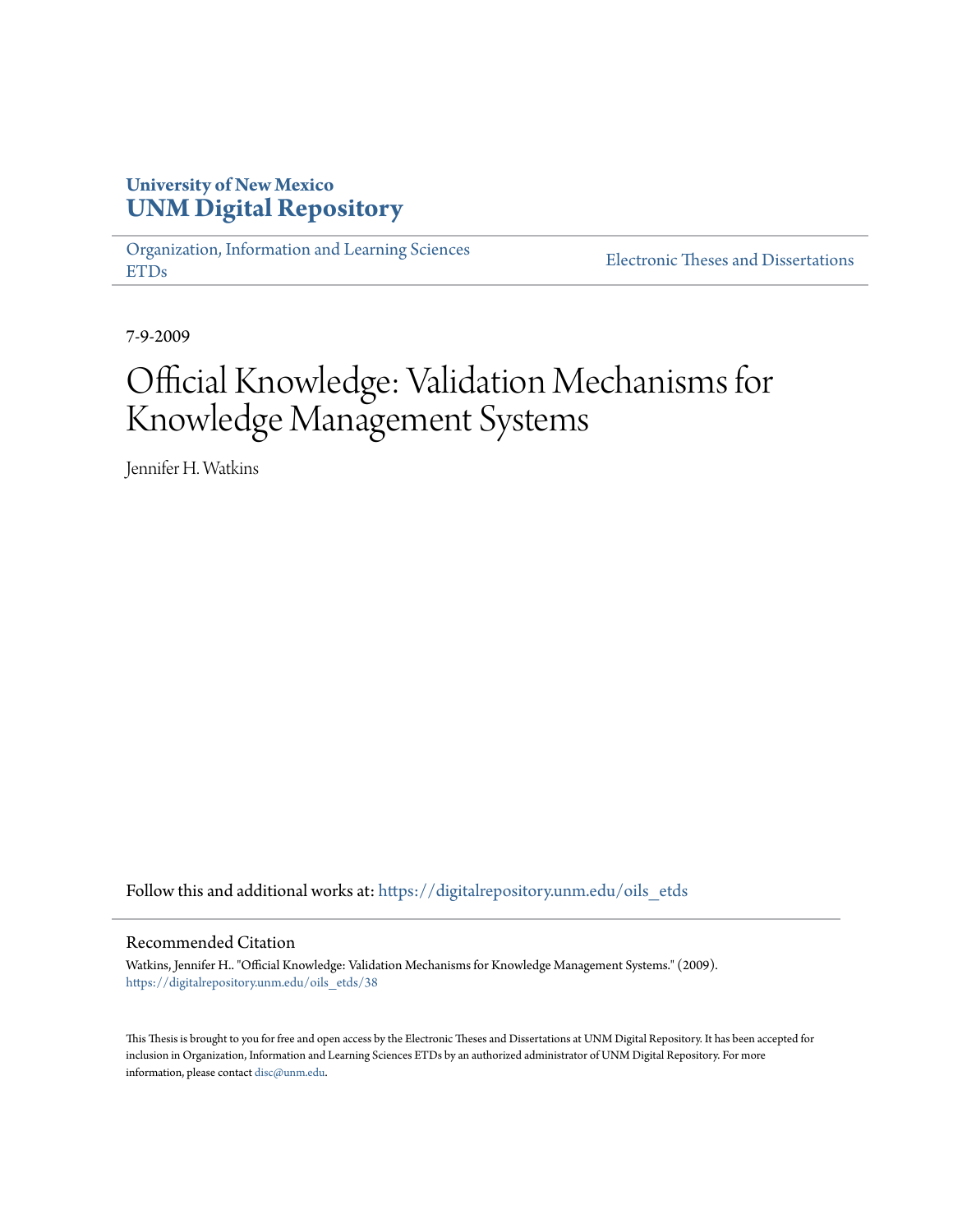University of New Mexico
**UNM Digital Repository**

Organization, Information and Learning Sciences ETDs

Electronic Theses and Dissertations

7-9-2009

# Official Knowledge: Validation Mechanisms for Knowledge Management Systems

Jennifer H. Watkins

Follow this and additional works at: https://digitalrepository.unm.edu/oils_etds

## Recommended Citation

Watkins, Jennifer H.. "Official Knowledge: Validation Mechanisms for Knowledge Management Systems." (2009). https://digitalrepository.unm.edu/oils_etds/38

This Thesis is brought to you for free and open access by the Electronic Theses and Dissertations at UNM Digital Repository. It has been accepted for inclusion in Organization, Information and Learning Sciences ETDs by an authorized administrator of UNM Digital Repository. For more information, please contact disc@unm.edu.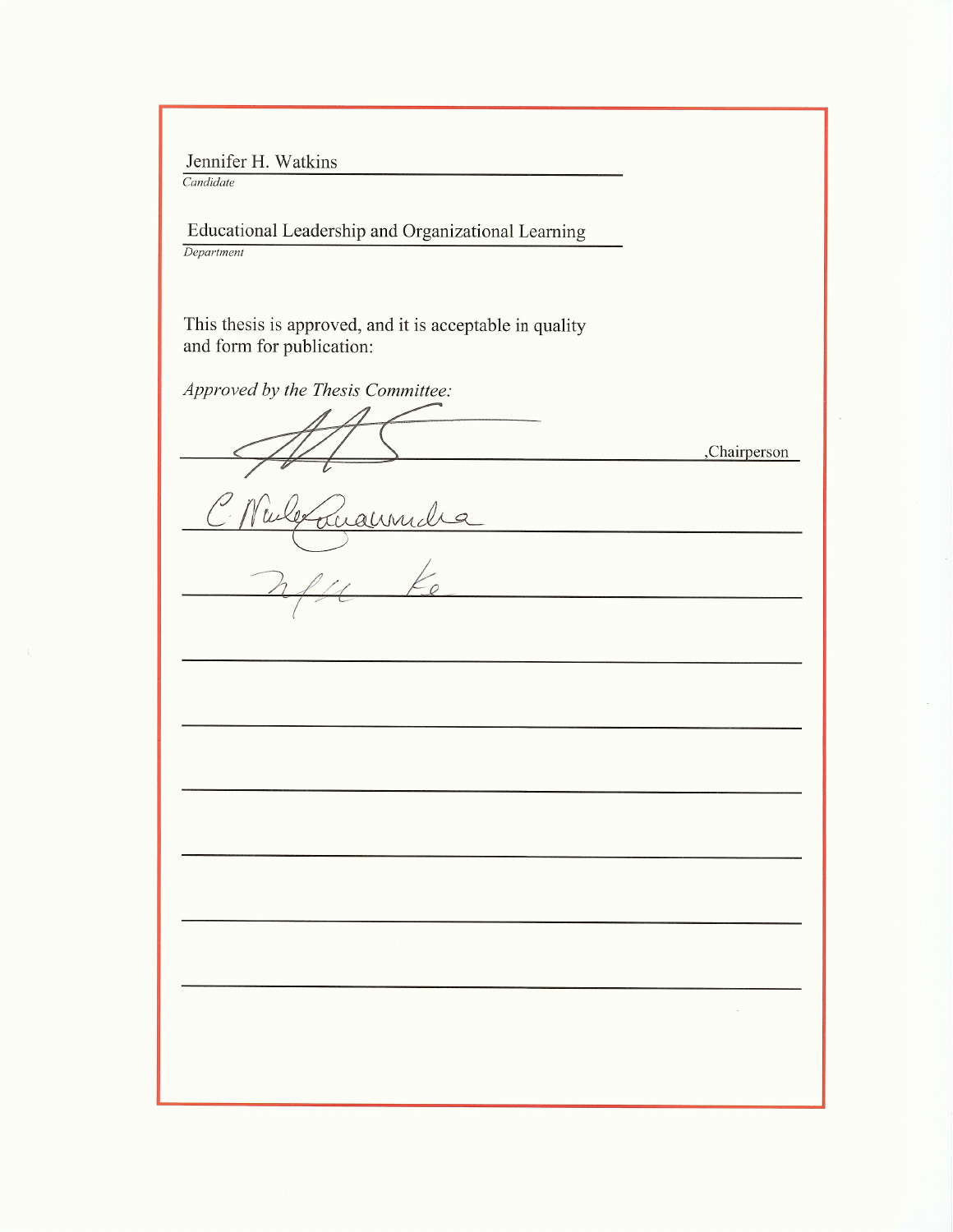Jennifer H. Watkins

*Candidate*

Educational Leadership and Organizational Learning

*Department*

This thesis is approved, and it is acceptable in quality and form for publication:

*Approved by the Thesis Committee:*

______________________________________, Chairperson

______________________________________

______________________________________

______________________________________

______________________________________

______________________________________

______________________________________

______________________________________

______________________________________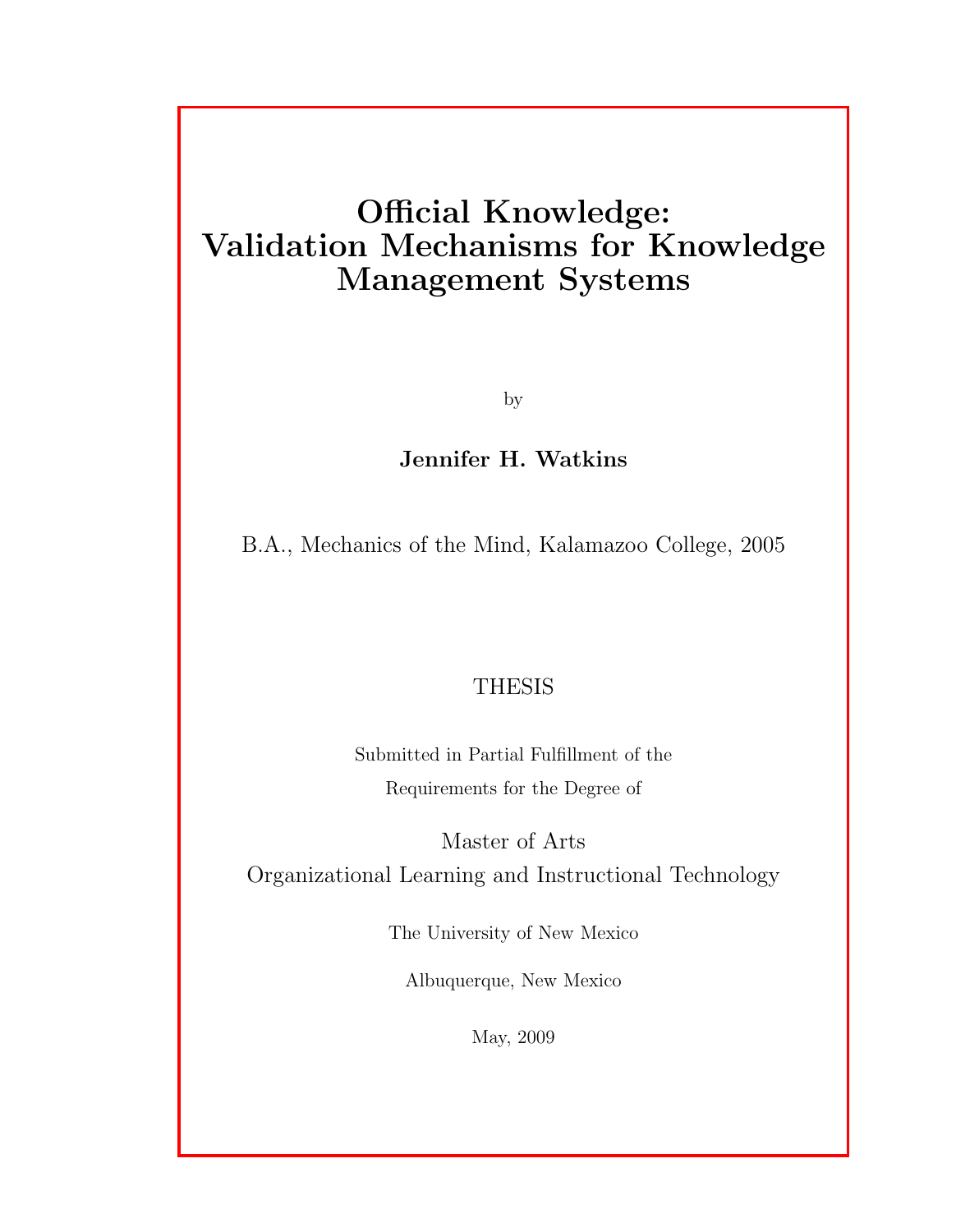# Official Knowledge: Validation Mechanisms for Knowledge Management Systems

by

**Jennifer H. Watkins**

B.A., Mechanics of the Mind, Kalamazoo College, 2005

THESIS

Submitted in Partial Fulfillment of the
Requirements for the Degree of

Master of Arts
Organizational Learning and Instructional Technology

The University of New Mexico

Albuquerque, New Mexico

May, 2009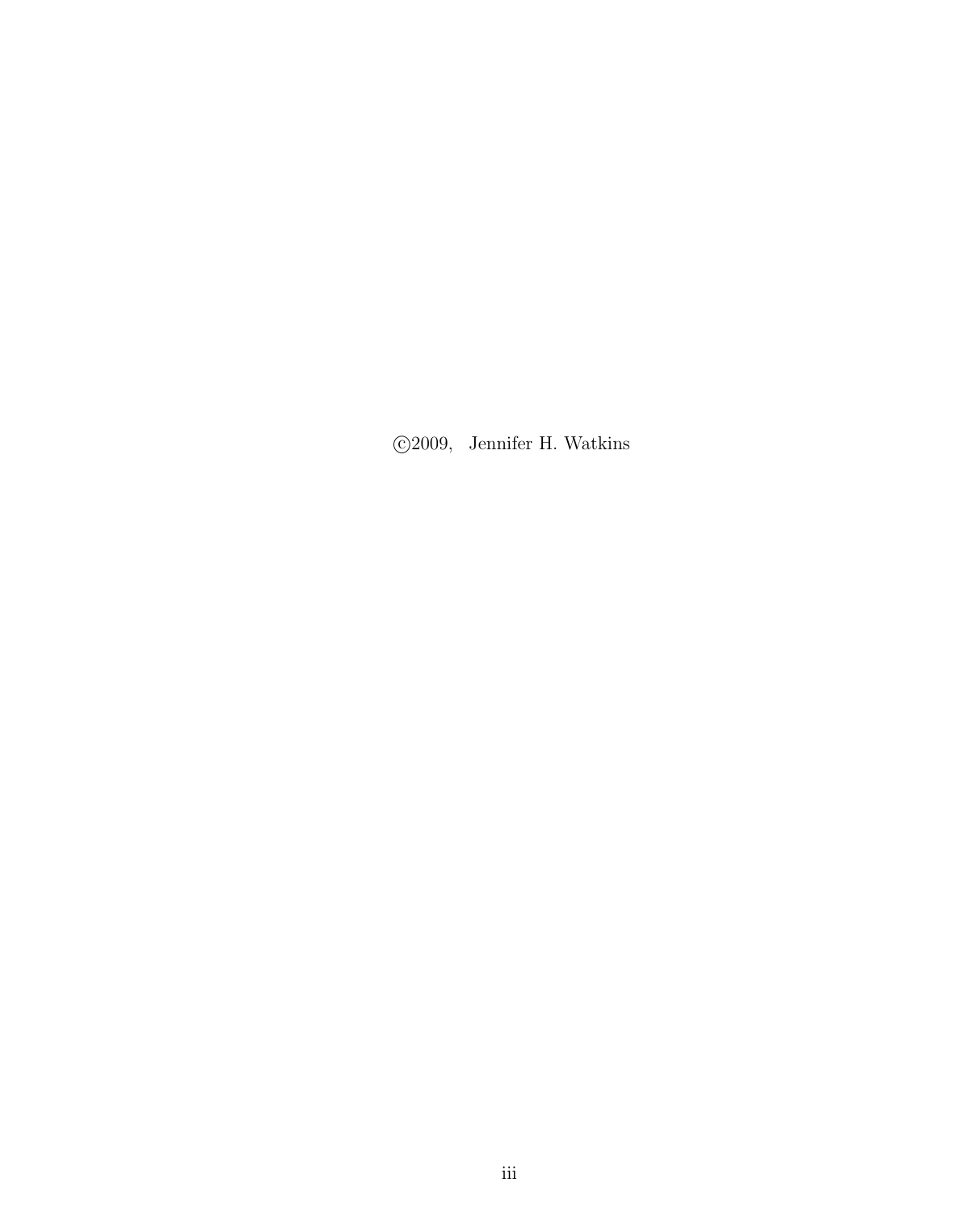©2009, Jennifer H. Watkins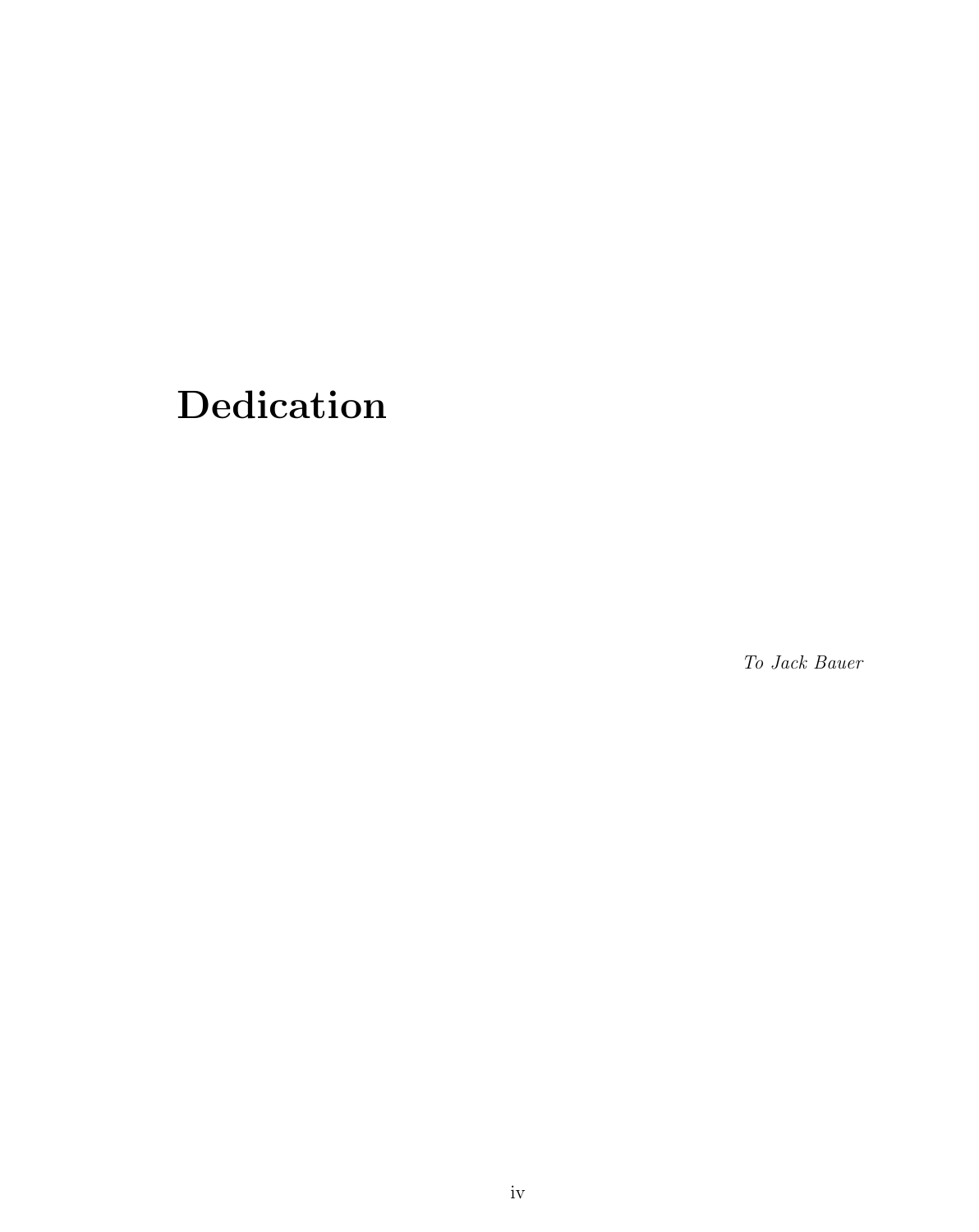# Dedication

*To Jack Bauer*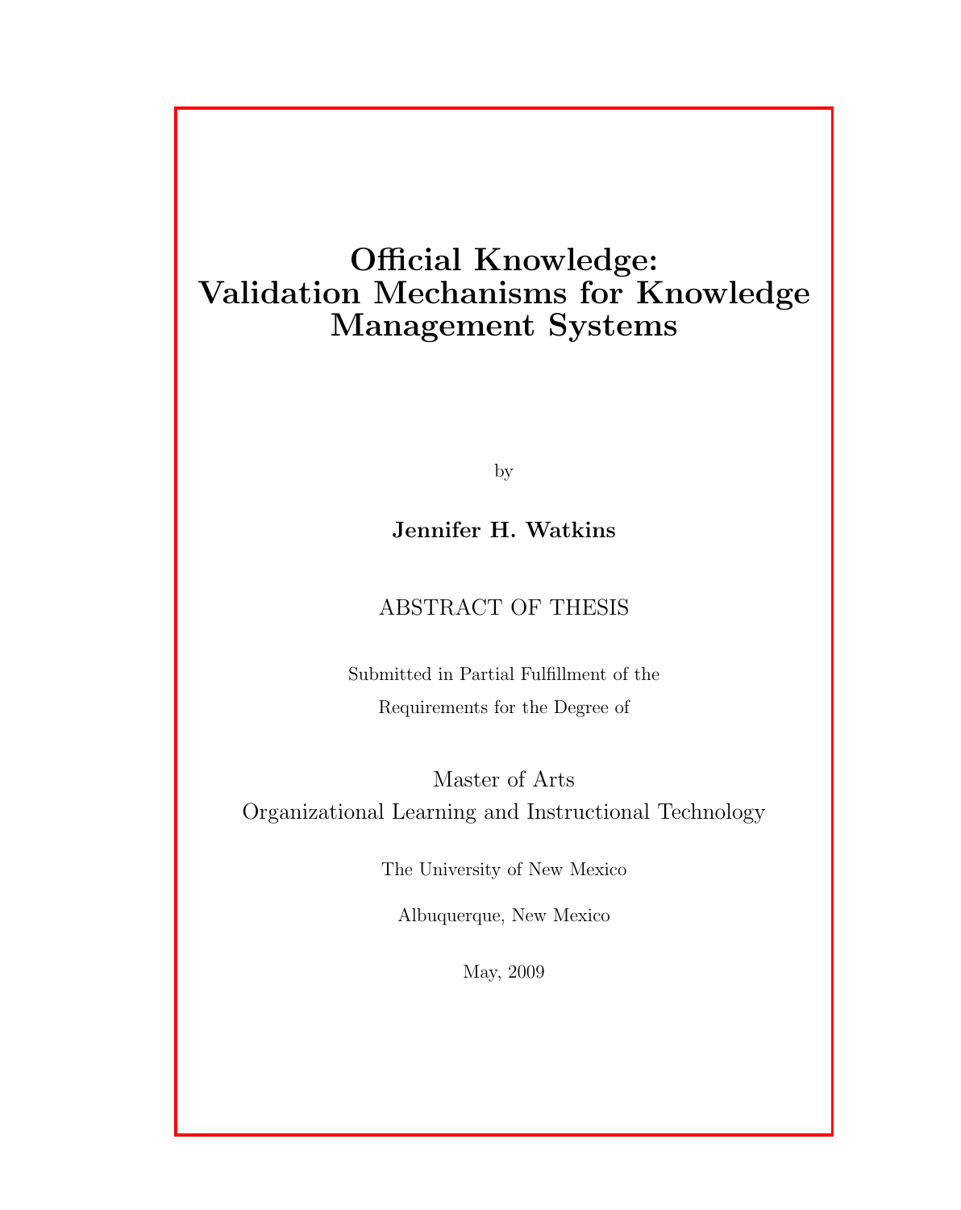# Official Knowledge: Validation Mechanisms for Knowledge Management Systems

by

**Jennifer H. Watkins**

ABSTRACT OF THESIS

Submitted in Partial Fulfillment of the

Requirements for the Degree of

Master of Arts

Organizational Learning and Instructional Technology

The University of New Mexico

Albuquerque, New Mexico

May, 2009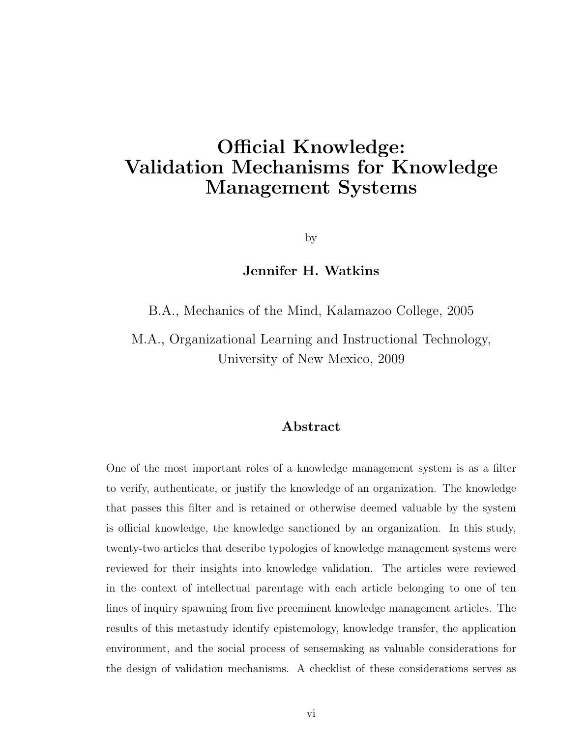# Official Knowledge: Validation Mechanisms for Knowledge Management Systems

by

**Jennifer H. Watkins**

B.A., Mechanics of the Mind, Kalamazoo College, 2005

M.A., Organizational Learning and Instructional Technology, University of New Mexico, 2009

## Abstract

One of the most important roles of a knowledge management system is as a filter to verify, authenticate, or justify the knowledge of an organization. The knowledge that passes this filter and is retained or otherwise deemed valuable by the system is official knowledge, the knowledge sanctioned by an organization. In this study, twenty-two articles that describe typologies of knowledge management systems were reviewed for their insights into knowledge validation. The articles were reviewed in the context of intellectual parentage with each article belonging to one of ten lines of inquiry spawning from five preeminent knowledge management articles. The results of this metastudy identify epistemology, knowledge transfer, the application environment, and the social process of sensemaking as valuable considerations for the design of validation mechanisms. A checklist of these considerations serves as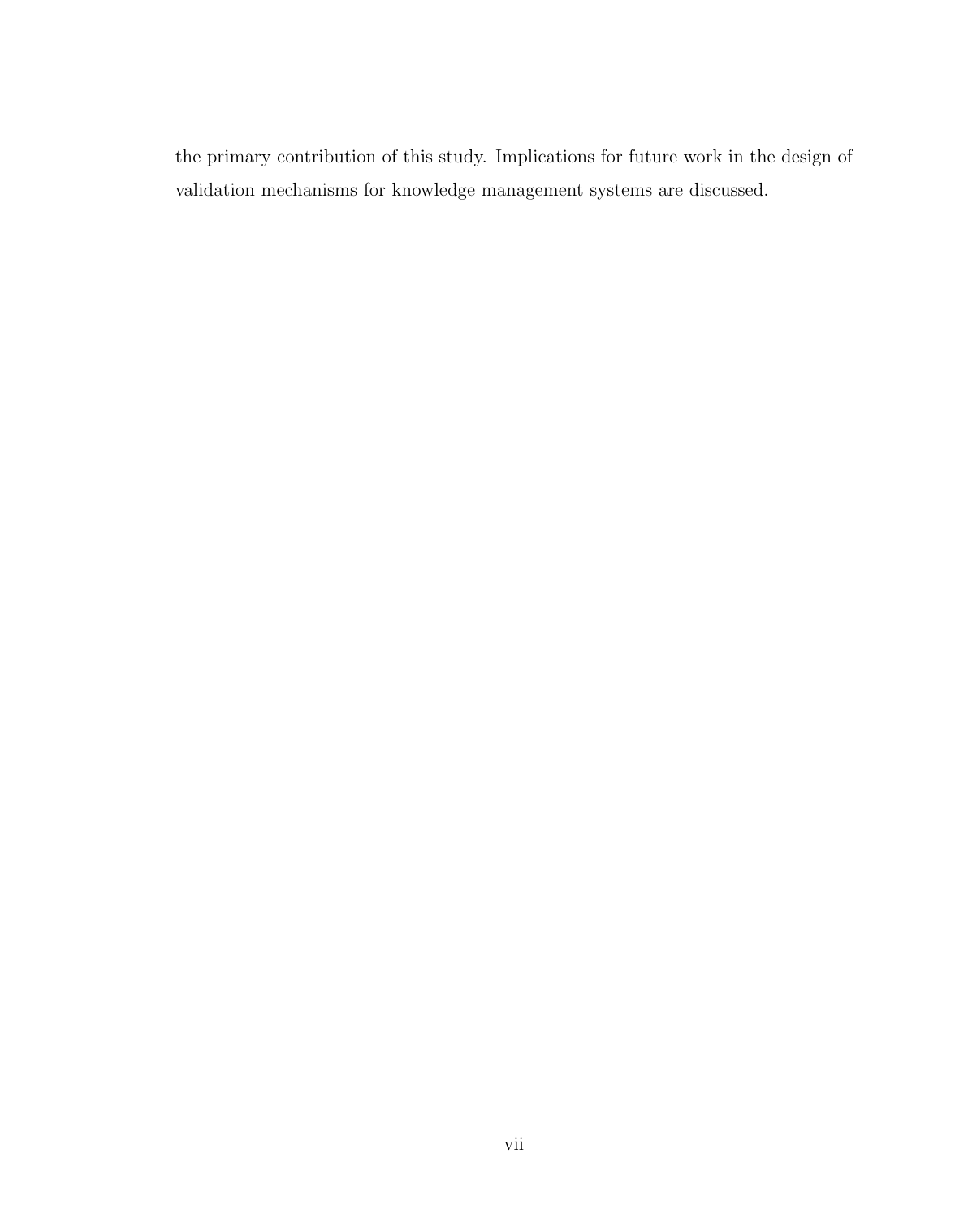the primary contribution of this study. Implications for future work in the design of validation mechanisms for knowledge management systems are discussed.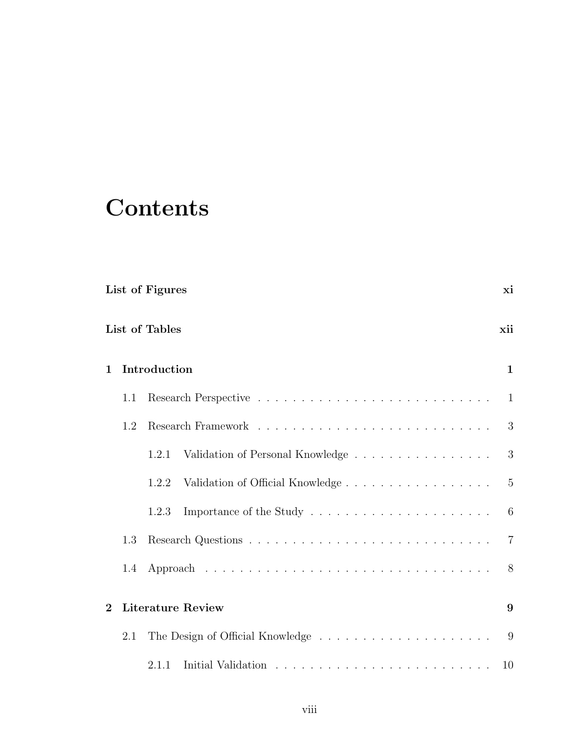# Contents

**List of Figures** **xi**

**List of Tables** **xii**

**1 Introduction** **1**

- 1.1 Research Perspective . . . . . . . . . . . . . . . . . . . . . . . . . . . . 1
- 1.2 Research Framework . . . . . . . . . . . . . . . . . . . . . . . . . . . . 3
  - 1.2.1 Validation of Personal Knowledge . . . . . . . . . . . . . . . . . 3
  - 1.2.2 Validation of Official Knowledge . . . . . . . . . . . . . . . . . . 5
  - 1.2.3 Importance of the Study . . . . . . . . . . . . . . . . . . . . . . 6
- 1.3 Research Questions . . . . . . . . . . . . . . . . . . . . . . . . . . . . . 7
- 1.4 Approach . . . . . . . . . . . . . . . . . . . . . . . . . . . . . . . . . . 8

**2 Literature Review** **9**

- 2.1 The Design of Official Knowledge . . . . . . . . . . . . . . . . . . . . . 9
  - 2.1.1 Initial Validation . . . . . . . . . . . . . . . . . . . . . . . . . . 10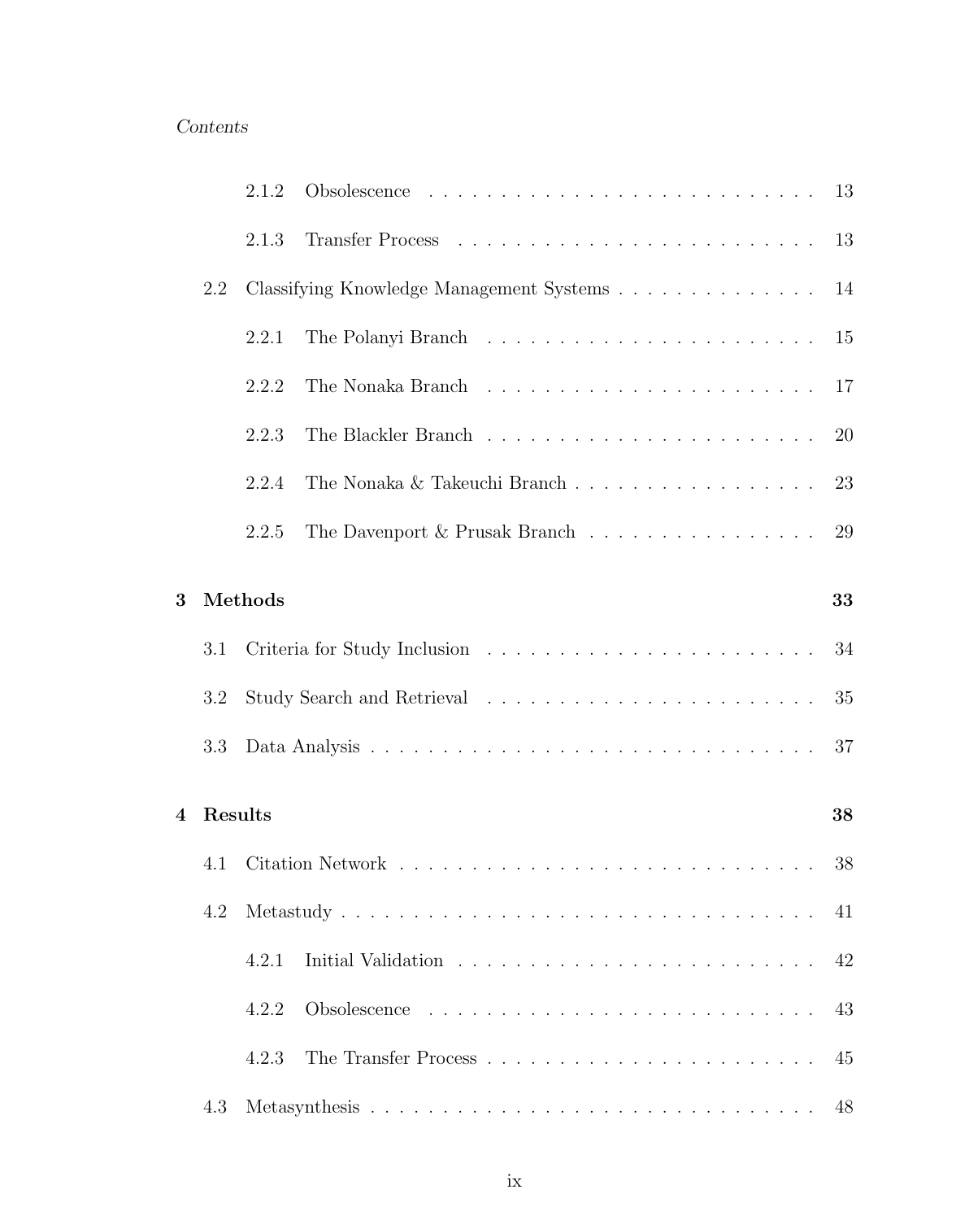2.1.2 Obsolescence . . . . . . . . . . . . . . . . . . . . . . . . . . 13

2.1.3 Transfer Process . . . . . . . . . . . . . . . . . . . . . . . . . 13

2.2 Classifying Knowledge Management Systems . . . . . . . . . . . . . 14

2.2.1 The Polanyi Branch . . . . . . . . . . . . . . . . . . . . . . . 15

2.2.2 The Nonaka Branch . . . . . . . . . . . . . . . . . . . . . . . 17

2.2.3 The Blackler Branch . . . . . . . . . . . . . . . . . . . . . . . 20

2.2.4 The Nonaka & Takeuchi Branch . . . . . . . . . . . . . . . . . 23

2.2.5 The Davenport & Prusak Branch . . . . . . . . . . . . . . . . 29

**3 Methods 33**

3.1 Criteria for Study Inclusion . . . . . . . . . . . . . . . . . . . . . . . 34

3.2 Study Search and Retrieval . . . . . . . . . . . . . . . . . . . . . . . 35

3.3 Data Analysis . . . . . . . . . . . . . . . . . . . . . . . . . . . . . . . 37

**4 Results 38**

4.1 Citation Network . . . . . . . . . . . . . . . . . . . . . . . . . . . . . 38

4.2 Metastudy . . . . . . . . . . . . . . . . . . . . . . . . . . . . . . . . . 41

4.2.1 Initial Validation . . . . . . . . . . . . . . . . . . . . . . . . . 42

4.2.2 Obsolescence . . . . . . . . . . . . . . . . . . . . . . . . . . . 43

4.2.3 The Transfer Process . . . . . . . . . . . . . . . . . . . . . . . 45

4.3 Metasynthesis . . . . . . . . . . . . . . . . . . . . . . . . . . . . . . . 48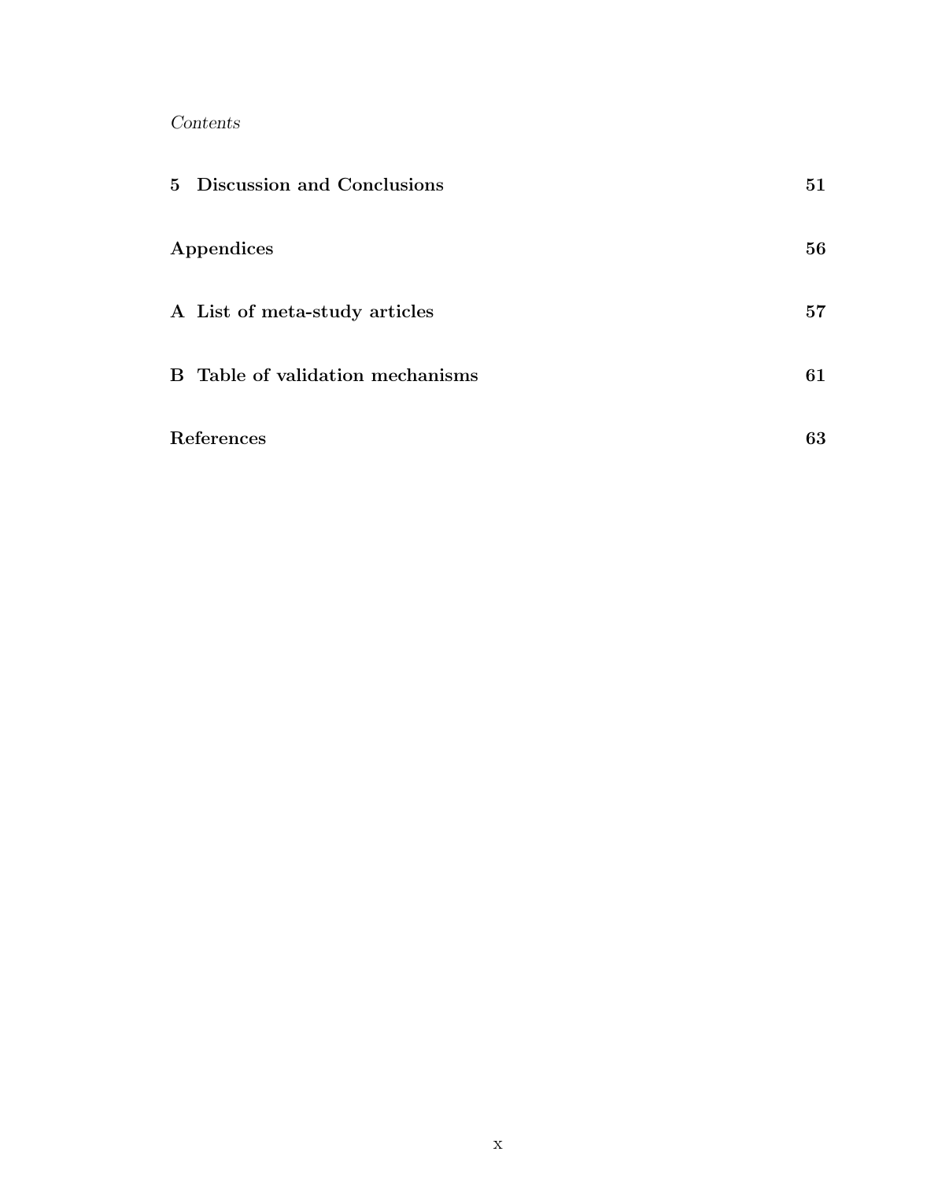| | |
|---|---|
| **5 Discussion and Conclusions** | **51** |
| **Appendices** | **56** |
| **A List of meta-study articles** | **57** |
| **B Table of validation mechanisms** | **61** |
| **References** | **63** |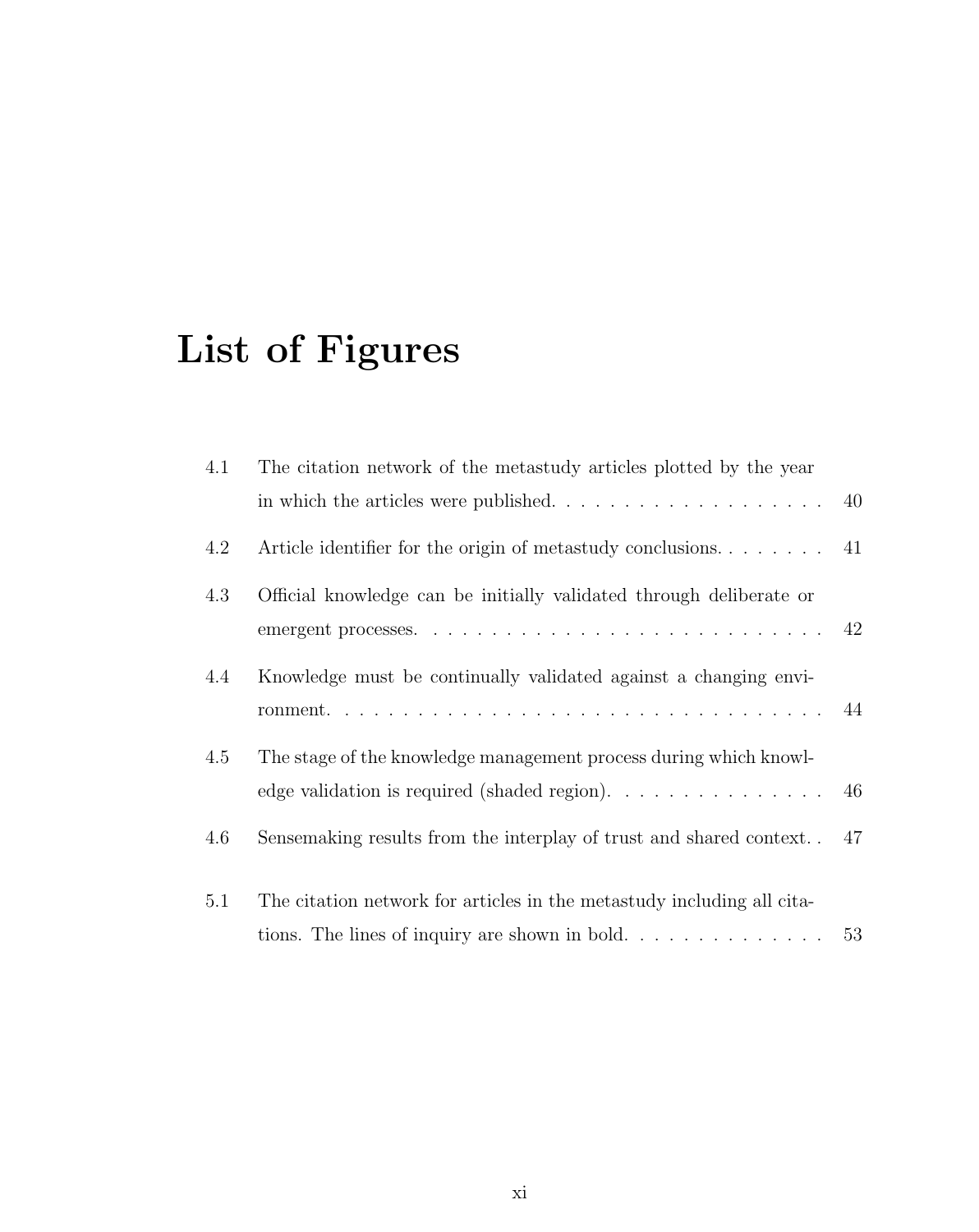# List of Figures

| | | |
|---|---|---|
| 4.1 | The citation network of the metastudy articles plotted by the year in which the articles were published. | 40 |
| 4.2 | Article identifier for the origin of metastudy conclusions. | 41 |
| 4.3 | Official knowledge can be initially validated through deliberate or emergent processes. | 42 |
| 4.4 | Knowledge must be continually validated against a changing environment. | 44 |
| 4.5 | The stage of the knowledge management process during which knowledge validation is required (shaded region). | 46 |
| 4.6 | Sensemaking results from the interplay of trust and shared context. | 47 |
| 5.1 | The citation network for articles in the metastudy including all citations. The lines of inquiry are shown in bold. | 53 |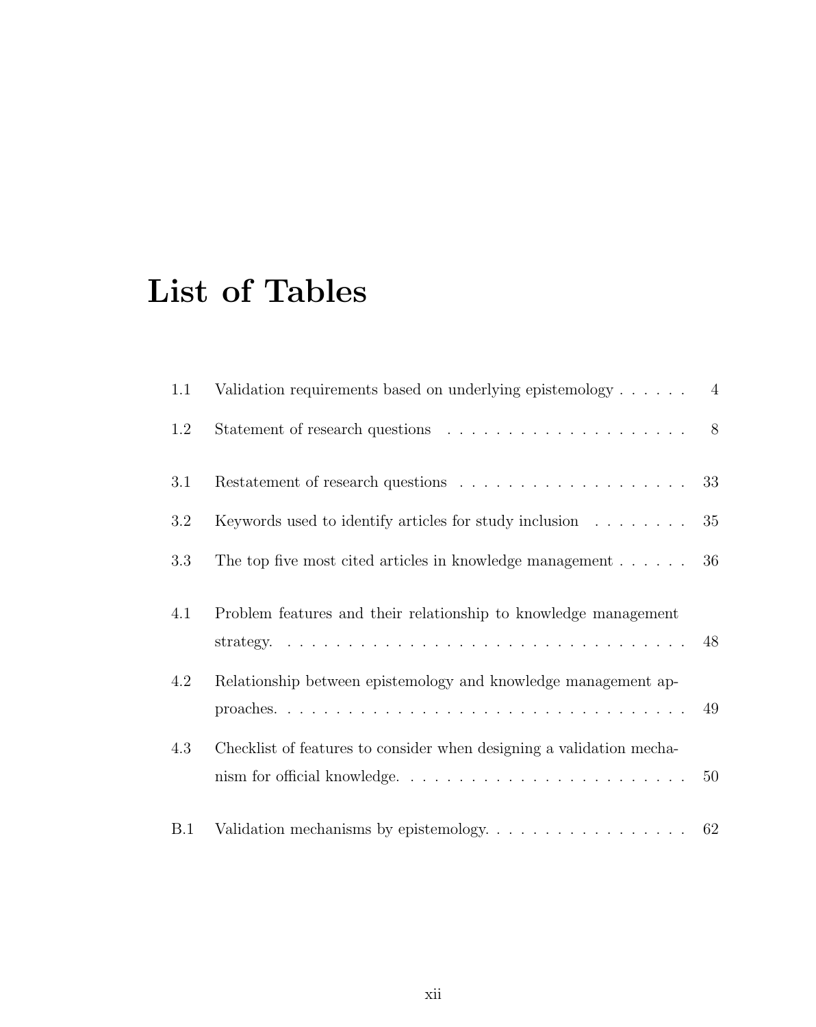# List of Tables

1.1 Validation requirements based on underlying epistemology . . . . . . 4

1.2 Statement of research questions . . . . . . . . . . . . . . . . . . . . . 8

3.1 Restatement of research questions . . . . . . . . . . . . . . . . . . . 33

3.2 Keywords used to identify articles for study inclusion . . . . . . . . 35

3.3 The top five most cited articles in knowledge management . . . . . . 36

4.1 Problem features and their relationship to knowledge management strategy. . . . . . . . . . . . . . . . . . . . . . . . . . . . . . . . . . 48

4.2 Relationship between epistemology and knowledge management approaches. . . . . . . . . . . . . . . . . . . . . . . . . . . . . . . . . . 49

4.3 Checklist of features to consider when designing a validation mechanism for official knowledge. . . . . . . . . . . . . . . . . . . . . . . 50

B.1 Validation mechanisms by epistemology. . . . . . . . . . . . . . . . . 62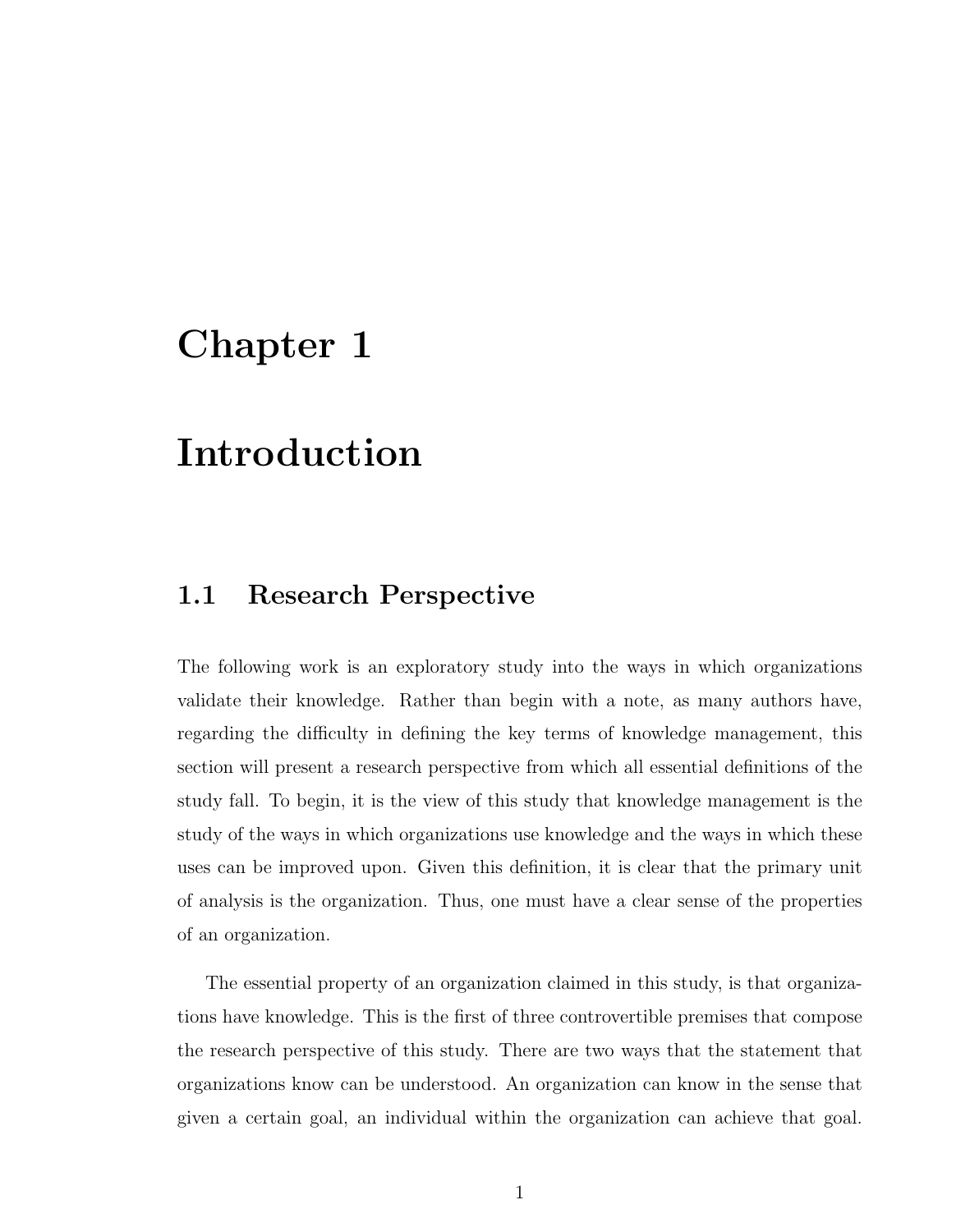# Chapter 1

# Introduction

## 1.1 Research Perspective

The following work is an exploratory study into the ways in which organizations validate their knowledge. Rather than begin with a note, as many authors have, regarding the difficulty in defining the key terms of knowledge management, this section will present a research perspective from which all essential definitions of the study fall. To begin, it is the view of this study that knowledge management is the study of the ways in which organizations use knowledge and the ways in which these uses can be improved upon. Given this definition, it is clear that the primary unit of analysis is the organization. Thus, one must have a clear sense of the properties of an organization.

The essential property of an organization claimed in this study, is that organizations have knowledge. This is the first of three controvertible premises that compose the research perspective of this study. There are two ways that the statement that organizations know can be understood. An organization can know in the sense that given a certain goal, an individual within the organization can achieve that goal.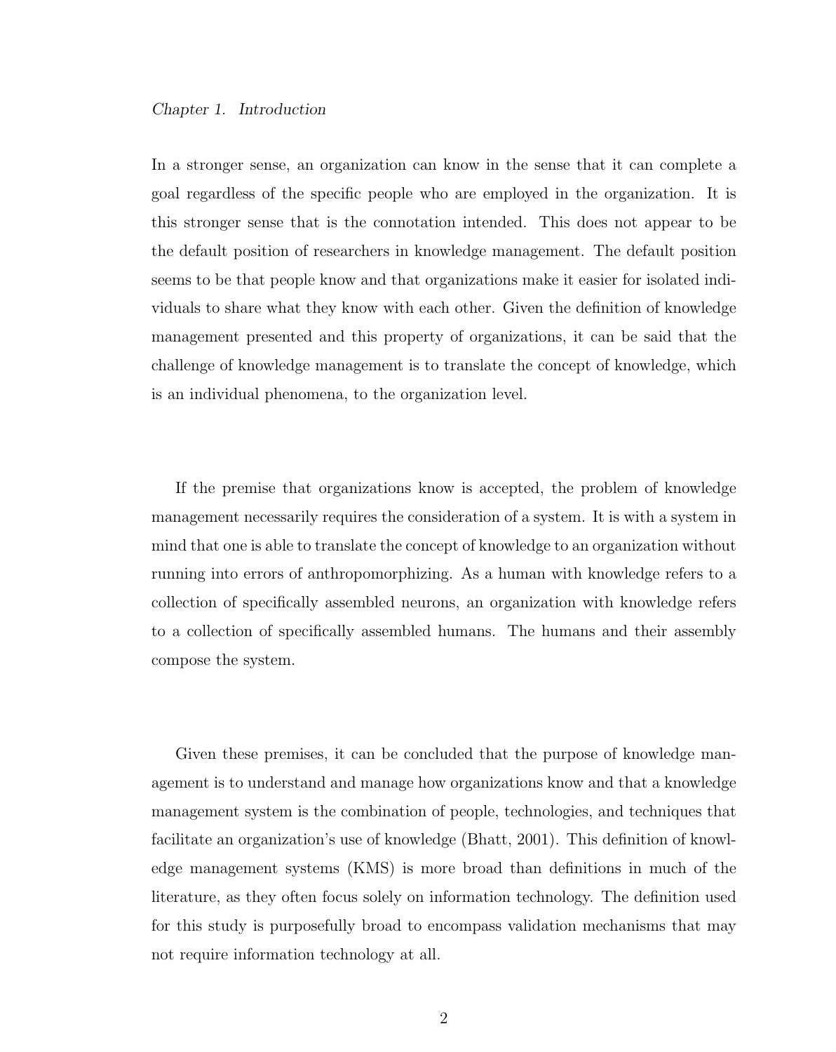In a stronger sense, an organization can know in the sense that it can complete a goal regardless of the specific people who are employed in the organization. It is this stronger sense that is the connotation intended. This does not appear to be the default position of researchers in knowledge management. The default position seems to be that people know and that organizations make it easier for isolated individuals to share what they know with each other. Given the definition of knowledge management presented and this property of organizations, it can be said that the challenge of knowledge management is to translate the concept of knowledge, which is an individual phenomena, to the organization level.

If the premise that organizations know is accepted, the problem of knowledge management necessarily requires the consideration of a system. It is with a system in mind that one is able to translate the concept of knowledge to an organization without running into errors of anthropomorphizing. As a human with knowledge refers to a collection of specifically assembled neurons, an organization with knowledge refers to a collection of specifically assembled humans. The humans and their assembly compose the system.

Given these premises, it can be concluded that the purpose of knowledge management is to understand and manage how organizations know and that a knowledge management system is the combination of people, technologies, and techniques that facilitate an organization's use of knowledge (Bhatt, 2001). This definition of knowledge management systems (KMS) is more broad than definitions in much of the literature, as they often focus solely on information technology. The definition used for this study is purposefully broad to encompass validation mechanisms that may not require information technology at all.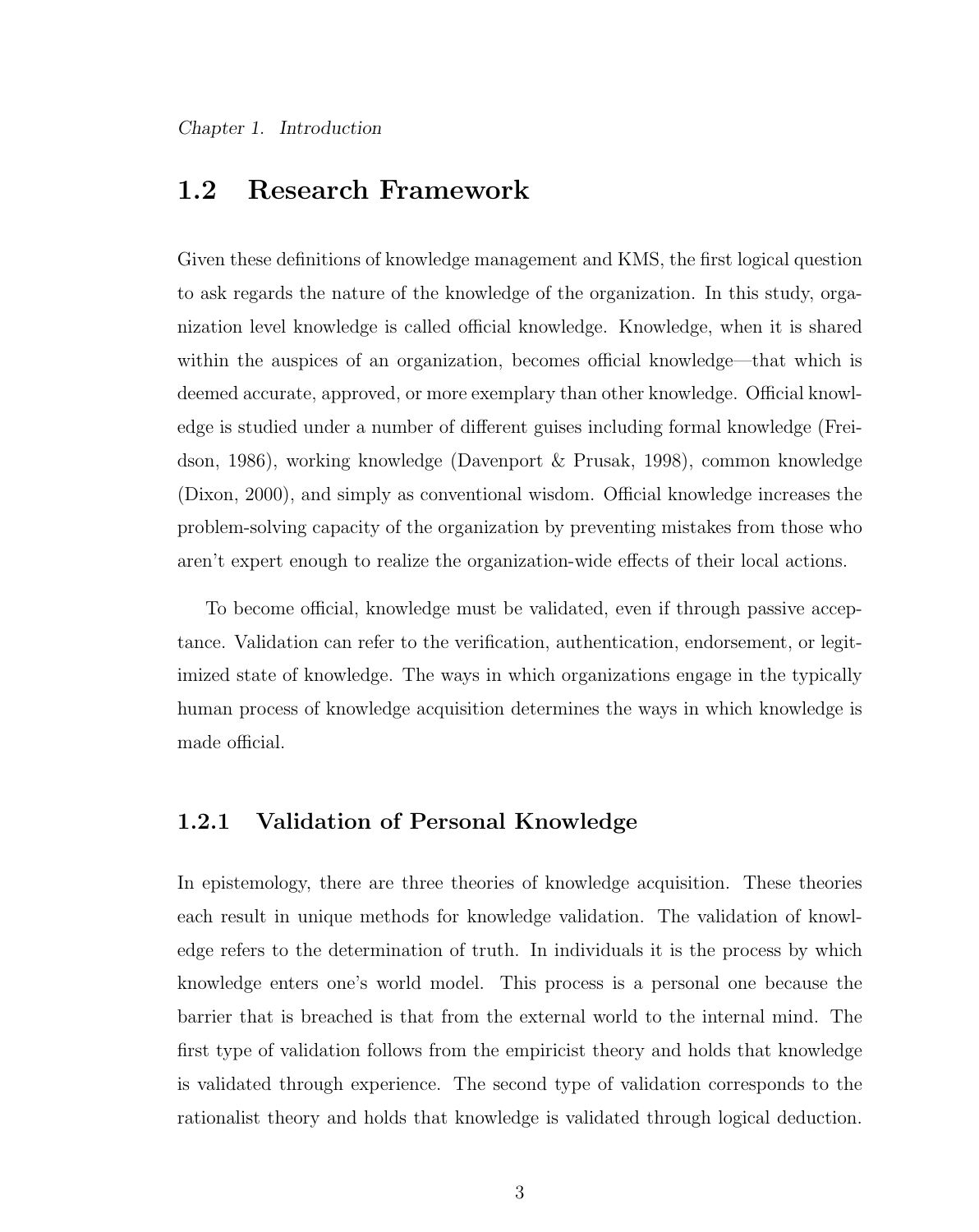## 1.2 Research Framework

Given these definitions of knowledge management and KMS, the first logical question to ask regards the nature of the knowledge of the organization. In this study, organization level knowledge is called official knowledge. Knowledge, when it is shared within the auspices of an organization, becomes official knowledge—that which is deemed accurate, approved, or more exemplary than other knowledge. Official knowledge is studied under a number of different guises including formal knowledge (Freidson, 1986), working knowledge (Davenport & Prusak, 1998), common knowledge (Dixon, 2000), and simply as conventional wisdom. Official knowledge increases the problem-solving capacity of the organization by preventing mistakes from those who aren't expert enough to realize the organization-wide effects of their local actions.

To become official, knowledge must be validated, even if through passive acceptance. Validation can refer to the verification, authentication, endorsement, or legitimized state of knowledge. The ways in which organizations engage in the typically human process of knowledge acquisition determines the ways in which knowledge is made official.

### 1.2.1 Validation of Personal Knowledge

In epistemology, there are three theories of knowledge acquisition. These theories each result in unique methods for knowledge validation. The validation of knowledge refers to the determination of truth. In individuals it is the process by which knowledge enters one's world model. This process is a personal one because the barrier that is breached is that from the external world to the internal mind. The first type of validation follows from the empiricist theory and holds that knowledge is validated through experience. The second type of validation corresponds to the rationalist theory and holds that knowledge is validated through logical deduction.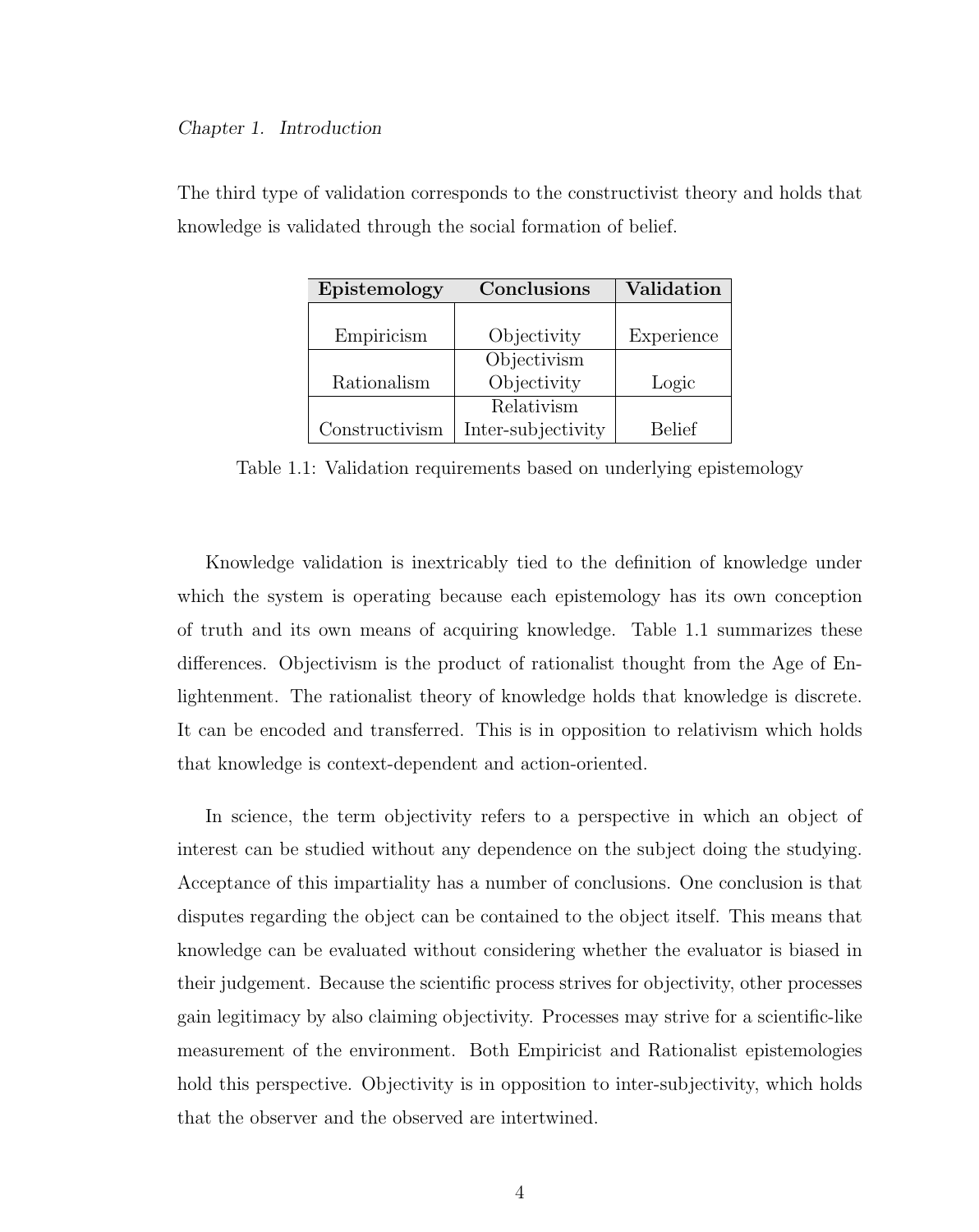The third type of validation corresponds to the constructivist theory and holds that knowledge is validated through the social formation of belief.

| Epistemology | Conclusions | Validation |
|---|---|---|
| Empiricism | Objectivity | Experience |
| Rationalism | Objectivism<br>Objectivity | Logic |
| Constructivism | Relativism<br>Inter-subjectivity | Belief |

Table 1.1: Validation requirements based on underlying epistemology

Knowledge validation is inextricably tied to the definition of knowledge under which the system is operating because each epistemology has its own conception of truth and its own means of acquiring knowledge. Table 1.1 summarizes these differences. Objectivism is the product of rationalist thought from the Age of Enlightenment. The rationalist theory of knowledge holds that knowledge is discrete. It can be encoded and transferred. This is in opposition to relativism which holds that knowledge is context-dependent and action-oriented.

In science, the term objectivity refers to a perspective in which an object of interest can be studied without any dependence on the subject doing the studying. Acceptance of this impartiality has a number of conclusions. One conclusion is that disputes regarding the object can be contained to the object itself. This means that knowledge can be evaluated without considering whether the evaluator is biased in their judgement. Because the scientific process strives for objectivity, other processes gain legitimacy by also claiming objectivity. Processes may strive for a scientific-like measurement of the environment. Both Empiricist and Rationalist epistemologies hold this perspective. Objectivity is in opposition to inter-subjectivity, which holds that the observer and the observed are intertwined.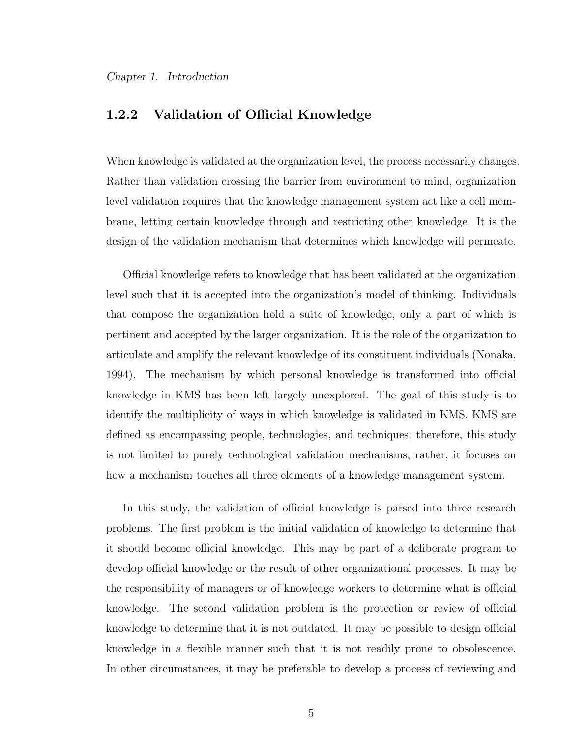### 1.2.2 Validation of Official Knowledge

When knowledge is validated at the organization level, the process necessarily changes. Rather than validation crossing the barrier from environment to mind, organization level validation requires that the knowledge management system act like a cell membrane, letting certain knowledge through and restricting other knowledge. It is the design of the validation mechanism that determines which knowledge will permeate.

Official knowledge refers to knowledge that has been validated at the organization level such that it is accepted into the organization's model of thinking. Individuals that compose the organization hold a suite of knowledge, only a part of which is pertinent and accepted by the larger organization. It is the role of the organization to articulate and amplify the relevant knowledge of its constituent individuals (Nonaka, 1994). The mechanism by which personal knowledge is transformed into official knowledge in KMS has been left largely unexplored. The goal of this study is to identify the multiplicity of ways in which knowledge is validated in KMS. KMS are defined as encompassing people, technologies, and techniques; therefore, this study is not limited to purely technological validation mechanisms, rather, it focuses on how a mechanism touches all three elements of a knowledge management system.

In this study, the validation of official knowledge is parsed into three research problems. The first problem is the initial validation of knowledge to determine that it should become official knowledge. This may be part of a deliberate program to develop official knowledge or the result of other organizational processes. It may be the responsibility of managers or of knowledge workers to determine what is official knowledge. The second validation problem is the protection or review of official knowledge to determine that it is not outdated. It may be possible to design official knowledge in a flexible manner such that it is not readily prone to obsolescence. In other circumstances, it may be preferable to develop a process of reviewing and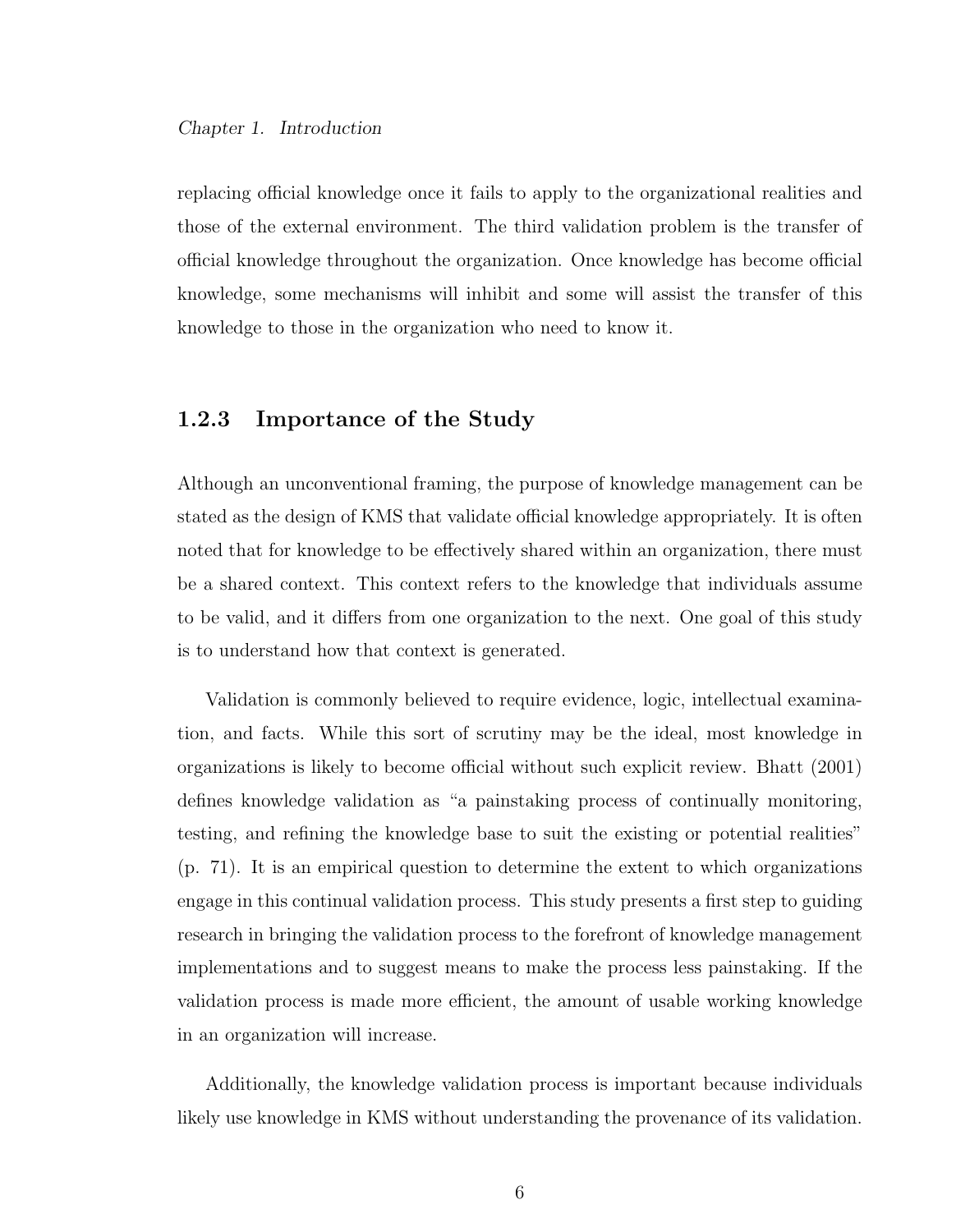replacing official knowledge once it fails to apply to the organizational realities and those of the external environment. The third validation problem is the transfer of official knowledge throughout the organization. Once knowledge has become official knowledge, some mechanisms will inhibit and some will assist the transfer of this knowledge to those in the organization who need to know it.

### 1.2.3 Importance of the Study

Although an unconventional framing, the purpose of knowledge management can be stated as the design of KMS that validate official knowledge appropriately. It is often noted that for knowledge to be effectively shared within an organization, there must be a shared context. This context refers to the knowledge that individuals assume to be valid, and it differs from one organization to the next. One goal of this study is to understand how that context is generated.

Validation is commonly believed to require evidence, logic, intellectual examination, and facts. While this sort of scrutiny may be the ideal, most knowledge in organizations is likely to become official without such explicit review. Bhatt (2001) defines knowledge validation as "a painstaking process of continually monitoring, testing, and refining the knowledge base to suit the existing or potential realities" (p. 71). It is an empirical question to determine the extent to which organizations engage in this continual validation process. This study presents a first step to guiding research in bringing the validation process to the forefront of knowledge management implementations and to suggest means to make the process less painstaking. If the validation process is made more efficient, the amount of usable working knowledge in an organization will increase.

Additionally, the knowledge validation process is important because individuals likely use knowledge in KMS without understanding the provenance of its validation.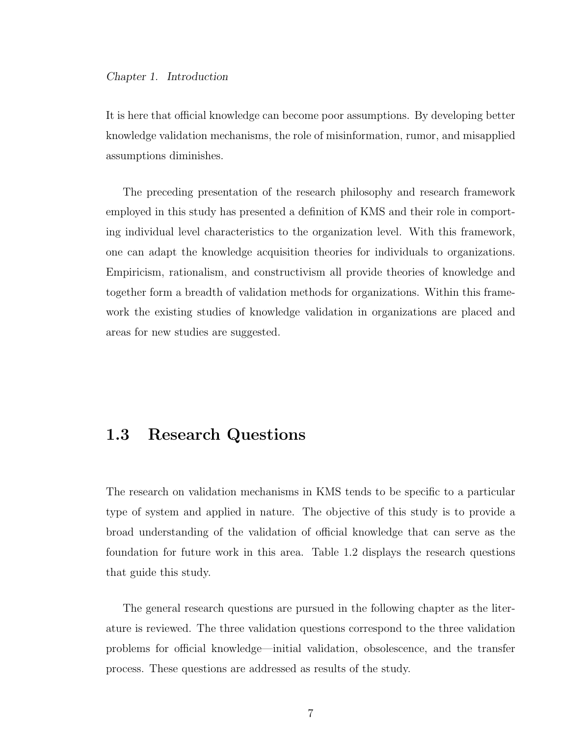It is here that official knowledge can become poor assumptions. By developing better knowledge validation mechanisms, the role of misinformation, rumor, and misapplied assumptions diminishes.

The preceding presentation of the research philosophy and research framework employed in this study has presented a definition of KMS and their role in comporting individual level characteristics to the organization level. With this framework, one can adapt the knowledge acquisition theories for individuals to organizations. Empiricism, rationalism, and constructivism all provide theories of knowledge and together form a breadth of validation methods for organizations. Within this framework the existing studies of knowledge validation in organizations are placed and areas for new studies are suggested.

## 1.3 Research Questions

The research on validation mechanisms in KMS tends to be specific to a particular type of system and applied in nature. The objective of this study is to provide a broad understanding of the validation of official knowledge that can serve as the foundation for future work in this area. Table 1.2 displays the research questions that guide this study.

The general research questions are pursued in the following chapter as the literature is reviewed. The three validation questions correspond to the three validation problems for official knowledge—initial validation, obsolescence, and the transfer process. These questions are addressed as results of the study.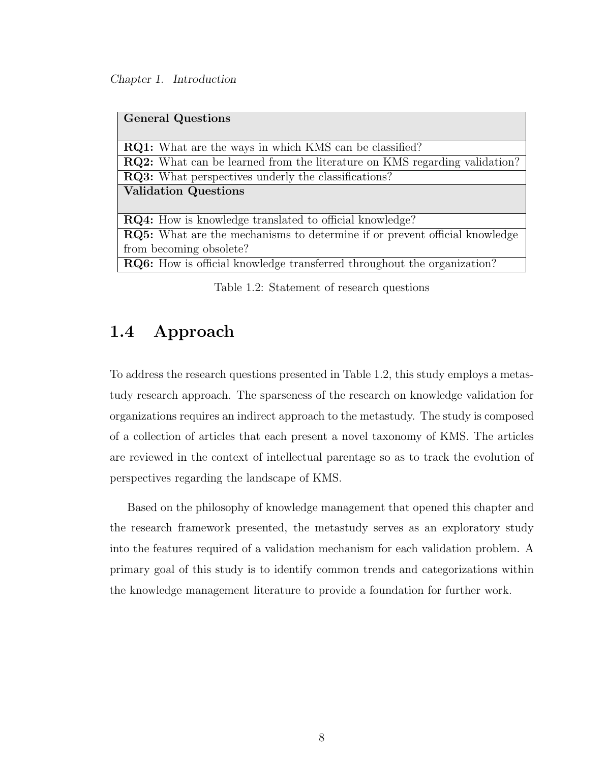| **General Questions** |
| --- |
| **RQ1:** What are the ways in which KMS can be classified? |
| **RQ2:** What can be learned from the literature on KMS regarding validation? |
| **RQ3:** What perspectives underly the classifications? |
| **Validation Questions** |
| **RQ4:** How is knowledge translated to official knowledge? |
| **RQ5:** What are the mechanisms to determine if or prevent official knowledge from becoming obsolete? |
| **RQ6:** How is official knowledge transferred throughout the organization? |

Table 1.2: Statement of research questions

## 1.4 Approach

To address the research questions presented in Table 1.2, this study employs a metastudy research approach. The sparseness of the research on knowledge validation for organizations requires an indirect approach to the metastudy. The study is composed of a collection of articles that each present a novel taxonomy of KMS. The articles are reviewed in the context of intellectual parentage so as to track the evolution of perspectives regarding the landscape of KMS.

Based on the philosophy of knowledge management that opened this chapter and the research framework presented, the metastudy serves as an exploratory study into the features required of a validation mechanism for each validation problem. A primary goal of this study is to identify common trends and categorizations within the knowledge management literature to provide a foundation for further work.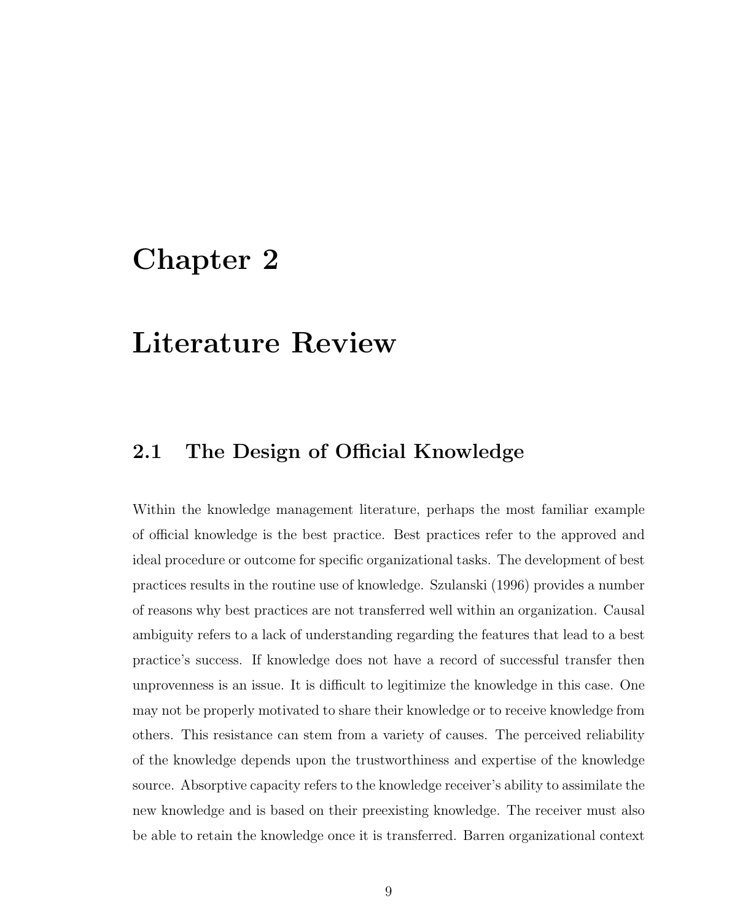# Chapter 2

# Literature Review

## 2.1 The Design of Official Knowledge

Within the knowledge management literature, perhaps the most familiar example of official knowledge is the best practice. Best practices refer to the approved and ideal procedure or outcome for specific organizational tasks. The development of best practices results in the routine use of knowledge. Szulanski (1996) provides a number of reasons why best practices are not transferred well within an organization. Causal ambiguity refers to a lack of understanding regarding the features that lead to a best practice's success. If knowledge does not have a record of successful transfer then unprovenness is an issue. It is difficult to legitimize the knowledge in this case. One may not be properly motivated to share their knowledge or to receive knowledge from others. This resistance can stem from a variety of causes. The perceived reliability of the knowledge depends upon the trustworthiness and expertise of the knowledge source. Absorptive capacity refers to the knowledge receiver's ability to assimilate the new knowledge and is based on their preexisting knowledge. The receiver must also be able to retain the knowledge once it is transferred. Barren organizational context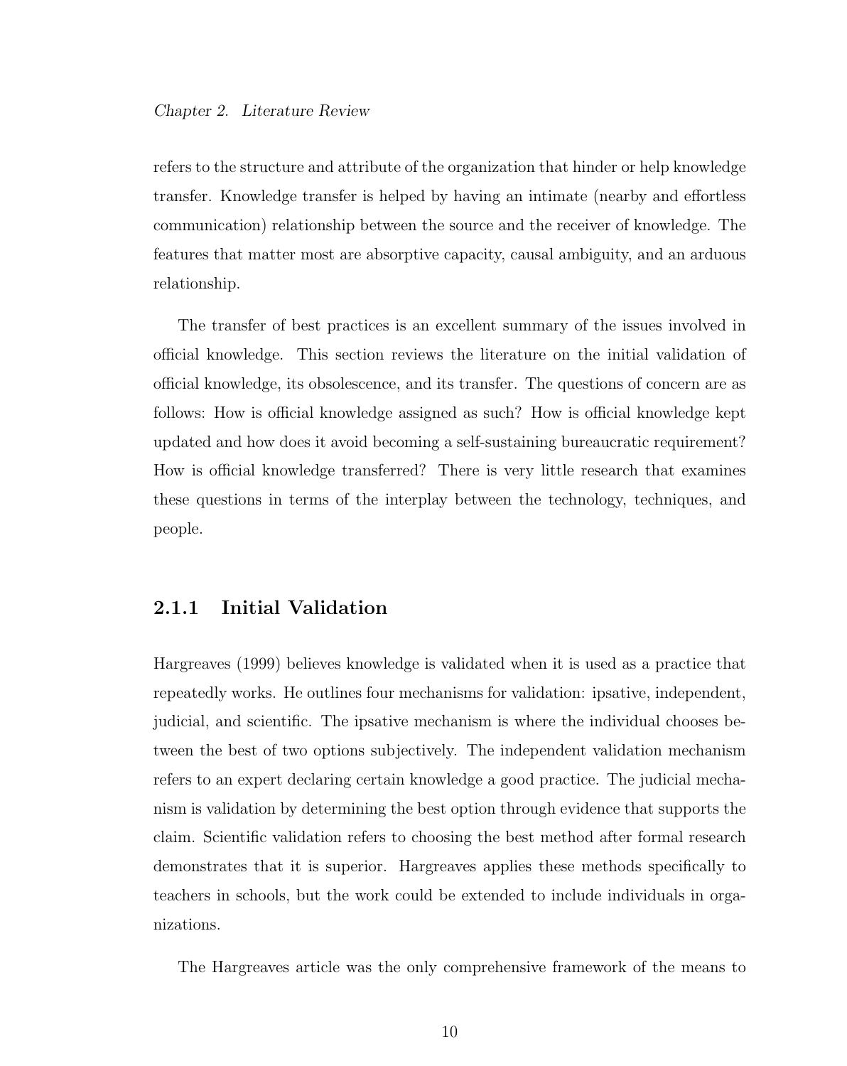refers to the structure and attribute of the organization that hinder or help knowledge transfer. Knowledge transfer is helped by having an intimate (nearby and effortless communication) relationship between the source and the receiver of knowledge. The features that matter most are absorptive capacity, causal ambiguity, and an arduous relationship.

The transfer of best practices is an excellent summary of the issues involved in official knowledge. This section reviews the literature on the initial validation of official knowledge, its obsolescence, and its transfer. The questions of concern are as follows: How is official knowledge assigned as such? How is official knowledge kept updated and how does it avoid becoming a self-sustaining bureaucratic requirement? How is official knowledge transferred? There is very little research that examines these questions in terms of the interplay between the technology, techniques, and people.

### 2.1.1 Initial Validation

Hargreaves (1999) believes knowledge is validated when it is used as a practice that repeatedly works. He outlines four mechanisms for validation: ipsative, independent, judicial, and scientific. The ipsative mechanism is where the individual chooses between the best of two options subjectively. The independent validation mechanism refers to an expert declaring certain knowledge a good practice. The judicial mechanism is validation by determining the best option through evidence that supports the claim. Scientific validation refers to choosing the best method after formal research demonstrates that it is superior. Hargreaves applies these methods specifically to teachers in schools, but the work could be extended to include individuals in organizations.

The Hargreaves article was the only comprehensive framework of the means to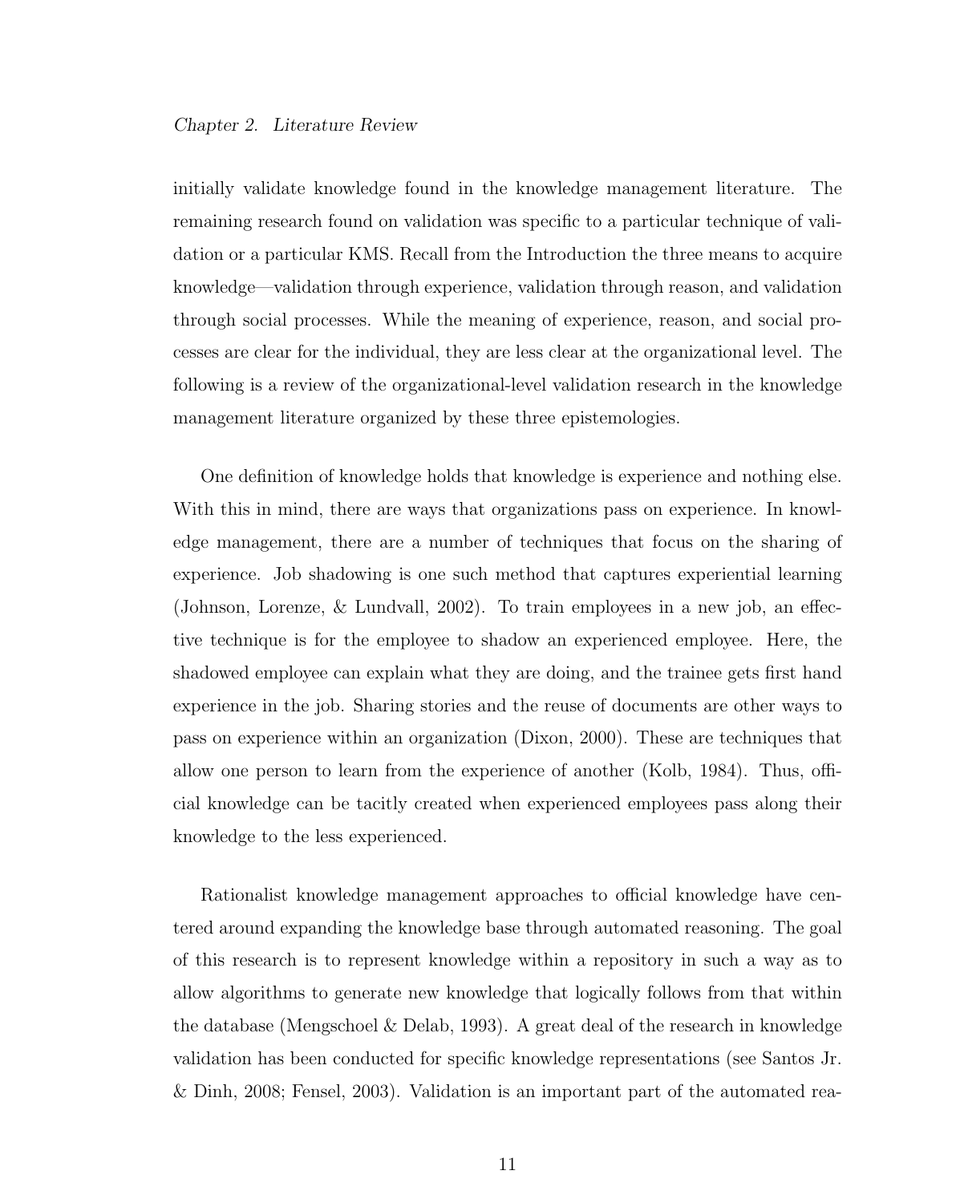initially validate knowledge found in the knowledge management literature. The remaining research found on validation was specific to a particular technique of validation or a particular KMS. Recall from the Introduction the three means to acquire knowledge—validation through experience, validation through reason, and validation through social processes. While the meaning of experience, reason, and social processes are clear for the individual, they are less clear at the organizational level. The following is a review of the organizational-level validation research in the knowledge management literature organized by these three epistemologies.

One definition of knowledge holds that knowledge is experience and nothing else. With this in mind, there are ways that organizations pass on experience. In knowledge management, there are a number of techniques that focus on the sharing of experience. Job shadowing is one such method that captures experiential learning (Johnson, Lorenze, & Lundvall, 2002). To train employees in a new job, an effective technique is for the employee to shadow an experienced employee. Here, the shadowed employee can explain what they are doing, and the trainee gets first hand experience in the job. Sharing stories and the reuse of documents are other ways to pass on experience within an organization (Dixon, 2000). These are techniques that allow one person to learn from the experience of another (Kolb, 1984). Thus, official knowledge can be tacitly created when experienced employees pass along their knowledge to the less experienced.

Rationalist knowledge management approaches to official knowledge have centered around expanding the knowledge base through automated reasoning. The goal of this research is to represent knowledge within a repository in such a way as to allow algorithms to generate new knowledge that logically follows from that within the database (Mengschoel & Delab, 1993). A great deal of the research in knowledge validation has been conducted for specific knowledge representations (see Santos Jr. & Dinh, 2008; Fensel, 2003). Validation is an important part of the automated rea-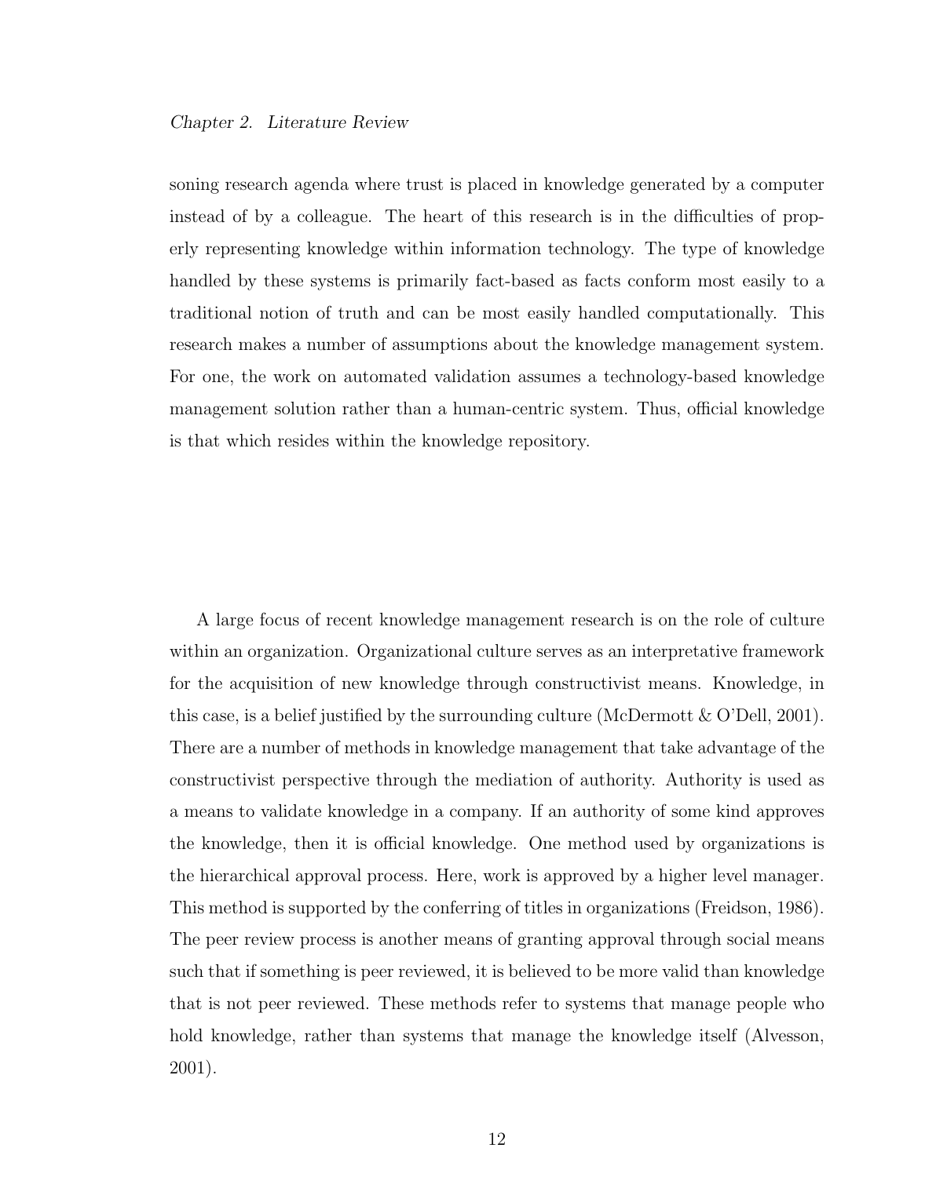soning research agenda where trust is placed in knowledge generated by a computer instead of by a colleague. The heart of this research is in the difficulties of properly representing knowledge within information technology. The type of knowledge handled by these systems is primarily fact-based as facts conform most easily to a traditional notion of truth and can be most easily handled computationally. This research makes a number of assumptions about the knowledge management system. For one, the work on automated validation assumes a technology-based knowledge management solution rather than a human-centric system. Thus, official knowledge is that which resides within the knowledge repository.

A large focus of recent knowledge management research is on the role of culture within an organization. Organizational culture serves as an interpretative framework for the acquisition of new knowledge through constructivist means. Knowledge, in this case, is a belief justified by the surrounding culture (McDermott & O'Dell, 2001). There are a number of methods in knowledge management that take advantage of the constructivist perspective through the mediation of authority. Authority is used as a means to validate knowledge in a company. If an authority of some kind approves the knowledge, then it is official knowledge. One method used by organizations is the hierarchical approval process. Here, work is approved by a higher level manager. This method is supported by the conferring of titles in organizations (Freidson, 1986). The peer review process is another means of granting approval through social means such that if something is peer reviewed, it is believed to be more valid than knowledge that is not peer reviewed. These methods refer to systems that manage people who hold knowledge, rather than systems that manage the knowledge itself (Alvesson, 2001).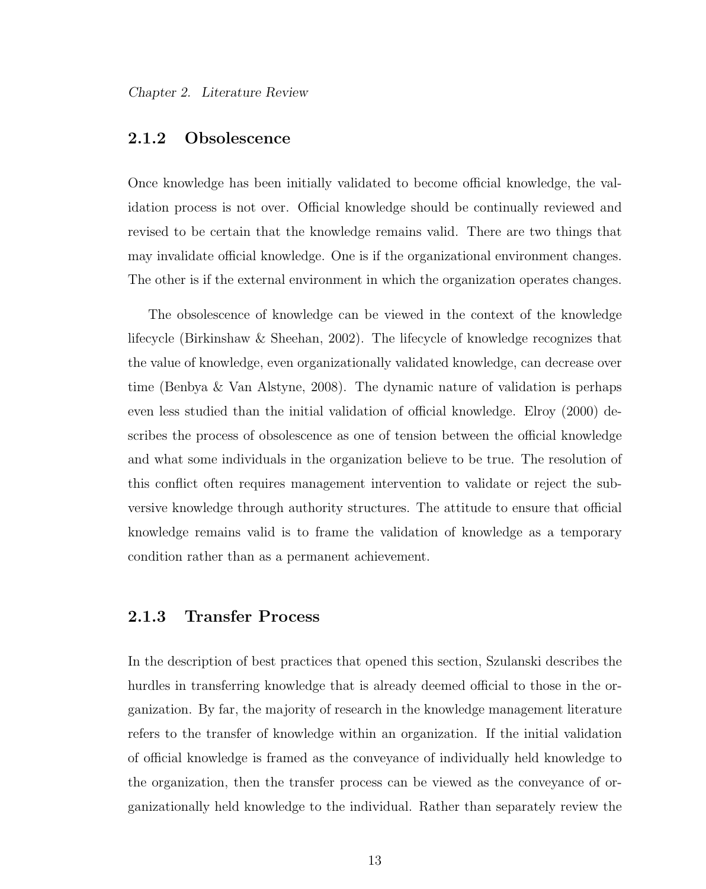### 2.1.2 Obsolescence

Once knowledge has been initially validated to become official knowledge, the validation process is not over. Official knowledge should be continually reviewed and revised to be certain that the knowledge remains valid. There are two things that may invalidate official knowledge. One is if the organizational environment changes. The other is if the external environment in which the organization operates changes.

The obsolescence of knowledge can be viewed in the context of the knowledge lifecycle (Birkinshaw & Sheehan, 2002). The lifecycle of knowledge recognizes that the value of knowledge, even organizationally validated knowledge, can decrease over time (Benbya & Van Alstyne, 2008). The dynamic nature of validation is perhaps even less studied than the initial validation of official knowledge. Elroy (2000) describes the process of obsolescence as one of tension between the official knowledge and what some individuals in the organization believe to be true. The resolution of this conflict often requires management intervention to validate or reject the subversive knowledge through authority structures. The attitude to ensure that official knowledge remains valid is to frame the validation of knowledge as a temporary condition rather than as a permanent achievement.

### 2.1.3 Transfer Process

In the description of best practices that opened this section, Szulanski describes the hurdles in transferring knowledge that is already deemed official to those in the organization. By far, the majority of research in the knowledge management literature refers to the transfer of knowledge within an organization. If the initial validation of official knowledge is framed as the conveyance of individually held knowledge to the organization, then the transfer process can be viewed as the conveyance of organizationally held knowledge to the individual. Rather than separately review the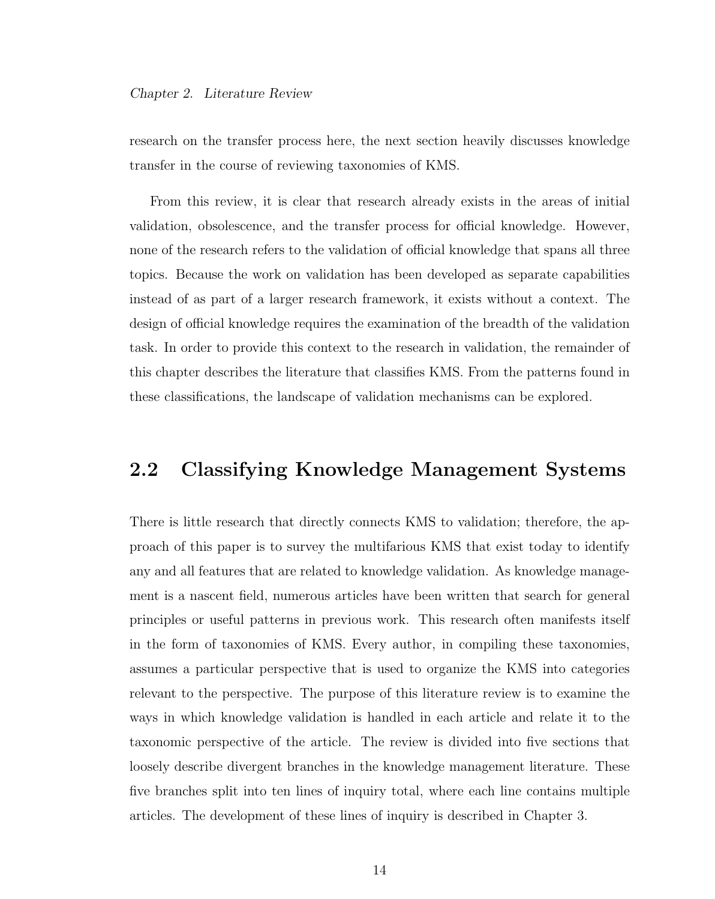research on the transfer process here, the next section heavily discusses knowledge transfer in the course of reviewing taxonomies of KMS.

From this review, it is clear that research already exists in the areas of initial validation, obsolescence, and the transfer process for official knowledge. However, none of the research refers to the validation of official knowledge that spans all three topics. Because the work on validation has been developed as separate capabilities instead of as part of a larger research framework, it exists without a context. The design of official knowledge requires the examination of the breadth of the validation task. In order to provide this context to the research in validation, the remainder of this chapter describes the literature that classifies KMS. From the patterns found in these classifications, the landscape of validation mechanisms can be explored.

## 2.2 Classifying Knowledge Management Systems

There is little research that directly connects KMS to validation; therefore, the approach of this paper is to survey the multifarious KMS that exist today to identify any and all features that are related to knowledge validation. As knowledge management is a nascent field, numerous articles have been written that search for general principles or useful patterns in previous work. This research often manifests itself in the form of taxonomies of KMS. Every author, in compiling these taxonomies, assumes a particular perspective that is used to organize the KMS into categories relevant to the perspective. The purpose of this literature review is to examine the ways in which knowledge validation is handled in each article and relate it to the taxonomic perspective of the article. The review is divided into five sections that loosely describe divergent branches in the knowledge management literature. These five branches split into ten lines of inquiry total, where each line contains multiple articles. The development of these lines of inquiry is described in Chapter 3.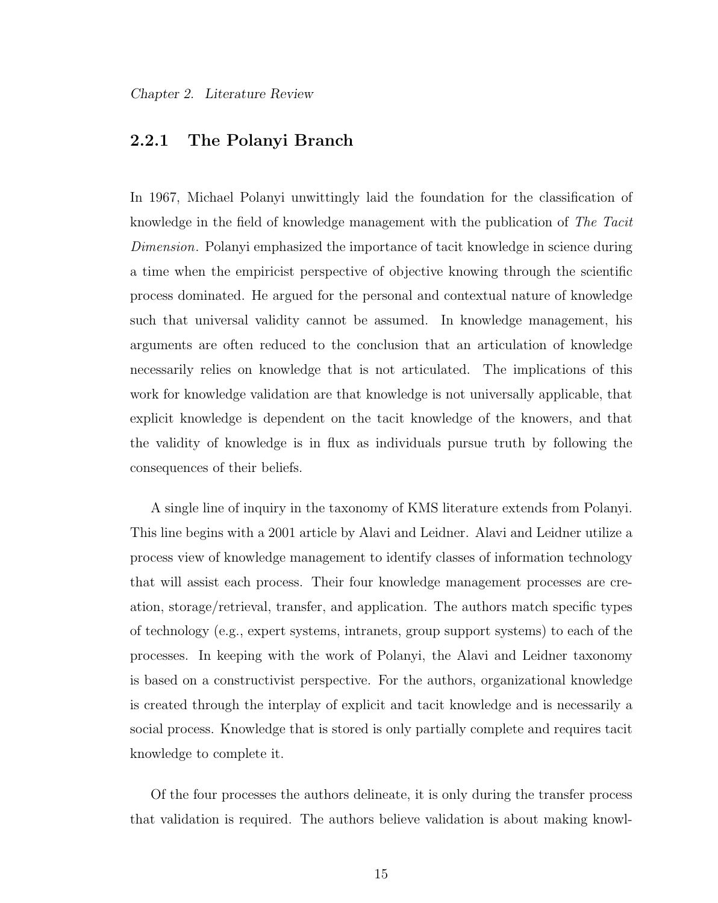### 2.2.1 The Polanyi Branch

In 1967, Michael Polanyi unwittingly laid the foundation for the classification of knowledge in the field of knowledge management with the publication of *The Tacit Dimension*. Polanyi emphasized the importance of tacit knowledge in science during a time when the empiricist perspective of objective knowing through the scientific process dominated. He argued for the personal and contextual nature of knowledge such that universal validity cannot be assumed. In knowledge management, his arguments are often reduced to the conclusion that an articulation of knowledge necessarily relies on knowledge that is not articulated. The implications of this work for knowledge validation are that knowledge is not universally applicable, that explicit knowledge is dependent on the tacit knowledge of the knowers, and that the validity of knowledge is in flux as individuals pursue truth by following the consequences of their beliefs.

A single line of inquiry in the taxonomy of KMS literature extends from Polanyi. This line begins with a 2001 article by Alavi and Leidner. Alavi and Leidner utilize a process view of knowledge management to identify classes of information technology that will assist each process. Their four knowledge management processes are creation, storage/retrieval, transfer, and application. The authors match specific types of technology (e.g., expert systems, intranets, group support systems) to each of the processes. In keeping with the work of Polanyi, the Alavi and Leidner taxonomy is based on a constructivist perspective. For the authors, organizational knowledge is created through the interplay of explicit and tacit knowledge and is necessarily a social process. Knowledge that is stored is only partially complete and requires tacit knowledge to complete it.

Of the four processes the authors delineate, it is only during the transfer process that validation is required. The authors believe validation is about making knowl-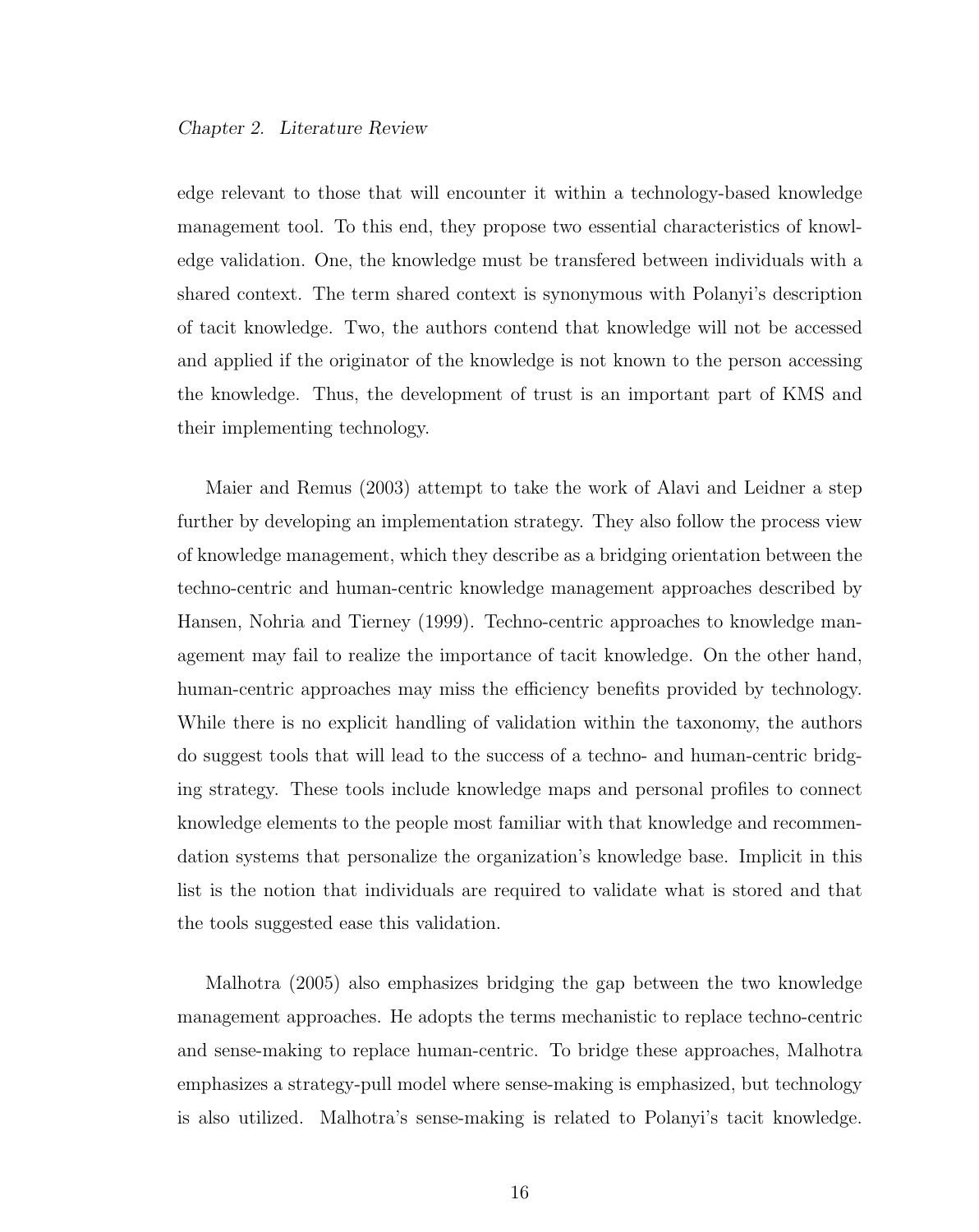edge relevant to those that will encounter it within a technology-based knowledge management tool. To this end, they propose two essential characteristics of knowledge validation. One, the knowledge must be transfered between individuals with a shared context. The term shared context is synonymous with Polanyi's description of tacit knowledge. Two, the authors contend that knowledge will not be accessed and applied if the originator of the knowledge is not known to the person accessing the knowledge. Thus, the development of trust is an important part of KMS and their implementing technology.

Maier and Remus (2003) attempt to take the work of Alavi and Leidner a step further by developing an implementation strategy. They also follow the process view of knowledge management, which they describe as a bridging orientation between the techno-centric and human-centric knowledge management approaches described by Hansen, Nohria and Tierney (1999). Techno-centric approaches to knowledge management may fail to realize the importance of tacit knowledge. On the other hand, human-centric approaches may miss the efficiency benefits provided by technology. While there is no explicit handling of validation within the taxonomy, the authors do suggest tools that will lead to the success of a techno- and human-centric bridging strategy. These tools include knowledge maps and personal profiles to connect knowledge elements to the people most familiar with that knowledge and recommendation systems that personalize the organization's knowledge base. Implicit in this list is the notion that individuals are required to validate what is stored and that the tools suggested ease this validation.

Malhotra (2005) also emphasizes bridging the gap between the two knowledge management approaches. He adopts the terms mechanistic to replace techno-centric and sense-making to replace human-centric. To bridge these approaches, Malhotra emphasizes a strategy-pull model where sense-making is emphasized, but technology is also utilized. Malhotra's sense-making is related to Polanyi's tacit knowledge.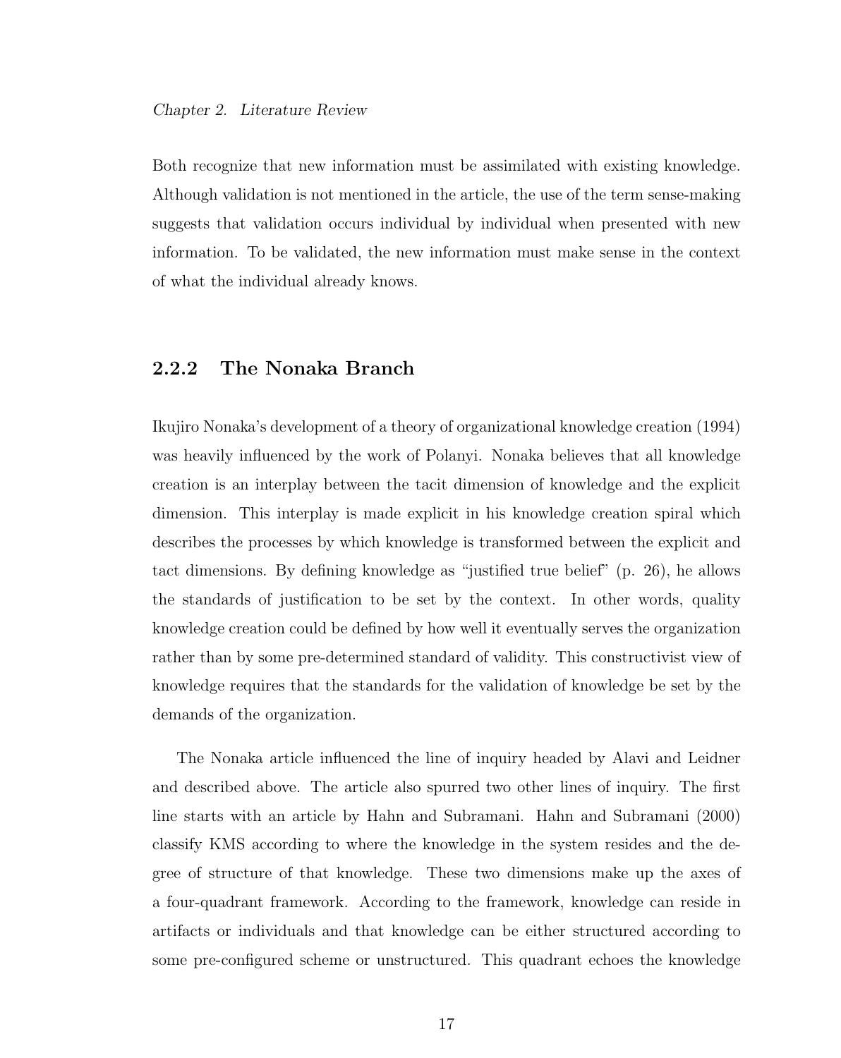Both recognize that new information must be assimilated with existing knowledge. Although validation is not mentioned in the article, the use of the term sense-making suggests that validation occurs individual by individual when presented with new information. To be validated, the new information must make sense in the context of what the individual already knows.

### 2.2.2 The Nonaka Branch

Ikujiro Nonaka's development of a theory of organizational knowledge creation (1994) was heavily influenced by the work of Polanyi. Nonaka believes that all knowledge creation is an interplay between the tacit dimension of knowledge and the explicit dimension. This interplay is made explicit in his knowledge creation spiral which describes the processes by which knowledge is transformed between the explicit and tact dimensions. By defining knowledge as "justified true belief" (p. 26), he allows the standards of justification to be set by the context. In other words, quality knowledge creation could be defined by how well it eventually serves the organization rather than by some pre-determined standard of validity. This constructivist view of knowledge requires that the standards for the validation of knowledge be set by the demands of the organization.

The Nonaka article influenced the line of inquiry headed by Alavi and Leidner and described above. The article also spurred two other lines of inquiry. The first line starts with an article by Hahn and Subramani. Hahn and Subramani (2000) classify KMS according to where the knowledge in the system resides and the degree of structure of that knowledge. These two dimensions make up the axes of a four-quadrant framework. According to the framework, knowledge can reside in artifacts or individuals and that knowledge can be either structured according to some pre-configured scheme or unstructured. This quadrant echoes the knowledge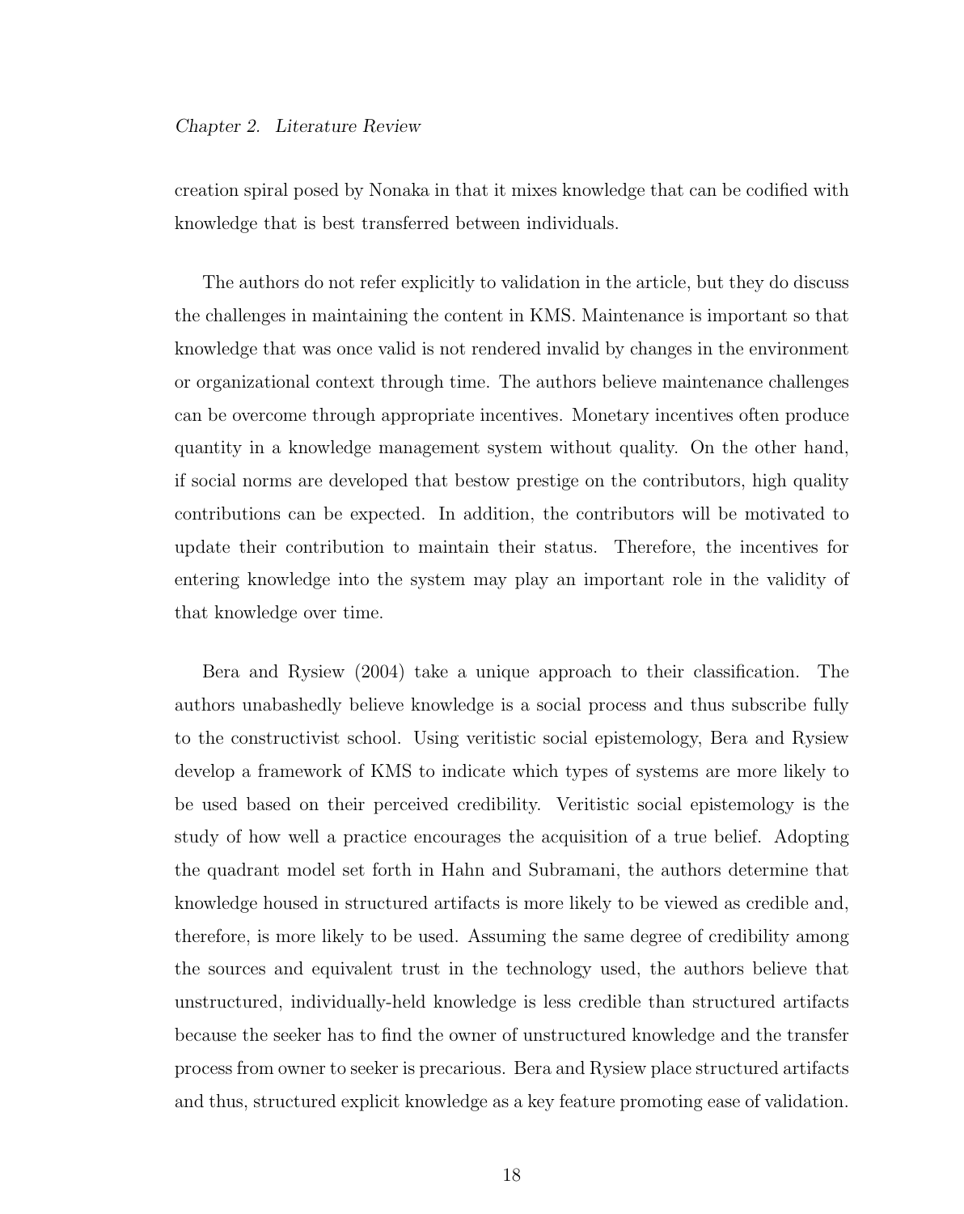creation spiral posed by Nonaka in that it mixes knowledge that can be codified with knowledge that is best transferred between individuals.

The authors do not refer explicitly to validation in the article, but they do discuss the challenges in maintaining the content in KMS. Maintenance is important so that knowledge that was once valid is not rendered invalid by changes in the environment or organizational context through time. The authors believe maintenance challenges can be overcome through appropriate incentives. Monetary incentives often produce quantity in a knowledge management system without quality. On the other hand, if social norms are developed that bestow prestige on the contributors, high quality contributions can be expected. In addition, the contributors will be motivated to update their contribution to maintain their status. Therefore, the incentives for entering knowledge into the system may play an important role in the validity of that knowledge over time.

Bera and Rysiew (2004) take a unique approach to their classification. The authors unabashedly believe knowledge is a social process and thus subscribe fully to the constructivist school. Using veritistic social epistemology, Bera and Rysiew develop a framework of KMS to indicate which types of systems are more likely to be used based on their perceived credibility. Veritistic social epistemology is the study of how well a practice encourages the acquisition of a true belief. Adopting the quadrant model set forth in Hahn and Subramani, the authors determine that knowledge housed in structured artifacts is more likely to be viewed as credible and, therefore, is more likely to be used. Assuming the same degree of credibility among the sources and equivalent trust in the technology used, the authors believe that unstructured, individually-held knowledge is less credible than structured artifacts because the seeker has to find the owner of unstructured knowledge and the transfer process from owner to seeker is precarious. Bera and Rysiew place structured artifacts and thus, structured explicit knowledge as a key feature promoting ease of validation.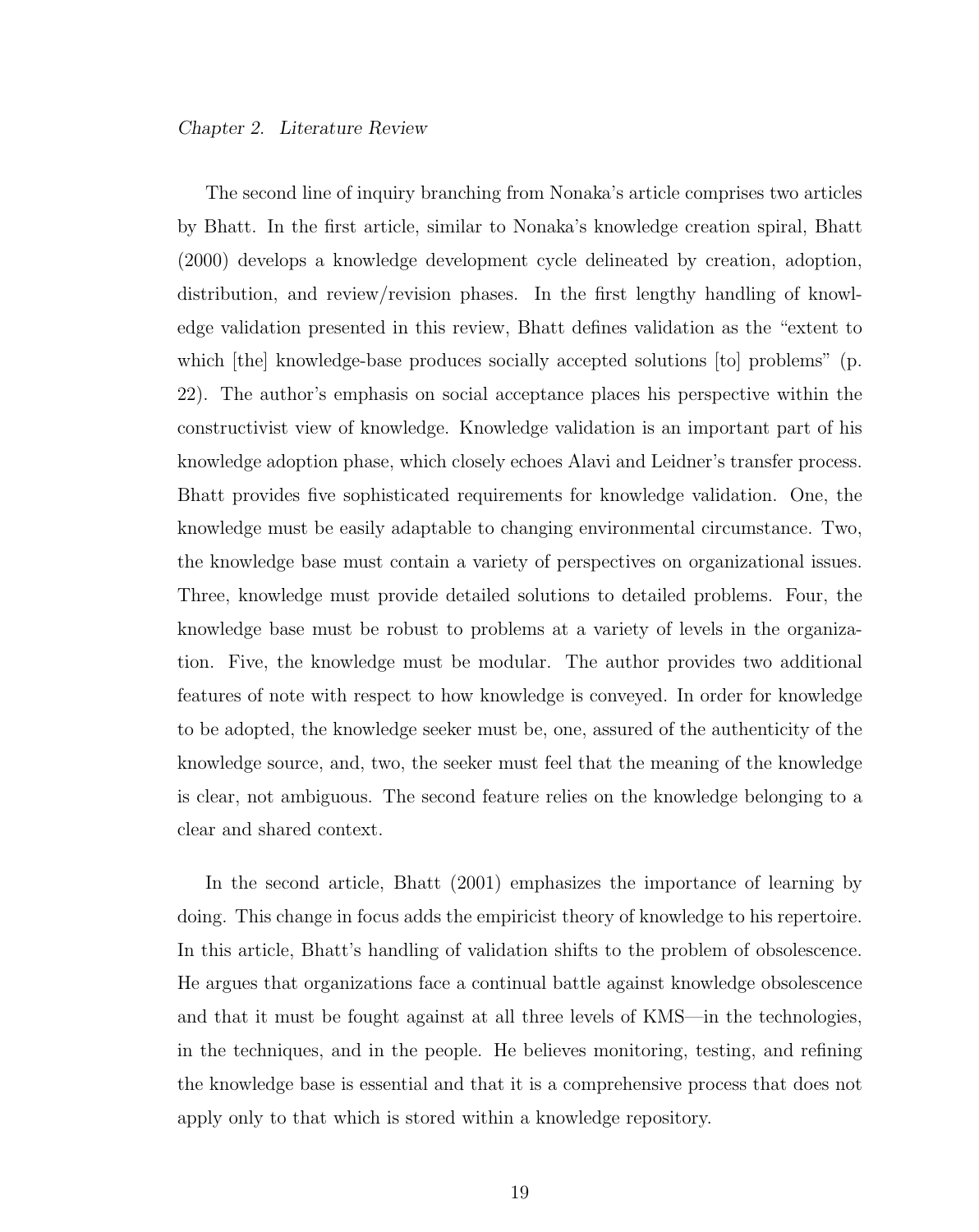The second line of inquiry branching from Nonaka's article comprises two articles by Bhatt. In the first article, similar to Nonaka's knowledge creation spiral, Bhatt (2000) develops a knowledge development cycle delineated by creation, adoption, distribution, and review/revision phases. In the first lengthy handling of knowledge validation presented in this review, Bhatt defines validation as the "extent to which [the] knowledge-base produces socially accepted solutions [to] problems" (p. 22). The author's emphasis on social acceptance places his perspective within the constructivist view of knowledge. Knowledge validation is an important part of his knowledge adoption phase, which closely echoes Alavi and Leidner's transfer process. Bhatt provides five sophisticated requirements for knowledge validation. One, the knowledge must be easily adaptable to changing environmental circumstance. Two, the knowledge base must contain a variety of perspectives on organizational issues. Three, knowledge must provide detailed solutions to detailed problems. Four, the knowledge base must be robust to problems at a variety of levels in the organization. Five, the knowledge must be modular. The author provides two additional features of note with respect to how knowledge is conveyed. In order for knowledge to be adopted, the knowledge seeker must be, one, assured of the authenticity of the knowledge source, and, two, the seeker must feel that the meaning of the knowledge is clear, not ambiguous. The second feature relies on the knowledge belonging to a clear and shared context.

In the second article, Bhatt (2001) emphasizes the importance of learning by doing. This change in focus adds the empiricist theory of knowledge to his repertoire. In this article, Bhatt's handling of validation shifts to the problem of obsolescence. He argues that organizations face a continual battle against knowledge obsolescence and that it must be fought against at all three levels of KMS—in the technologies, in the techniques, and in the people. He believes monitoring, testing, and refining the knowledge base is essential and that it is a comprehensive process that does not apply only to that which is stored within a knowledge repository.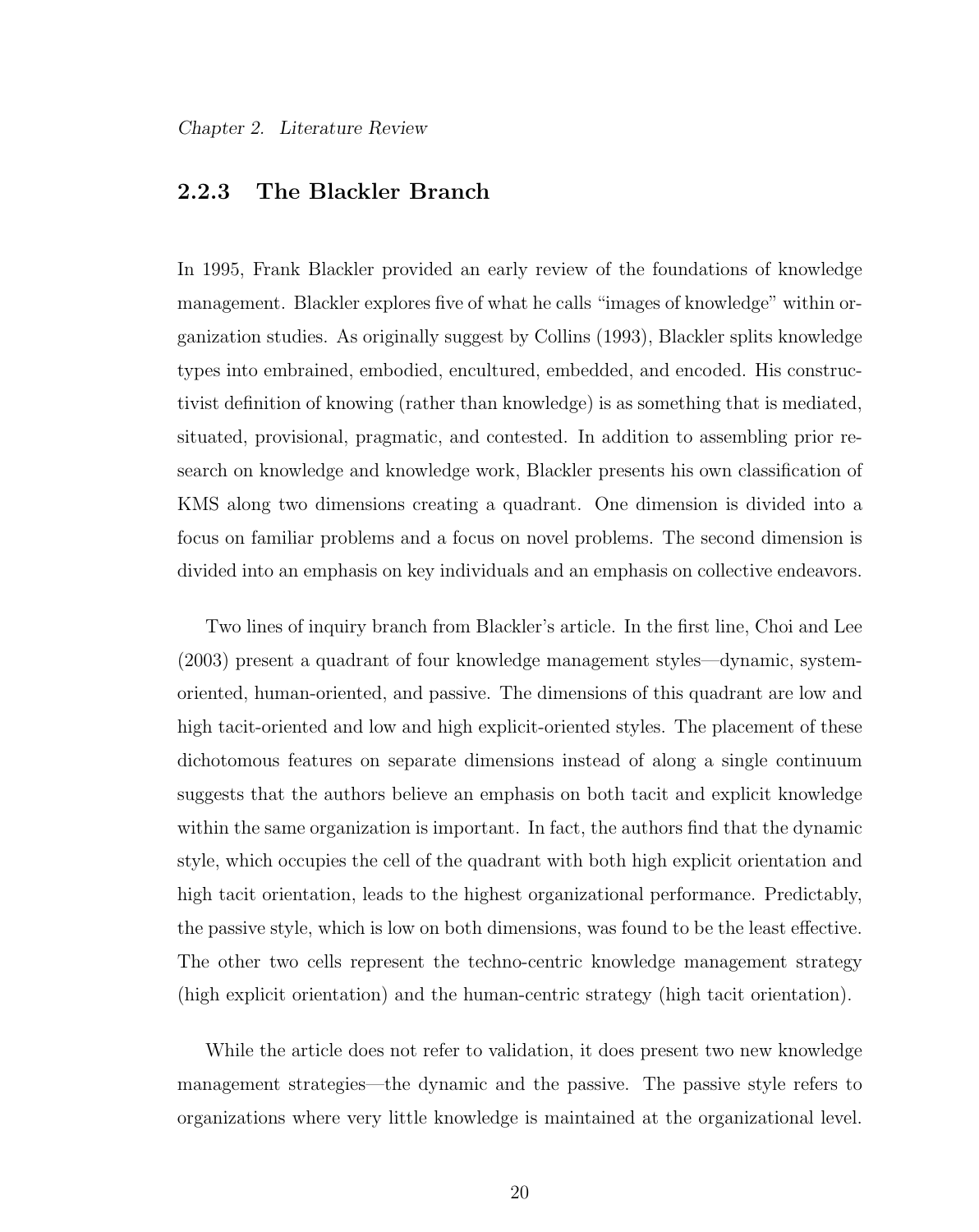### 2.2.3 The Blackler Branch

In 1995, Frank Blackler provided an early review of the foundations of knowledge management. Blackler explores five of what he calls "images of knowledge" within organization studies. As originally suggest by Collins (1993), Blackler splits knowledge types into embrained, embodied, encultured, embedded, and encoded. His constructivist definition of knowing (rather than knowledge) is as something that is mediated, situated, provisional, pragmatic, and contested. In addition to assembling prior research on knowledge and knowledge work, Blackler presents his own classification of KMS along two dimensions creating a quadrant. One dimension is divided into a focus on familiar problems and a focus on novel problems. The second dimension is divided into an emphasis on key individuals and an emphasis on collective endeavors.

Two lines of inquiry branch from Blackler's article. In the first line, Choi and Lee (2003) present a quadrant of four knowledge management styles—dynamic, system-oriented, human-oriented, and passive. The dimensions of this quadrant are low and high tacit-oriented and low and high explicit-oriented styles. The placement of these dichotomous features on separate dimensions instead of along a single continuum suggests that the authors believe an emphasis on both tacit and explicit knowledge within the same organization is important. In fact, the authors find that the dynamic style, which occupies the cell of the quadrant with both high explicit orientation and high tacit orientation, leads to the highest organizational performance. Predictably, the passive style, which is low on both dimensions, was found to be the least effective. The other two cells represent the techno-centric knowledge management strategy (high explicit orientation) and the human-centric strategy (high tacit orientation).

While the article does not refer to validation, it does present two new knowledge management strategies—the dynamic and the passive. The passive style refers to organizations where very little knowledge is maintained at the organizational level.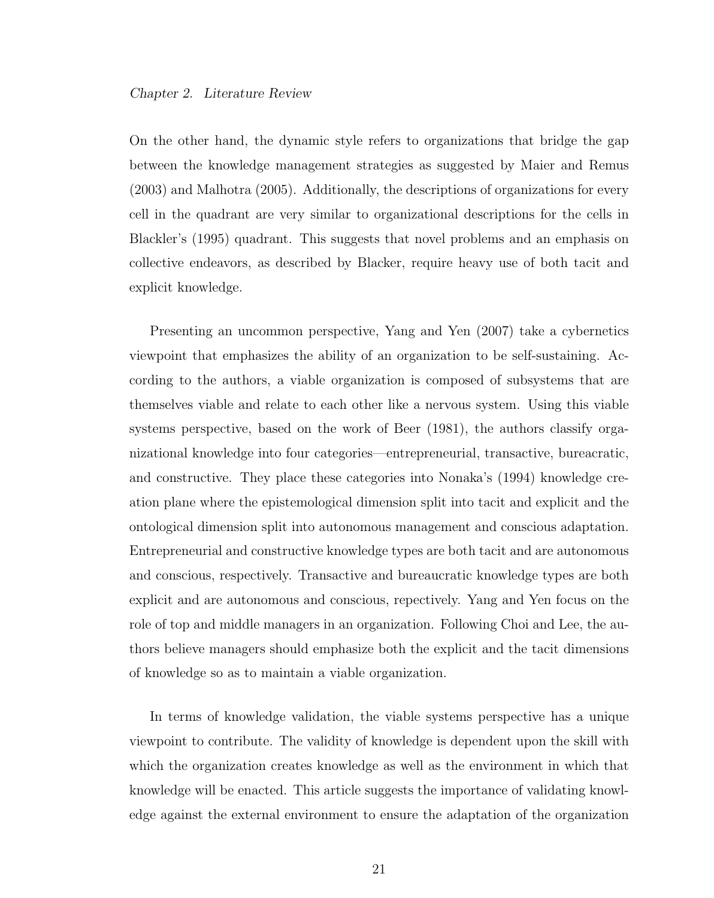On the other hand, the dynamic style refers to organizations that bridge the gap between the knowledge management strategies as suggested by Maier and Remus (2003) and Malhotra (2005). Additionally, the descriptions of organizations for every cell in the quadrant are very similar to organizational descriptions for the cells in Blackler's (1995) quadrant. This suggests that novel problems and an emphasis on collective endeavors, as described by Blacker, require heavy use of both tacit and explicit knowledge.

Presenting an uncommon perspective, Yang and Yen (2007) take a cybernetics viewpoint that emphasizes the ability of an organization to be self-sustaining. According to the authors, a viable organization is composed of subsystems that are themselves viable and relate to each other like a nervous system. Using this viable systems perspective, based on the work of Beer (1981), the authors classify organizational knowledge into four categories—entrepreneurial, transactive, bureacratic, and constructive. They place these categories into Nonaka's (1994) knowledge creation plane where the epistemological dimension split into tacit and explicit and the ontological dimension split into autonomous management and conscious adaptation. Entrepreneurial and constructive knowledge types are both tacit and are autonomous and conscious, respectively. Transactive and bureaucratic knowledge types are both explicit and are autonomous and conscious, repectively. Yang and Yen focus on the role of top and middle managers in an organization. Following Choi and Lee, the authors believe managers should emphasize both the explicit and the tacit dimensions of knowledge so as to maintain a viable organization.

In terms of knowledge validation, the viable systems perspective has a unique viewpoint to contribute. The validity of knowledge is dependent upon the skill with which the organization creates knowledge as well as the environment in which that knowledge will be enacted. This article suggests the importance of validating knowledge against the external environment to ensure the adaptation of the organization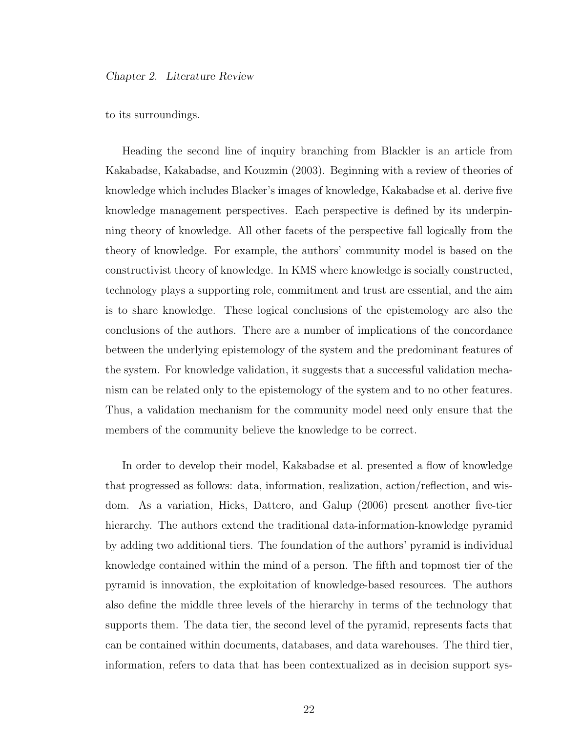to its surroundings.

Heading the second line of inquiry branching from Blackler is an article from Kakabadse, Kakabadse, and Kouzmin (2003). Beginning with a review of theories of knowledge which includes Blacker's images of knowledge, Kakabadse et al. derive five knowledge management perspectives. Each perspective is defined by its underpinning theory of knowledge. All other facets of the perspective fall logically from the theory of knowledge. For example, the authors' community model is based on the constructivist theory of knowledge. In KMS where knowledge is socially constructed, technology plays a supporting role, commitment and trust are essential, and the aim is to share knowledge. These logical conclusions of the epistemology are also the conclusions of the authors. There are a number of implications of the concordance between the underlying epistemology of the system and the predominant features of the system. For knowledge validation, it suggests that a successful validation mechanism can be related only to the epistemology of the system and to no other features. Thus, a validation mechanism for the community model need only ensure that the members of the community believe the knowledge to be correct.

In order to develop their model, Kakabadse et al. presented a flow of knowledge that progressed as follows: data, information, realization, action/reflection, and wisdom. As a variation, Hicks, Dattero, and Galup (2006) present another five-tier hierarchy. The authors extend the traditional data-information-knowledge pyramid by adding two additional tiers. The foundation of the authors' pyramid is individual knowledge contained within the mind of a person. The fifth and topmost tier of the pyramid is innovation, the exploitation of knowledge-based resources. The authors also define the middle three levels of the hierarchy in terms of the technology that supports them. The data tier, the second level of the pyramid, represents facts that can be contained within documents, databases, and data warehouses. The third tier, information, refers to data that has been contextualized as in decision support sys-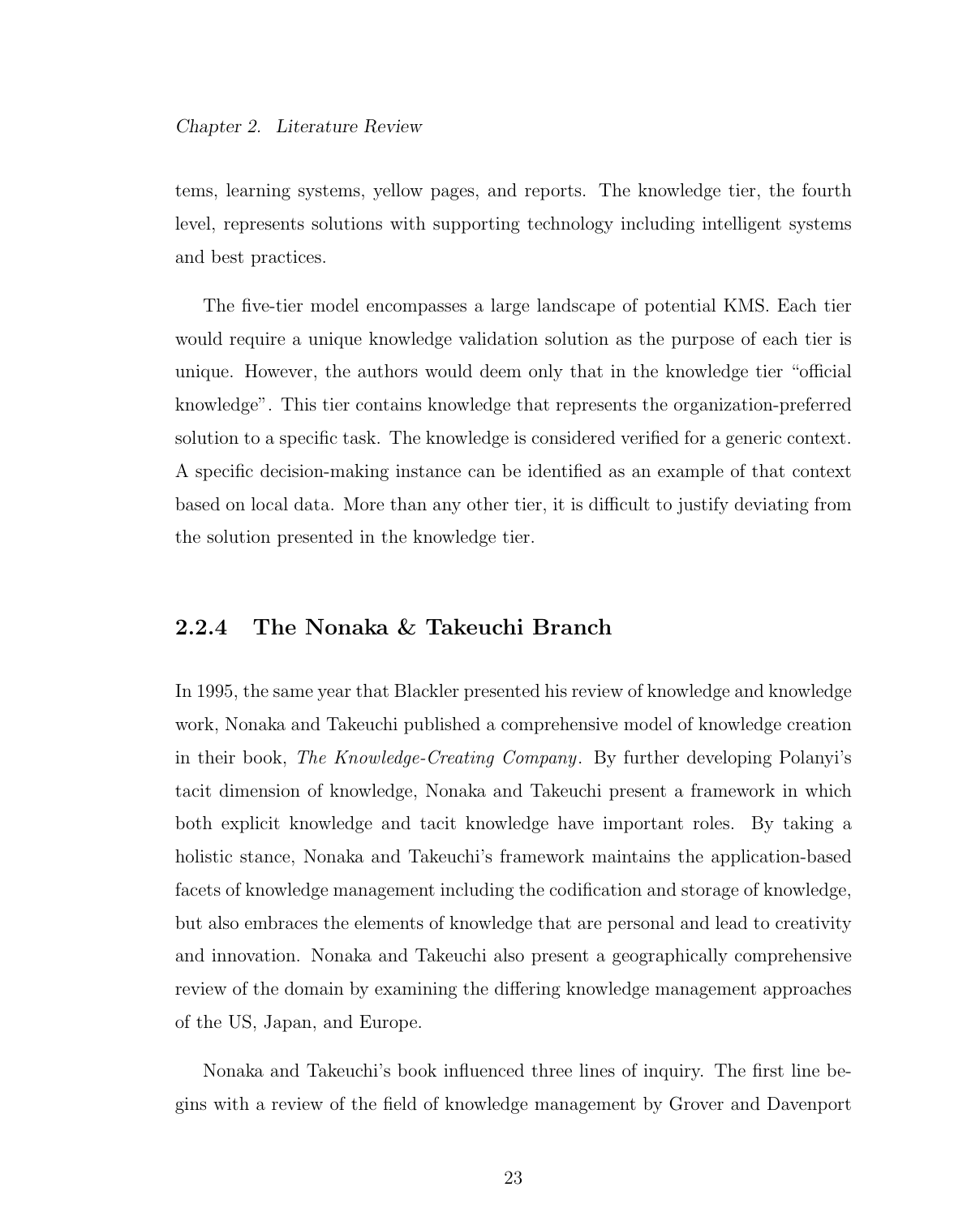tems, learning systems, yellow pages, and reports. The knowledge tier, the fourth level, represents solutions with supporting technology including intelligent systems and best practices.

The five-tier model encompasses a large landscape of potential KMS. Each tier would require a unique knowledge validation solution as the purpose of each tier is unique. However, the authors would deem only that in the knowledge tier "official knowledge". This tier contains knowledge that represents the organization-preferred solution to a specific task. The knowledge is considered verified for a generic context. A specific decision-making instance can be identified as an example of that context based on local data. More than any other tier, it is difficult to justify deviating from the solution presented in the knowledge tier.

### 2.2.4 The Nonaka & Takeuchi Branch

In 1995, the same year that Blackler presented his review of knowledge and knowledge work, Nonaka and Takeuchi published a comprehensive model of knowledge creation in their book, *The Knowledge-Creating Company*. By further developing Polanyi's tacit dimension of knowledge, Nonaka and Takeuchi present a framework in which both explicit knowledge and tacit knowledge have important roles. By taking a holistic stance, Nonaka and Takeuchi's framework maintains the application-based facets of knowledge management including the codification and storage of knowledge, but also embraces the elements of knowledge that are personal and lead to creativity and innovation. Nonaka and Takeuchi also present a geographically comprehensive review of the domain by examining the differing knowledge management approaches of the US, Japan, and Europe.

Nonaka and Takeuchi's book influenced three lines of inquiry. The first line begins with a review of the field of knowledge management by Grover and Davenport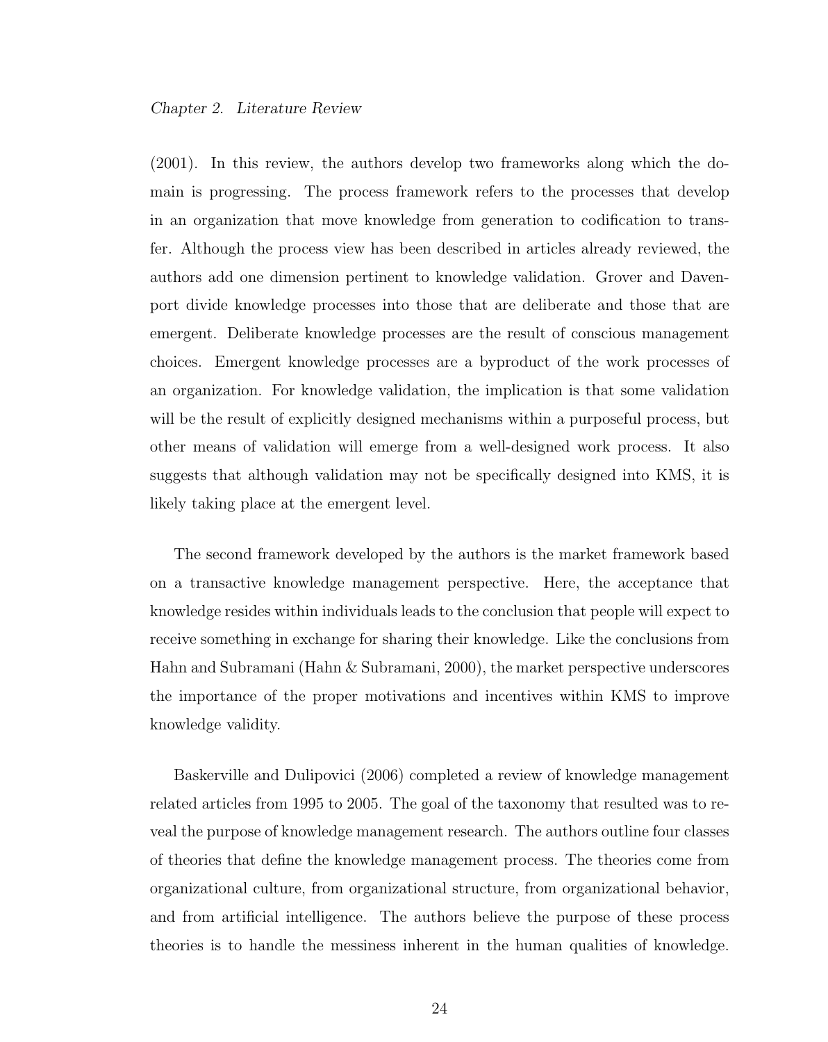(2001). In this review, the authors develop two frameworks along which the domain is progressing. The process framework refers to the processes that develop in an organization that move knowledge from generation to codification to transfer. Although the process view has been described in articles already reviewed, the authors add one dimension pertinent to knowledge validation. Grover and Davenport divide knowledge processes into those that are deliberate and those that are emergent. Deliberate knowledge processes are the result of conscious management choices. Emergent knowledge processes are a byproduct of the work processes of an organization. For knowledge validation, the implication is that some validation will be the result of explicitly designed mechanisms within a purposeful process, but other means of validation will emerge from a well-designed work process. It also suggests that although validation may not be specifically designed into KMS, it is likely taking place at the emergent level.

The second framework developed by the authors is the market framework based on a transactive knowledge management perspective. Here, the acceptance that knowledge resides within individuals leads to the conclusion that people will expect to receive something in exchange for sharing their knowledge. Like the conclusions from Hahn and Subramani (Hahn & Subramani, 2000), the market perspective underscores the importance of the proper motivations and incentives within KMS to improve knowledge validity.

Baskerville and Dulipovici (2006) completed a review of knowledge management related articles from 1995 to 2005. The goal of the taxonomy that resulted was to reveal the purpose of knowledge management research. The authors outline four classes of theories that define the knowledge management process. The theories come from organizational culture, from organizational structure, from organizational behavior, and from artificial intelligence. The authors believe the purpose of these process theories is to handle the messiness inherent in the human qualities of knowledge.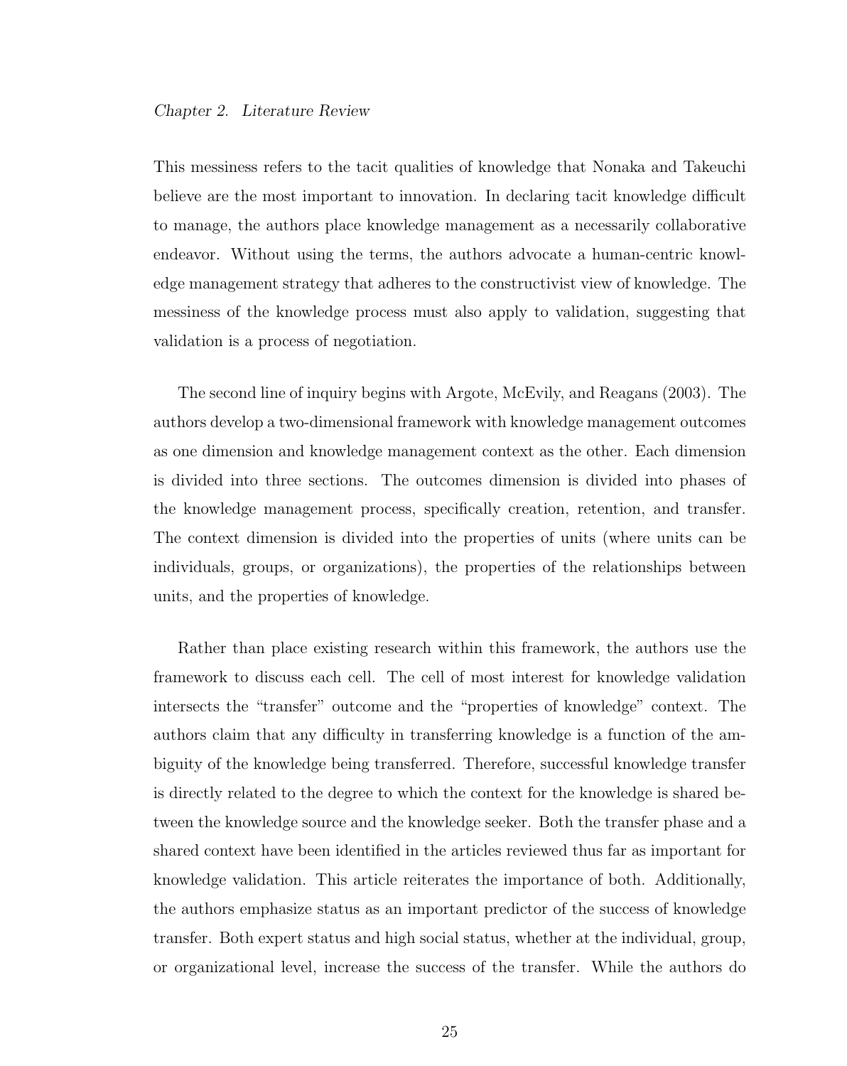This messiness refers to the tacit qualities of knowledge that Nonaka and Takeuchi believe are the most important to innovation. In declaring tacit knowledge difficult to manage, the authors place knowledge management as a necessarily collaborative endeavor. Without using the terms, the authors advocate a human-centric knowledge management strategy that adheres to the constructivist view of knowledge. The messiness of the knowledge process must also apply to validation, suggesting that validation is a process of negotiation.

The second line of inquiry begins with Argote, McEvily, and Reagans (2003). The authors develop a two-dimensional framework with knowledge management outcomes as one dimension and knowledge management context as the other. Each dimension is divided into three sections. The outcomes dimension is divided into phases of the knowledge management process, specifically creation, retention, and transfer. The context dimension is divided into the properties of units (where units can be individuals, groups, or organizations), the properties of the relationships between units, and the properties of knowledge.

Rather than place existing research within this framework, the authors use the framework to discuss each cell. The cell of most interest for knowledge validation intersects the "transfer" outcome and the "properties of knowledge" context. The authors claim that any difficulty in transferring knowledge is a function of the ambiguity of the knowledge being transferred. Therefore, successful knowledge transfer is directly related to the degree to which the context for the knowledge is shared between the knowledge source and the knowledge seeker. Both the transfer phase and a shared context have been identified in the articles reviewed thus far as important for knowledge validation. This article reiterates the importance of both. Additionally, the authors emphasize status as an important predictor of the success of knowledge transfer. Both expert status and high social status, whether at the individual, group, or organizational level, increase the success of the transfer. While the authors do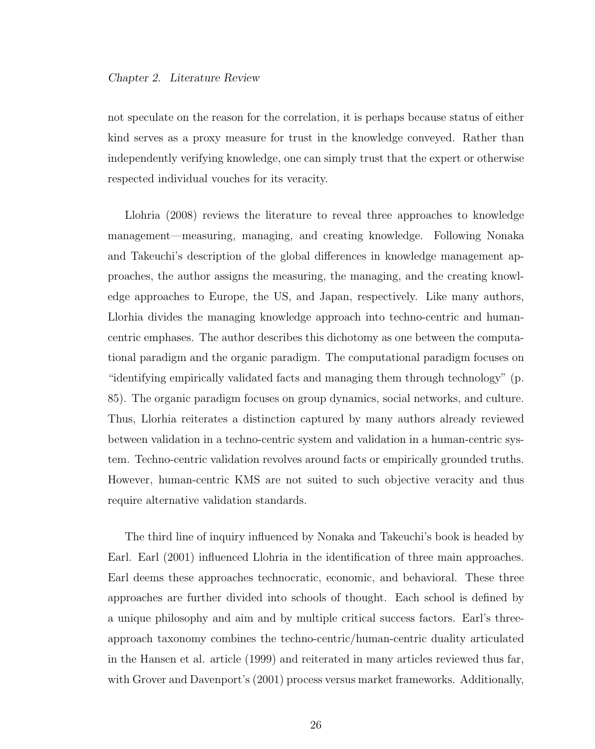not speculate on the reason for the correlation, it is perhaps because status of either kind serves as a proxy measure for trust in the knowledge conveyed. Rather than independently verifying knowledge, one can simply trust that the expert or otherwise respected individual vouches for its veracity.

Llohria (2008) reviews the literature to reveal three approaches to knowledge management—measuring, managing, and creating knowledge. Following Nonaka and Takeuchi's description of the global differences in knowledge management approaches, the author assigns the measuring, the managing, and the creating knowledge approaches to Europe, the US, and Japan, respectively. Like many authors, Llorhia divides the managing knowledge approach into techno-centric and human-centric emphases. The author describes this dichotomy as one between the computational paradigm and the organic paradigm. The computational paradigm focuses on "identifying empirically validated facts and managing them through technology" (p. 85). The organic paradigm focuses on group dynamics, social networks, and culture. Thus, Llorhia reiterates a distinction captured by many authors already reviewed between validation in a techno-centric system and validation in a human-centric system. Techno-centric validation revolves around facts or empirically grounded truths. However, human-centric KMS are not suited to such objective veracity and thus require alternative validation standards.

The third line of inquiry influenced by Nonaka and Takeuchi's book is headed by Earl. Earl (2001) influenced Llohria in the identification of three main approaches. Earl deems these approaches technocratic, economic, and behavioral. These three approaches are further divided into schools of thought. Each school is defined by a unique philosophy and aim and by multiple critical success factors. Earl's three-approach taxonomy combines the techno-centric/human-centric duality articulated in the Hansen et al. article (1999) and reiterated in many articles reviewed thus far, with Grover and Davenport's (2001) process versus market frameworks. Additionally,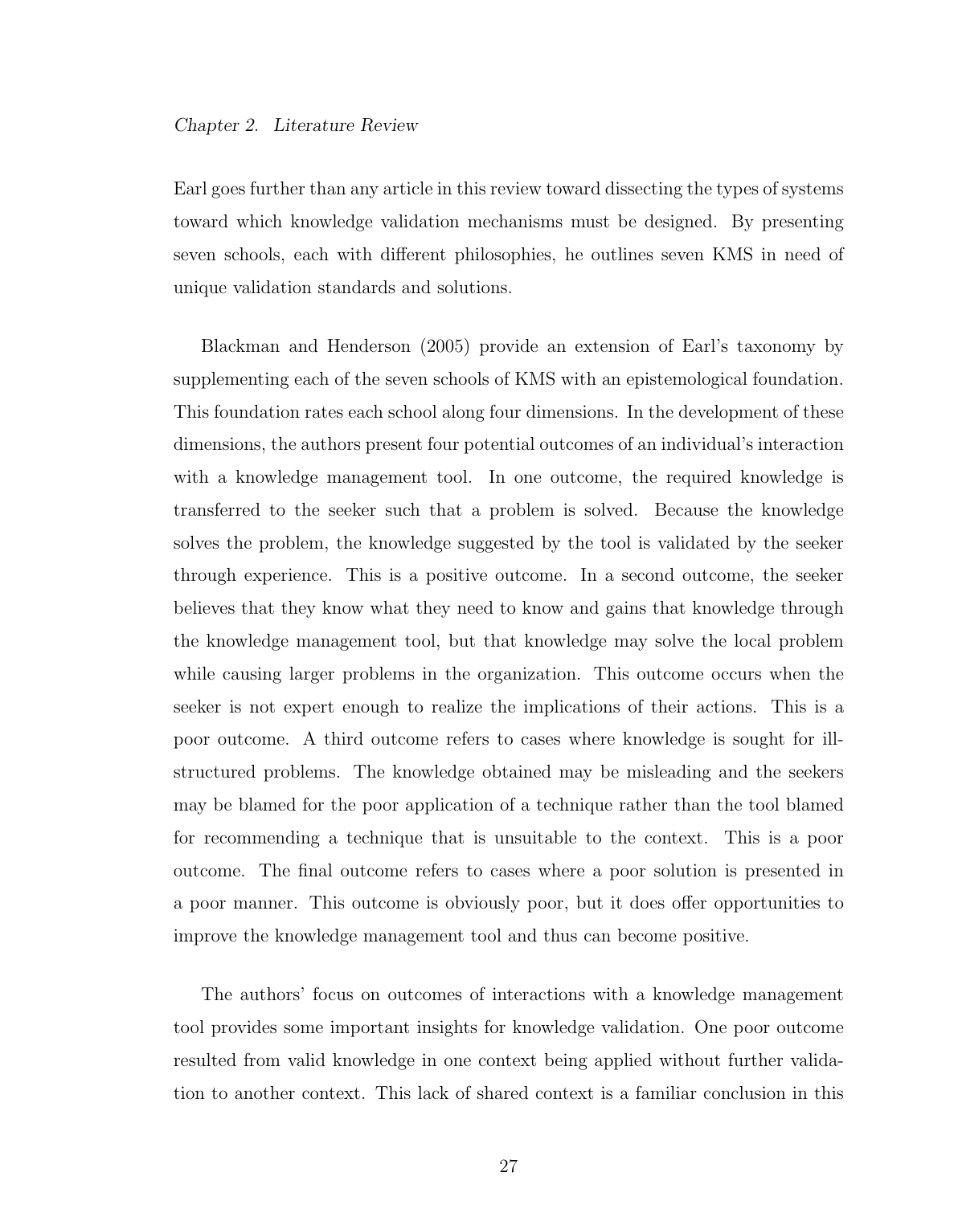Earl goes further than any article in this review toward dissecting the types of systems toward which knowledge validation mechanisms must be designed. By presenting seven schools, each with different philosophies, he outlines seven KMS in need of unique validation standards and solutions.

Blackman and Henderson (2005) provide an extension of Earl's taxonomy by supplementing each of the seven schools of KMS with an epistemological foundation. This foundation rates each school along four dimensions. In the development of these dimensions, the authors present four potential outcomes of an individual's interaction with a knowledge management tool. In one outcome, the required knowledge is transferred to the seeker such that a problem is solved. Because the knowledge solves the problem, the knowledge suggested by the tool is validated by the seeker through experience. This is a positive outcome. In a second outcome, the seeker believes that they know what they need to know and gains that knowledge through the knowledge management tool, but that knowledge may solve the local problem while causing larger problems in the organization. This outcome occurs when the seeker is not expert enough to realize the implications of their actions. This is a poor outcome. A third outcome refers to cases where knowledge is sought for ill-structured problems. The knowledge obtained may be misleading and the seekers may be blamed for the poor application of a technique rather than the tool blamed for recommending a technique that is unsuitable to the context. This is a poor outcome. The final outcome refers to cases where a poor solution is presented in a poor manner. This outcome is obviously poor, but it does offer opportunities to improve the knowledge management tool and thus can become positive.

The authors' focus on outcomes of interactions with a knowledge management tool provides some important insights for knowledge validation. One poor outcome resulted from valid knowledge in one context being applied without further validation to another context. This lack of shared context is a familiar conclusion in this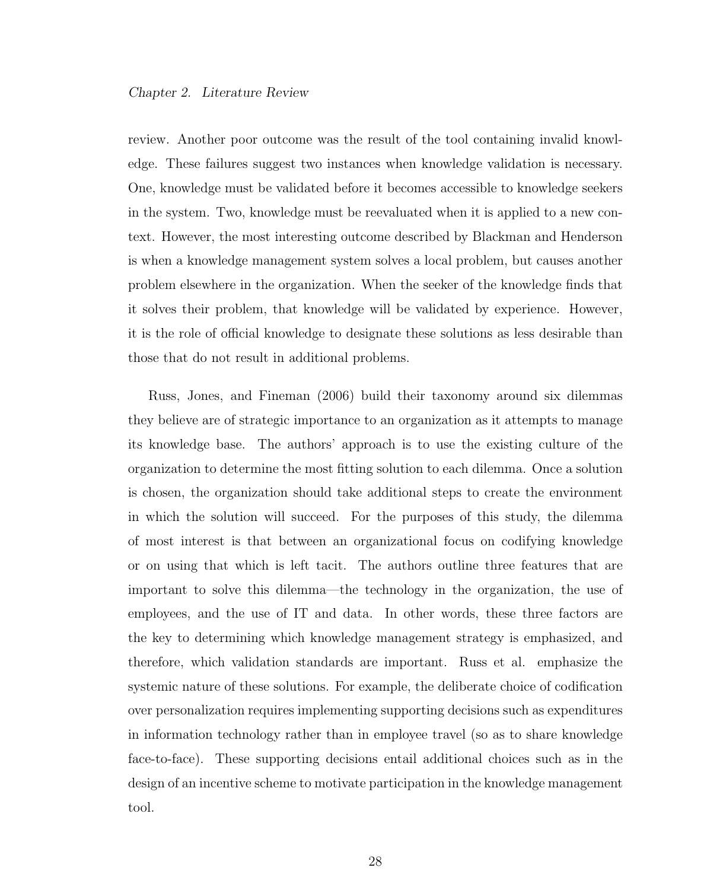review. Another poor outcome was the result of the tool containing invalid knowledge. These failures suggest two instances when knowledge validation is necessary. One, knowledge must be validated before it becomes accessible to knowledge seekers in the system. Two, knowledge must be reevaluated when it is applied to a new context. However, the most interesting outcome described by Blackman and Henderson is when a knowledge management system solves a local problem, but causes another problem elsewhere in the organization. When the seeker of the knowledge finds that it solves their problem, that knowledge will be validated by experience. However, it is the role of official knowledge to designate these solutions as less desirable than those that do not result in additional problems.

Russ, Jones, and Fineman (2006) build their taxonomy around six dilemmas they believe are of strategic importance to an organization as it attempts to manage its knowledge base. The authors' approach is to use the existing culture of the organization to determine the most fitting solution to each dilemma. Once a solution is chosen, the organization should take additional steps to create the environment in which the solution will succeed. For the purposes of this study, the dilemma of most interest is that between an organizational focus on codifying knowledge or on using that which is left tacit. The authors outline three features that are important to solve this dilemma—the technology in the organization, the use of employees, and the use of IT and data. In other words, these three factors are the key to determining which knowledge management strategy is emphasized, and therefore, which validation standards are important. Russ et al. emphasize the systemic nature of these solutions. For example, the deliberate choice of codification over personalization requires implementing supporting decisions such as expenditures in information technology rather than in employee travel (so as to share knowledge face-to-face). These supporting decisions entail additional choices such as in the design of an incentive scheme to motivate participation in the knowledge management tool.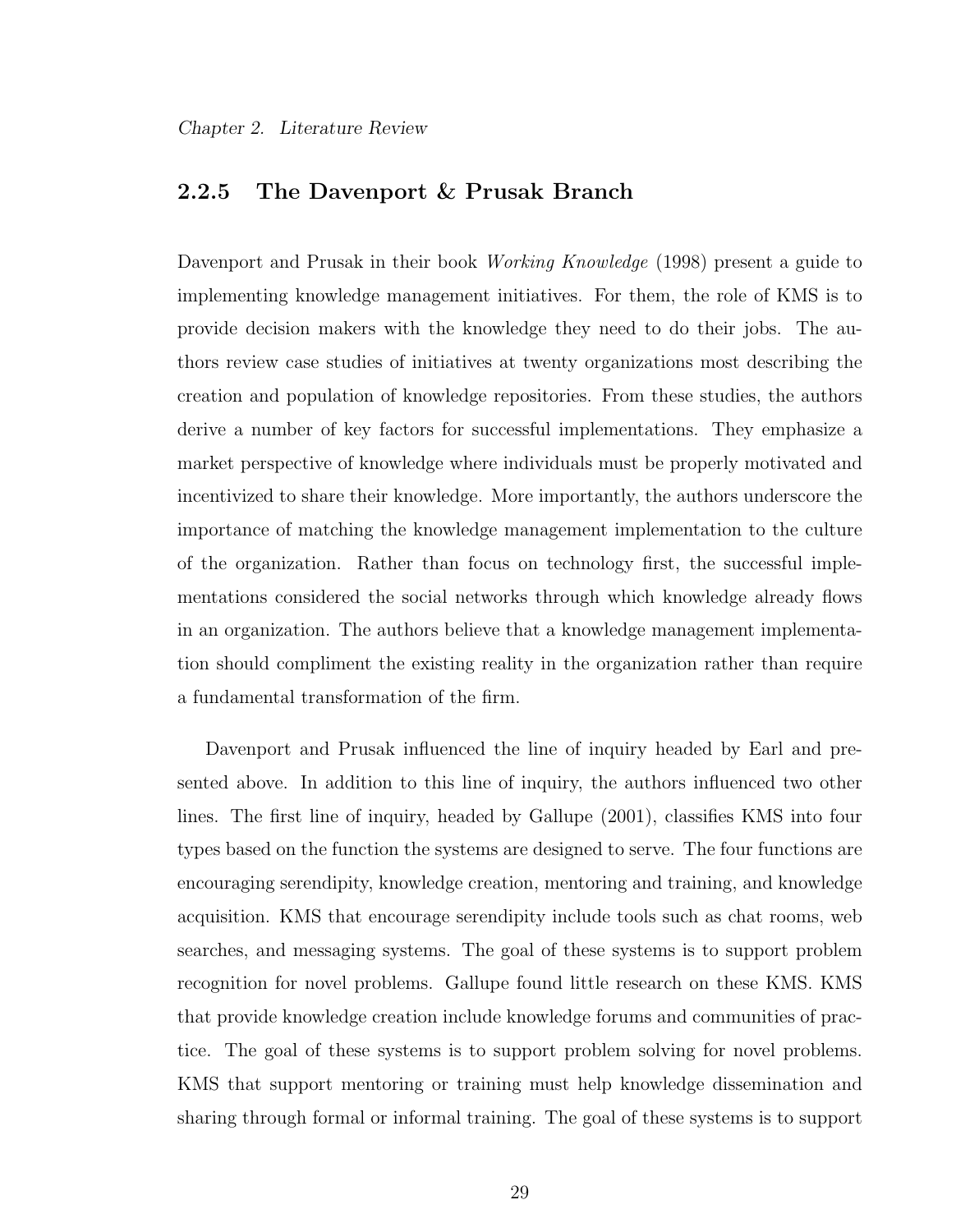### 2.2.5 The Davenport & Prusak Branch

Davenport and Prusak in their book *Working Knowledge* (1998) present a guide to implementing knowledge management initiatives. For them, the role of KMS is to provide decision makers with the knowledge they need to do their jobs. The authors review case studies of initiatives at twenty organizations most describing the creation and population of knowledge repositories. From these studies, the authors derive a number of key factors for successful implementations. They emphasize a market perspective of knowledge where individuals must be properly motivated and incentivized to share their knowledge. More importantly, the authors underscore the importance of matching the knowledge management implementation to the culture of the organization. Rather than focus on technology first, the successful implementations considered the social networks through which knowledge already flows in an organization. The authors believe that a knowledge management implementation should compliment the existing reality in the organization rather than require a fundamental transformation of the firm.

Davenport and Prusak influenced the line of inquiry headed by Earl and presented above. In addition to this line of inquiry, the authors influenced two other lines. The first line of inquiry, headed by Gallupe (2001), classifies KMS into four types based on the function the systems are designed to serve. The four functions are encouraging serendipity, knowledge creation, mentoring and training, and knowledge acquisition. KMS that encourage serendipity include tools such as chat rooms, web searches, and messaging systems. The goal of these systems is to support problem recognition for novel problems. Gallupe found little research on these KMS. KMS that provide knowledge creation include knowledge forums and communities of practice. The goal of these systems is to support problem solving for novel problems. KMS that support mentoring or training must help knowledge dissemination and sharing through formal or informal training. The goal of these systems is to support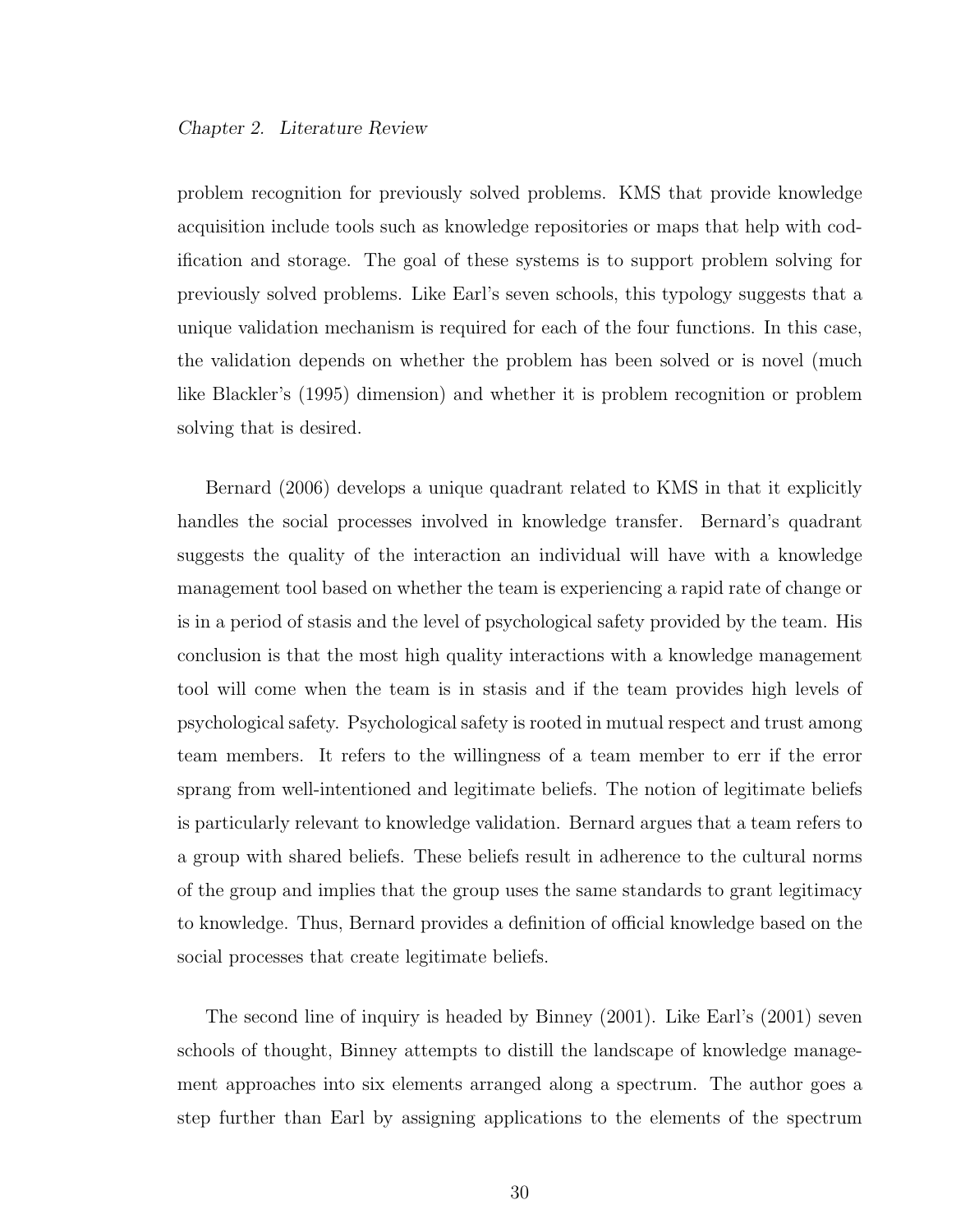problem recognition for previously solved problems. KMS that provide knowledge acquisition include tools such as knowledge repositories or maps that help with codification and storage. The goal of these systems is to support problem solving for previously solved problems. Like Earl's seven schools, this typology suggests that a unique validation mechanism is required for each of the four functions. In this case, the validation depends on whether the problem has been solved or is novel (much like Blackler's (1995) dimension) and whether it is problem recognition or problem solving that is desired.

Bernard (2006) develops a unique quadrant related to KMS in that it explicitly handles the social processes involved in knowledge transfer. Bernard's quadrant suggests the quality of the interaction an individual will have with a knowledge management tool based on whether the team is experiencing a rapid rate of change or is in a period of stasis and the level of psychological safety provided by the team. His conclusion is that the most high quality interactions with a knowledge management tool will come when the team is in stasis and if the team provides high levels of psychological safety. Psychological safety is rooted in mutual respect and trust among team members. It refers to the willingness of a team member to err if the error sprang from well-intentioned and legitimate beliefs. The notion of legitimate beliefs is particularly relevant to knowledge validation. Bernard argues that a team refers to a group with shared beliefs. These beliefs result in adherence to the cultural norms of the group and implies that the group uses the same standards to grant legitimacy to knowledge. Thus, Bernard provides a definition of official knowledge based on the social processes that create legitimate beliefs.

The second line of inquiry is headed by Binney (2001). Like Earl's (2001) seven schools of thought, Binney attempts to distill the landscape of knowledge management approaches into six elements arranged along a spectrum. The author goes a step further than Earl by assigning applications to the elements of the spectrum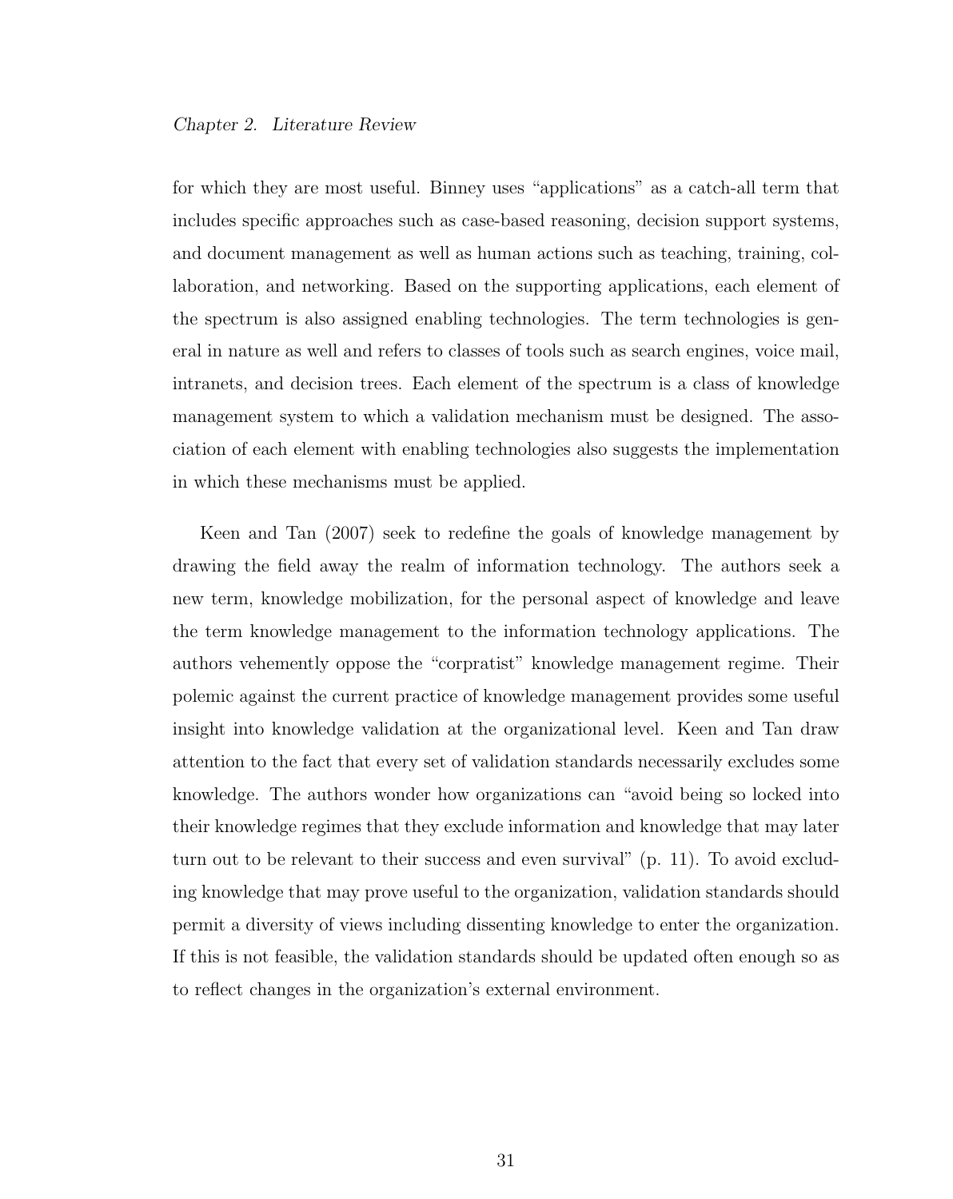for which they are most useful. Binney uses "applications" as a catch-all term that includes specific approaches such as case-based reasoning, decision support systems, and document management as well as human actions such as teaching, training, collaboration, and networking. Based on the supporting applications, each element of the spectrum is also assigned enabling technologies. The term technologies is general in nature as well and refers to classes of tools such as search engines, voice mail, intranets, and decision trees. Each element of the spectrum is a class of knowledge management system to which a validation mechanism must be designed. The association of each element with enabling technologies also suggests the implementation in which these mechanisms must be applied.

Keen and Tan (2007) seek to redefine the goals of knowledge management by drawing the field away the realm of information technology. The authors seek a new term, knowledge mobilization, for the personal aspect of knowledge and leave the term knowledge management to the information technology applications. The authors vehemently oppose the "corpratist" knowledge management regime. Their polemic against the current practice of knowledge management provides some useful insight into knowledge validation at the organizational level. Keen and Tan draw attention to the fact that every set of validation standards necessarily excludes some knowledge. The authors wonder how organizations can "avoid being so locked into their knowledge regimes that they exclude information and knowledge that may later turn out to be relevant to their success and even survival" (p. 11). To avoid excluding knowledge that may prove useful to the organization, validation standards should permit a diversity of views including dissenting knowledge to enter the organization. If this is not feasible, the validation standards should be updated often enough so as to reflect changes in the organization's external environment.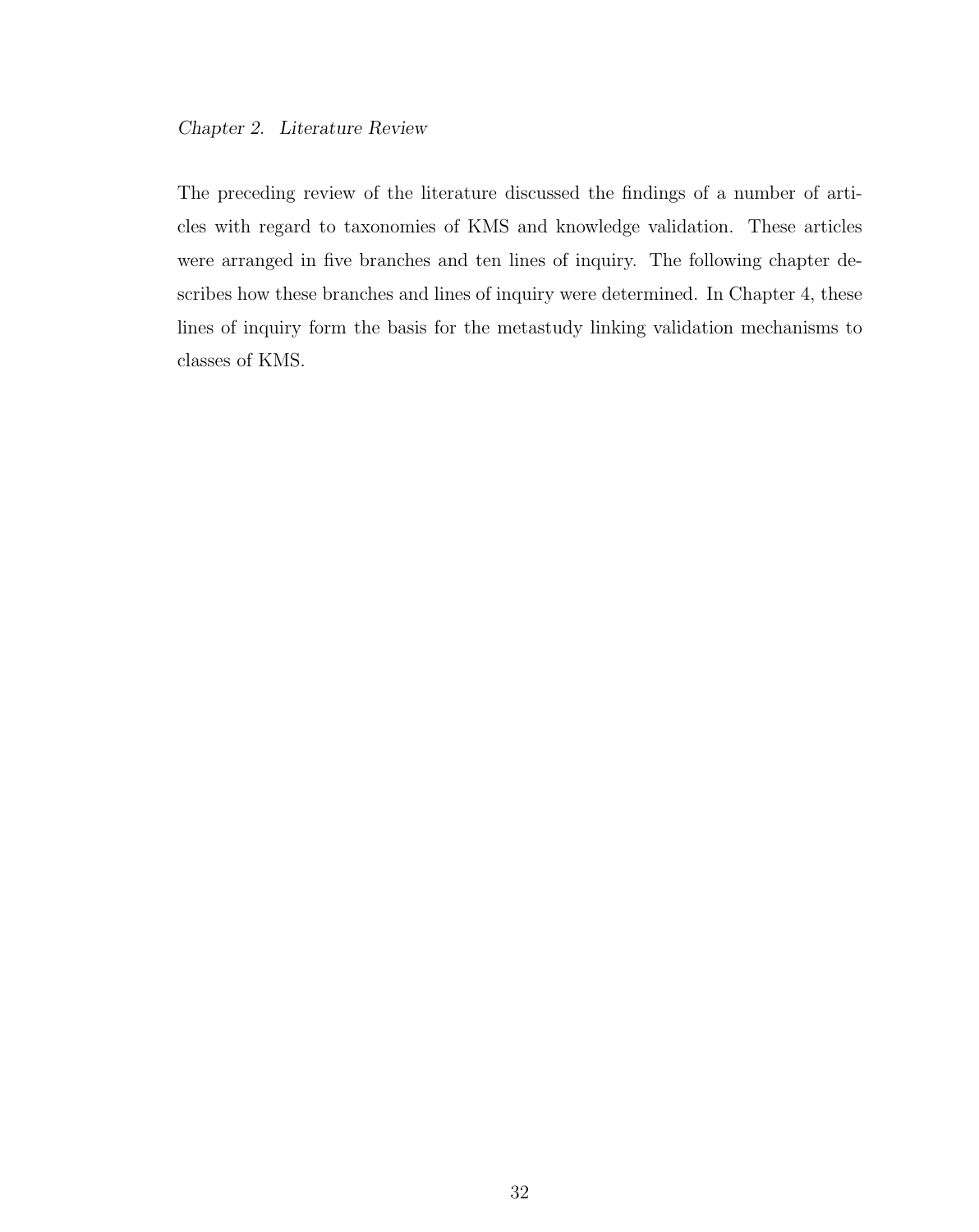The preceding review of the literature discussed the findings of a number of articles with regard to taxonomies of KMS and knowledge validation. These articles were arranged in five branches and ten lines of inquiry. The following chapter describes how these branches and lines of inquiry were determined. In Chapter 4, these lines of inquiry form the basis for the metastudy linking validation mechanisms to classes of KMS.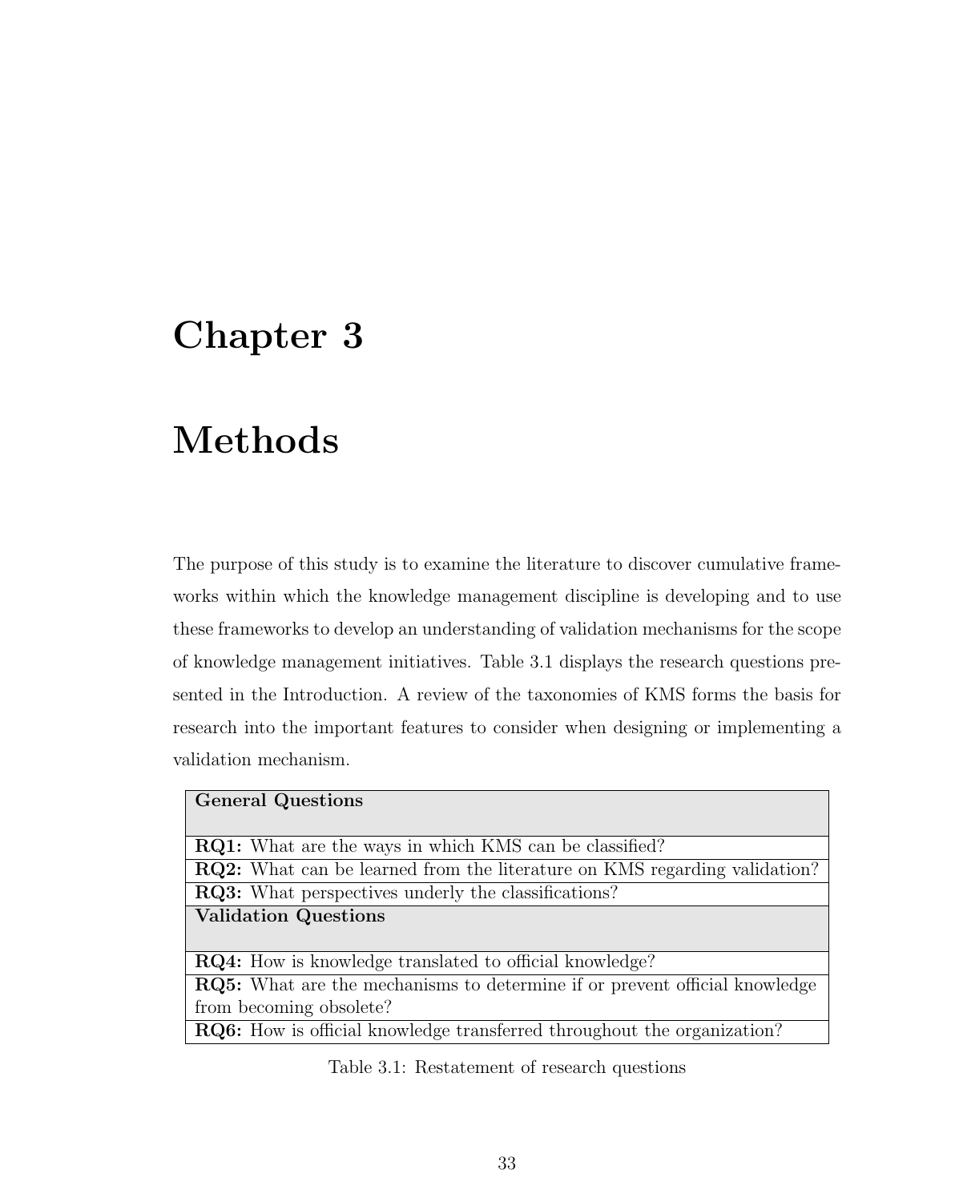# Chapter 3

# Methods

The purpose of this study is to examine the literature to discover cumulative frameworks within which the knowledge management discipline is developing and to use these frameworks to develop an understanding of validation mechanisms for the scope of knowledge management initiatives. Table 3.1 displays the research questions presented in the Introduction. A review of the taxonomies of KMS forms the basis for research into the important features to consider when designing or implementing a validation mechanism.

| **General Questions** |
| --- |
| **RQ1:** What are the ways in which KMS can be classified? |
| **RQ2:** What can be learned from the literature on KMS regarding validation? |
| **RQ3:** What perspectives underly the classifications? |
| **Validation Questions** |
| **RQ4:** How is knowledge translated to official knowledge? |
| **RQ5:** What are the mechanisms to determine if or prevent official knowledge from becoming obsolete? |
| **RQ6:** How is official knowledge transferred throughout the organization? |

Table 3.1: Restatement of research questions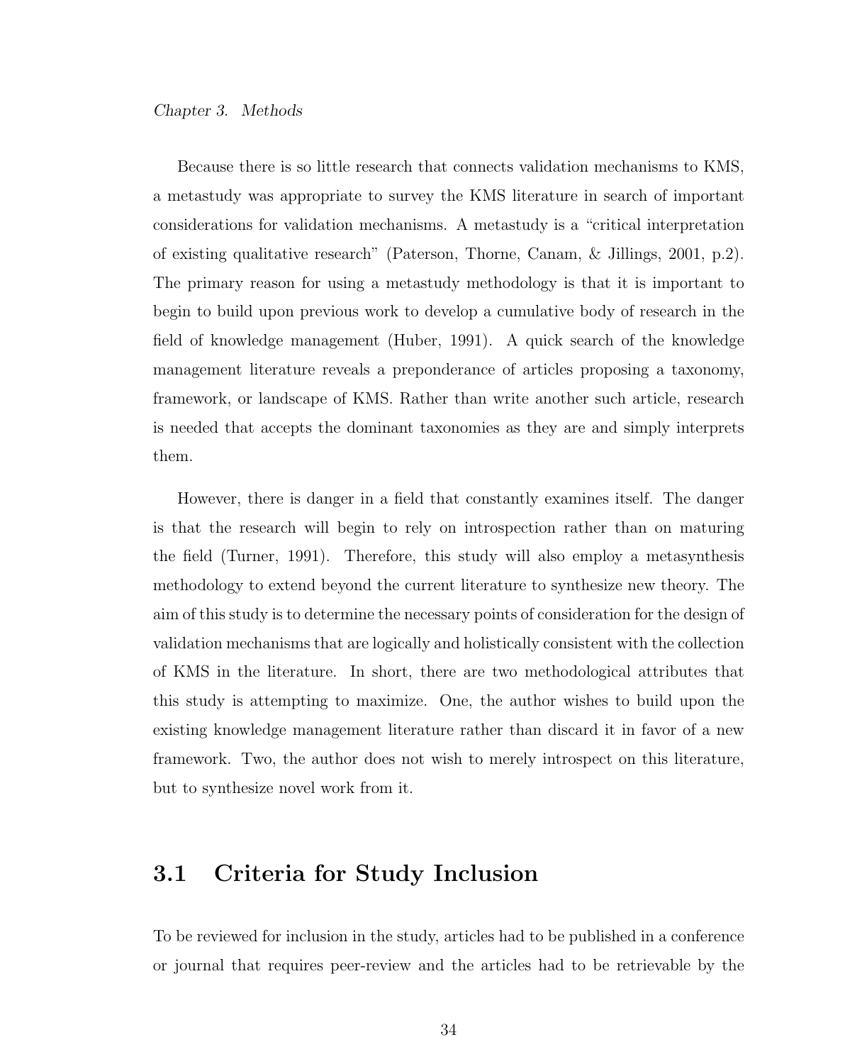Because there is so little research that connects validation mechanisms to KMS, a metastudy was appropriate to survey the KMS literature in search of important considerations for validation mechanisms. A metastudy is a "critical interpretation of existing qualitative research" (Paterson, Thorne, Canam, & Jillings, 2001, p.2). The primary reason for using a metastudy methodology is that it is important to begin to build upon previous work to develop a cumulative body of research in the field of knowledge management (Huber, 1991). A quick search of the knowledge management literature reveals a preponderance of articles proposing a taxonomy, framework, or landscape of KMS. Rather than write another such article, research is needed that accepts the dominant taxonomies as they are and simply interprets them.

However, there is danger in a field that constantly examines itself. The danger is that the research will begin to rely on introspection rather than on maturing the field (Turner, 1991). Therefore, this study will also employ a metasynthesis methodology to extend beyond the current literature to synthesize new theory. The aim of this study is to determine the necessary points of consideration for the design of validation mechanisms that are logically and holistically consistent with the collection of KMS in the literature. In short, there are two methodological attributes that this study is attempting to maximize. One, the author wishes to build upon the existing knowledge management literature rather than discard it in favor of a new framework. Two, the author does not wish to merely introspect on this literature, but to synthesize novel work from it.

## 3.1 Criteria for Study Inclusion

To be reviewed for inclusion in the study, articles had to be published in a conference or journal that requires peer-review and the articles had to be retrievable by the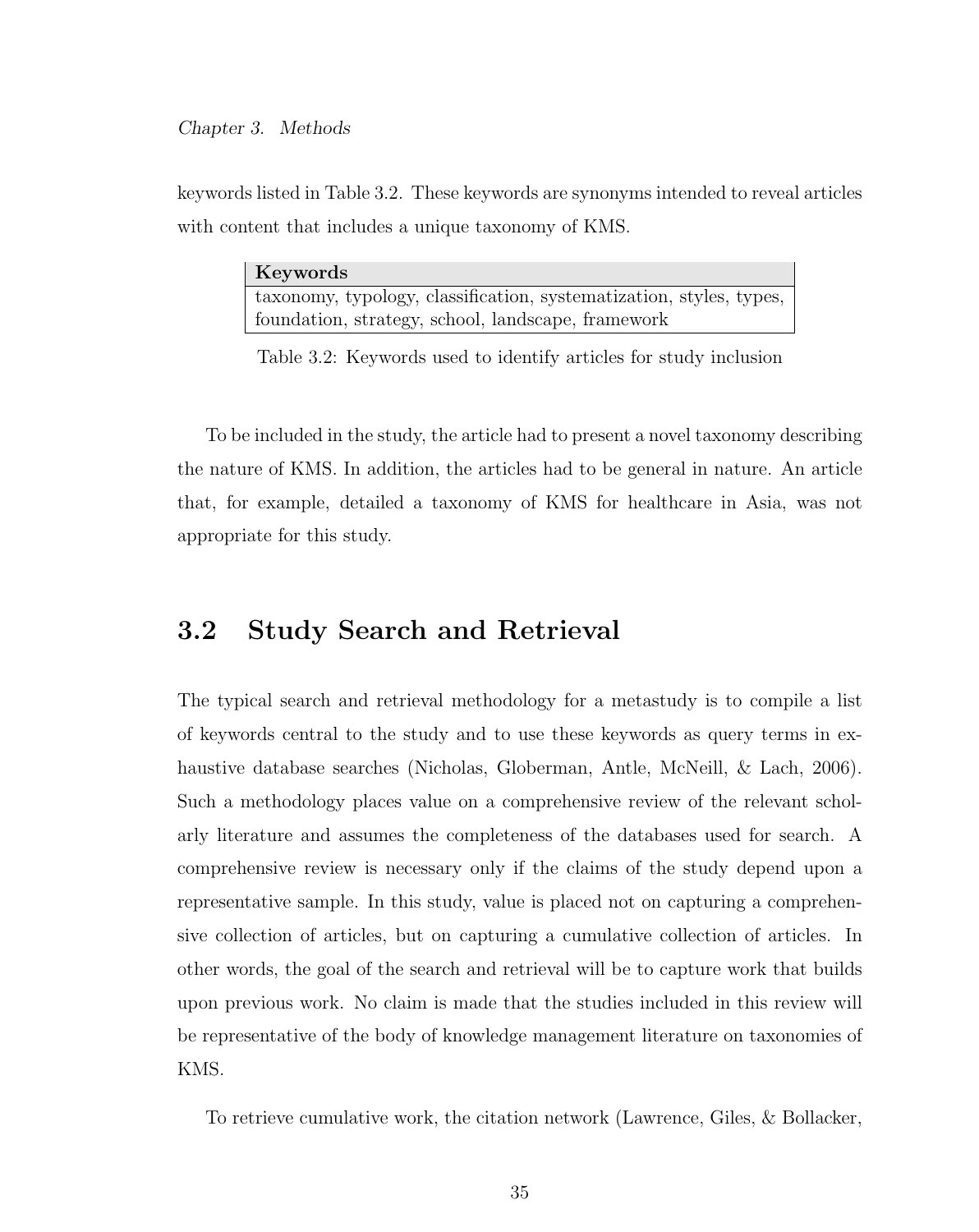keywords listed in Table 3.2. These keywords are synonyms intended to reveal articles with content that includes a unique taxonomy of KMS.

| Keywords |
| --- |
| taxonomy, typology, classification, systematization, styles, types, foundation, strategy, school, landscape, framework |

Table 3.2: Keywords used to identify articles for study inclusion

To be included in the study, the article had to present a novel taxonomy describing the nature of KMS. In addition, the articles had to be general in nature. An article that, for example, detailed a taxonomy of KMS for healthcare in Asia, was not appropriate for this study.

## 3.2 Study Search and Retrieval

The typical search and retrieval methodology for a metastudy is to compile a list of keywords central to the study and to use these keywords as query terms in exhaustive database searches (Nicholas, Globerman, Antle, McNeill, & Lach, 2006). Such a methodology places value on a comprehensive review of the relevant scholarly literature and assumes the completeness of the databases used for search. A comprehensive review is necessary only if the claims of the study depend upon a representative sample. In this study, value is placed not on capturing a comprehensive collection of articles, but on capturing a cumulative collection of articles. In other words, the goal of the search and retrieval will be to capture work that builds upon previous work. No claim is made that the studies included in this review will be representative of the body of knowledge management literature on taxonomies of KMS.

To retrieve cumulative work, the citation network (Lawrence, Giles, & Bollacker,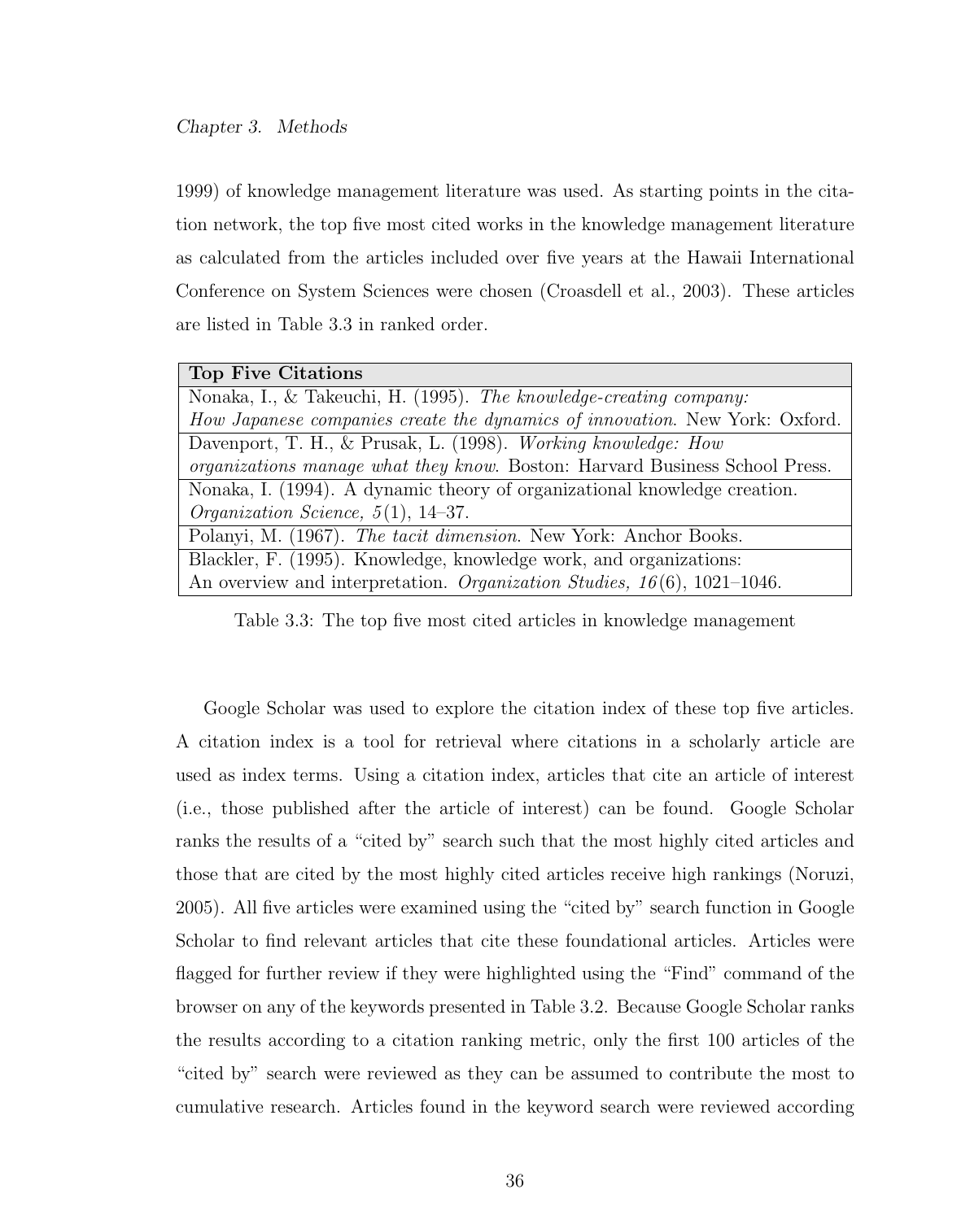1999) of knowledge management literature was used. As starting points in the citation network, the top five most cited works in the knowledge management literature as calculated from the articles included over five years at the Hawaii International Conference on System Sciences were chosen (Croasdell et al., 2003). These articles are listed in Table 3.3 in ranked order.

| **Top Five Citations** |
| --- |
| Nonaka, I., & Takeuchi, H. (1995). *The knowledge-creating company: How Japanese companies create the dynamics of innovation*. New York: Oxford. |
| Davenport, T. H., & Prusak, L. (1998). *Working knowledge: How organizations manage what they know*. Boston: Harvard Business School Press. |
| Nonaka, I. (1994). A dynamic theory of organizational knowledge creation. *Organization Science, 5*(1), 14–37. |
| Polanyi, M. (1967). *The tacit dimension*. New York: Anchor Books. |
| Blackler, F. (1995). Knowledge, knowledge work, and organizations: An overview and interpretation. *Organization Studies, 16*(6), 1021–1046. |

Table 3.3: The top five most cited articles in knowledge management

Google Scholar was used to explore the citation index of these top five articles. A citation index is a tool for retrieval where citations in a scholarly article are used as index terms. Using a citation index, articles that cite an article of interest (i.e., those published after the article of interest) can be found. Google Scholar ranks the results of a "cited by" search such that the most highly cited articles and those that are cited by the most highly cited articles receive high rankings (Noruzi, 2005). All five articles were examined using the "cited by" search function in Google Scholar to find relevant articles that cite these foundational articles. Articles were flagged for further review if they were highlighted using the "Find" command of the browser on any of the keywords presented in Table 3.2. Because Google Scholar ranks the results according to a citation ranking metric, only the first 100 articles of the "cited by" search were reviewed as they can be assumed to contribute the most to cumulative research. Articles found in the keyword search were reviewed according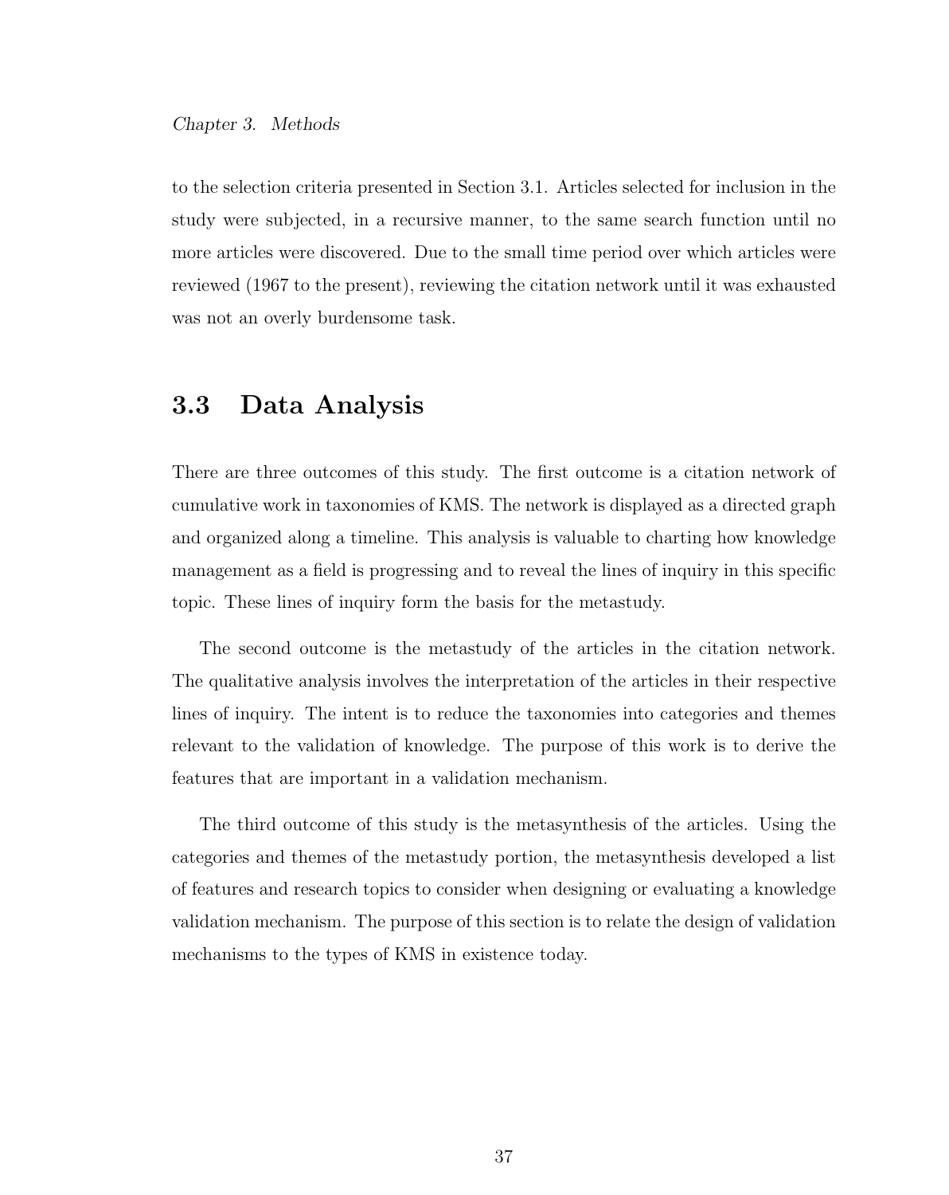to the selection criteria presented in Section 3.1. Articles selected for inclusion in the study were subjected, in a recursive manner, to the same search function until no more articles were discovered. Due to the small time period over which articles were reviewed (1967 to the present), reviewing the citation network until it was exhausted was not an overly burdensome task.

## 3.3 Data Analysis

There are three outcomes of this study. The first outcome is a citation network of cumulative work in taxonomies of KMS. The network is displayed as a directed graph and organized along a timeline. This analysis is valuable to charting how knowledge management as a field is progressing and to reveal the lines of inquiry in this specific topic. These lines of inquiry form the basis for the metastudy.

The second outcome is the metastudy of the articles in the citation network. The qualitative analysis involves the interpretation of the articles in their respective lines of inquiry. The intent is to reduce the taxonomies into categories and themes relevant to the validation of knowledge. The purpose of this work is to derive the features that are important in a validation mechanism.

The third outcome of this study is the metasynthesis of the articles. Using the categories and themes of the metastudy portion, the metasynthesis developed a list of features and research topics to consider when designing or evaluating a knowledge validation mechanism. The purpose of this section is to relate the design of validation mechanisms to the types of KMS in existence today.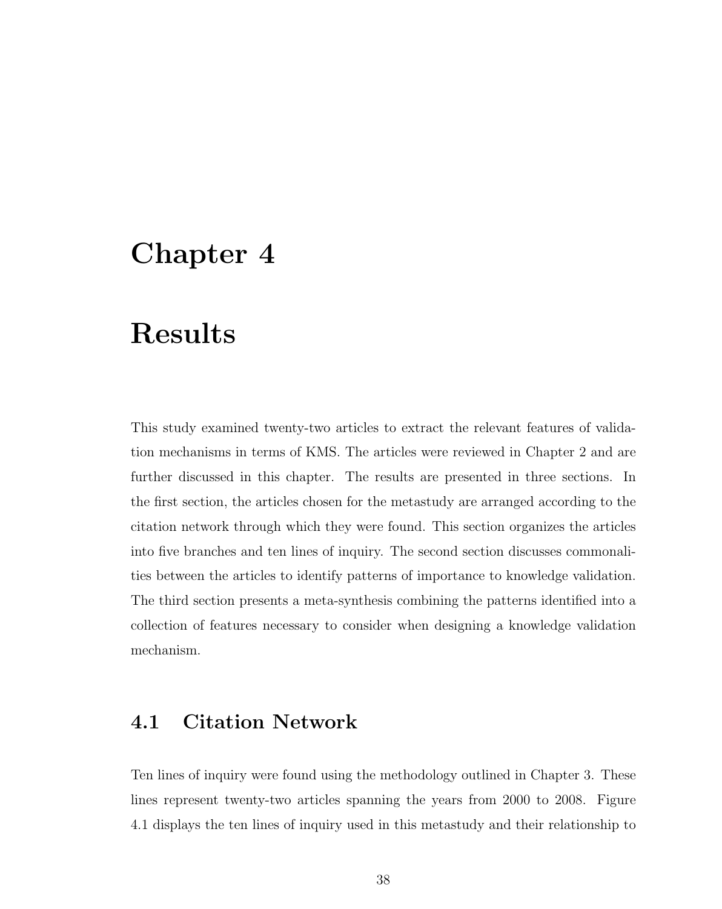# Chapter 4

# Results

This study examined twenty-two articles to extract the relevant features of validation mechanisms in terms of KMS. The articles were reviewed in Chapter 2 and are further discussed in this chapter. The results are presented in three sections. In the first section, the articles chosen for the metastudy are arranged according to the citation network through which they were found. This section organizes the articles into five branches and ten lines of inquiry. The second section discusses commonalities between the articles to identify patterns of importance to knowledge validation. The third section presents a meta-synthesis combining the patterns identified into a collection of features necessary to consider when designing a knowledge validation mechanism.

## 4.1 Citation Network

Ten lines of inquiry were found using the methodology outlined in Chapter 3. These lines represent twenty-two articles spanning the years from 2000 to 2008. Figure 4.1 displays the ten lines of inquiry used in this metastudy and their relationship to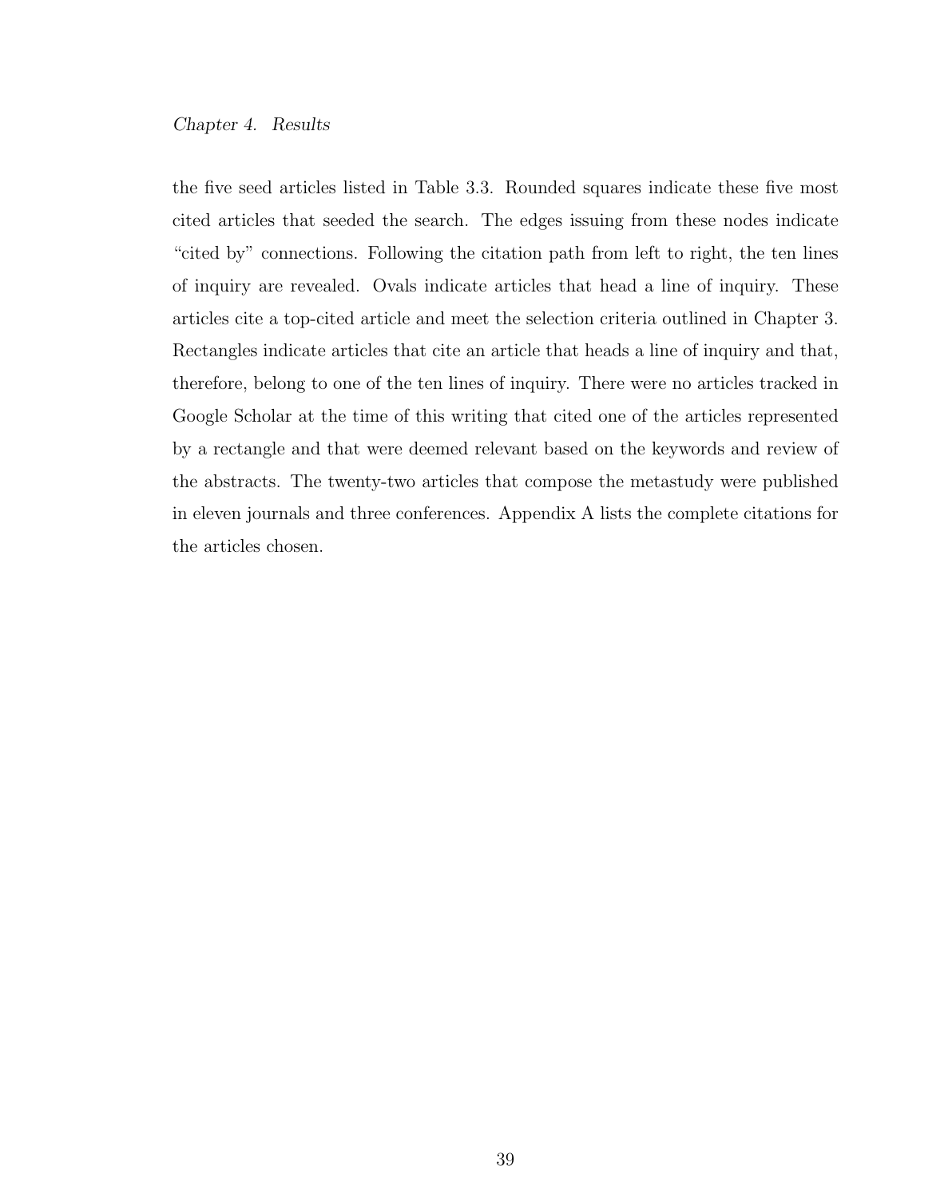the five seed articles listed in Table 3.3. Rounded squares indicate these five most cited articles that seeded the search. The edges issuing from these nodes indicate “cited by” connections. Following the citation path from left to right, the ten lines of inquiry are revealed. Ovals indicate articles that head a line of inquiry. These articles cite a top-cited article and meet the selection criteria outlined in Chapter 3. Rectangles indicate articles that cite an article that heads a line of inquiry and that, therefore, belong to one of the ten lines of inquiry. There were no articles tracked in Google Scholar at the time of this writing that cited one of the articles represented by a rectangle and that were deemed relevant based on the keywords and review of the abstracts. The twenty-two articles that compose the metastudy were published in eleven journals and three conferences. Appendix A lists the complete citations for the articles chosen.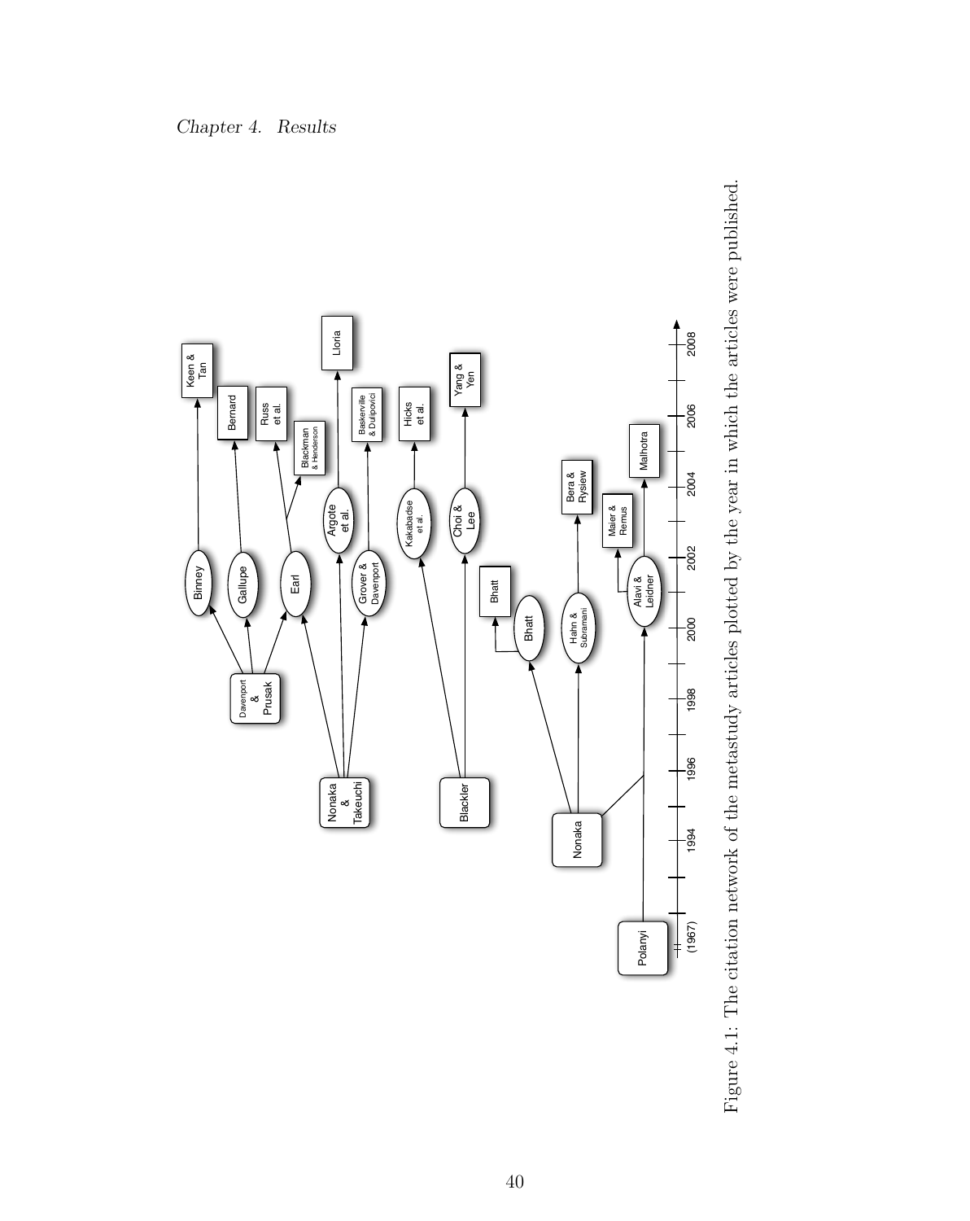Figure 4.1: The citation network of the metastudy articles plotted by the year in which the articles were published.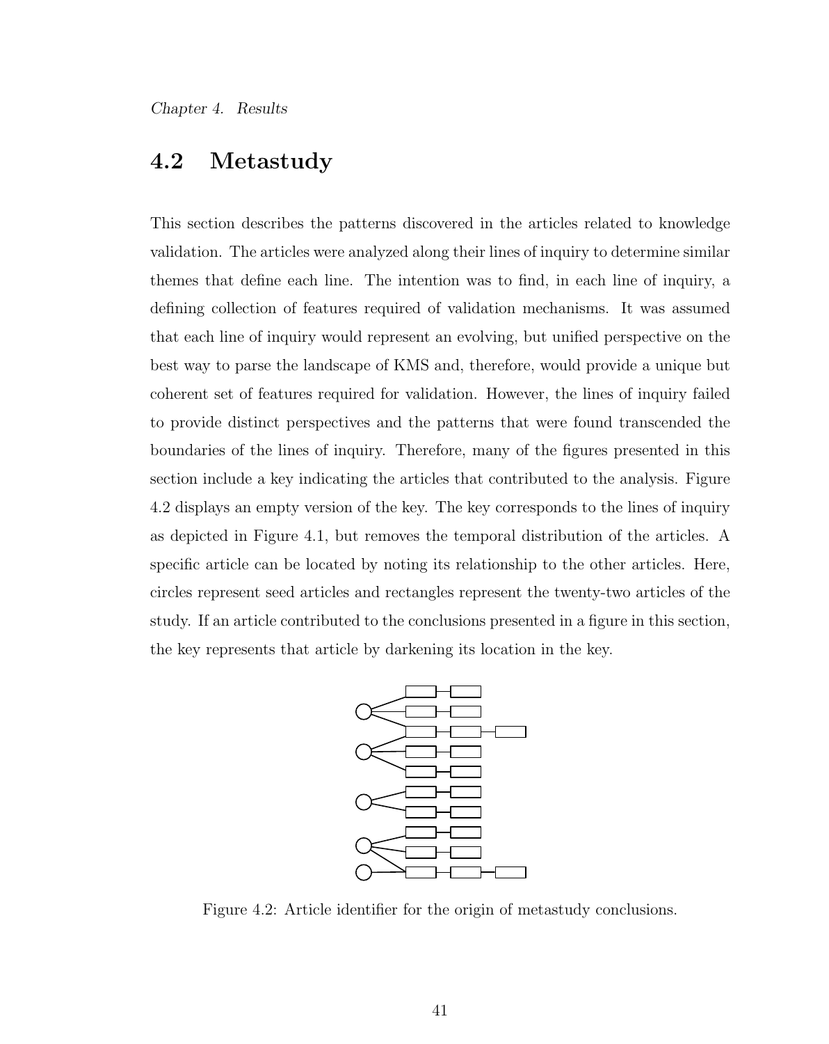## 4.2 Metastudy

This section describes the patterns discovered in the articles related to knowledge validation. The articles were analyzed along their lines of inquiry to determine similar themes that define each line. The intention was to find, in each line of inquiry, a defining collection of features required of validation mechanisms. It was assumed that each line of inquiry would represent an evolving, but unified perspective on the best way to parse the landscape of KMS and, therefore, would provide a unique but coherent set of features required for validation. However, the lines of inquiry failed to provide distinct perspectives and the patterns that were found transcended the boundaries of the lines of inquiry. Therefore, many of the figures presented in this section include a key indicating the articles that contributed to the analysis. Figure 4.2 displays an empty version of the key. The key corresponds to the lines of inquiry as depicted in Figure 4.1, but removes the temporal distribution of the articles. A specific article can be located by noting its relationship to the other articles. Here, circles represent seed articles and rectangles represent the twenty-two articles of the study. If an article contributed to the conclusions presented in a figure in this section, the key represents that article by darkening its location in the key.

Figure 4.2: Article identifier for the origin of metastudy conclusions.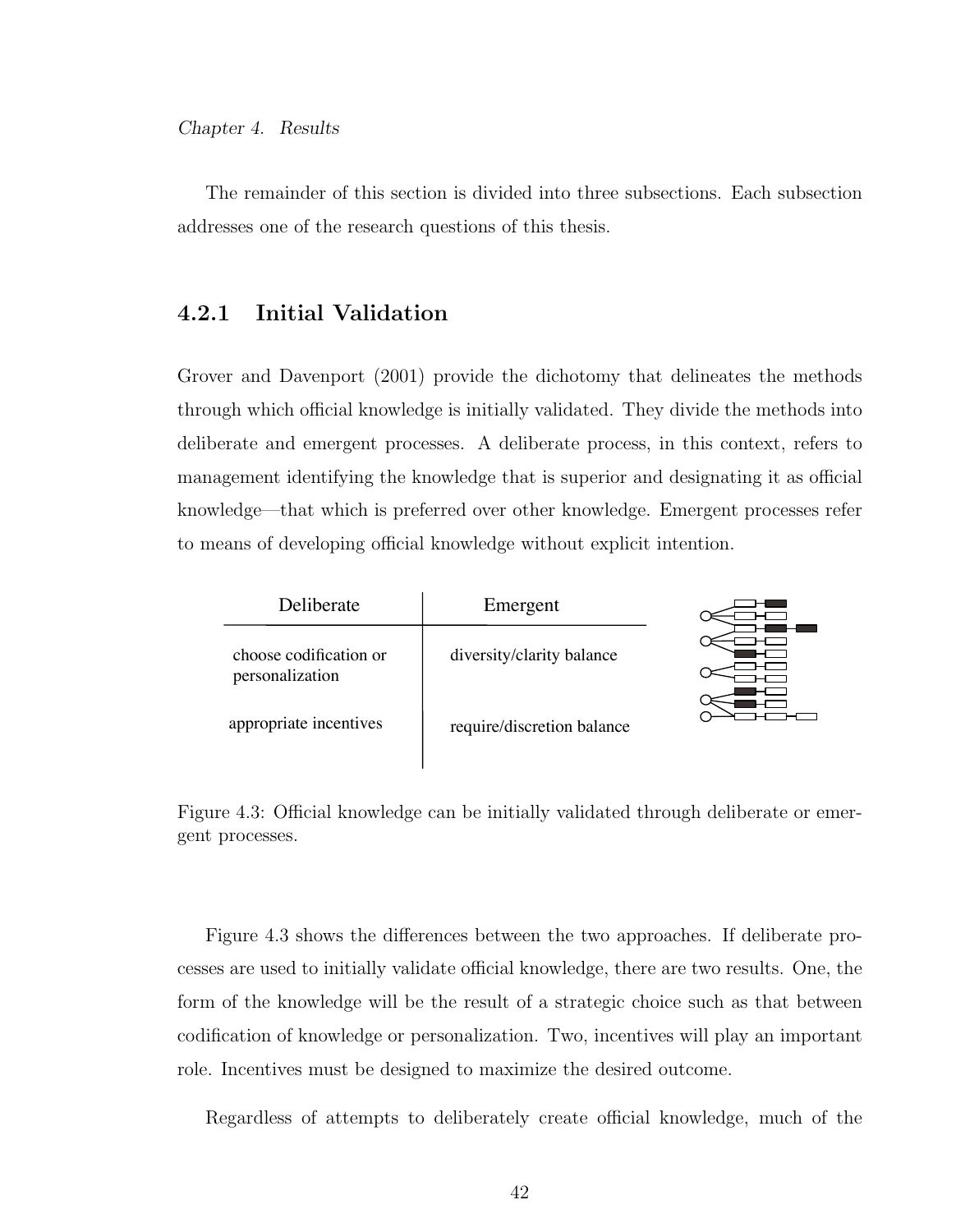The remainder of this section is divided into three subsections. Each subsection addresses one of the research questions of this thesis.

### 4.2.1 Initial Validation

Grover and Davenport (2001) provide the dichotomy that delineates the methods through which official knowledge is initially validated. They divide the methods into deliberate and emergent processes. A deliberate process, in this context, refers to management identifying the knowledge that is superior and designating it as official knowledge—that which is preferred over other knowledge. Emergent processes refer to means of developing official knowledge without explicit intention.

| Deliberate | Emergent |
| --- | --- |
| choose codification or personalization | diversity/clarity balance |
| appropriate incentives | require/discretion balance |

Figure 4.3: Official knowledge can be initially validated through deliberate or emergent processes.

Figure 4.3 shows the differences between the two approaches. If deliberate processes are used to initially validate official knowledge, there are two results. One, the form of the knowledge will be the result of a strategic choice such as that between codification of knowledge or personalization. Two, incentives will play an important role. Incentives must be designed to maximize the desired outcome.

Regardless of attempts to deliberately create official knowledge, much of the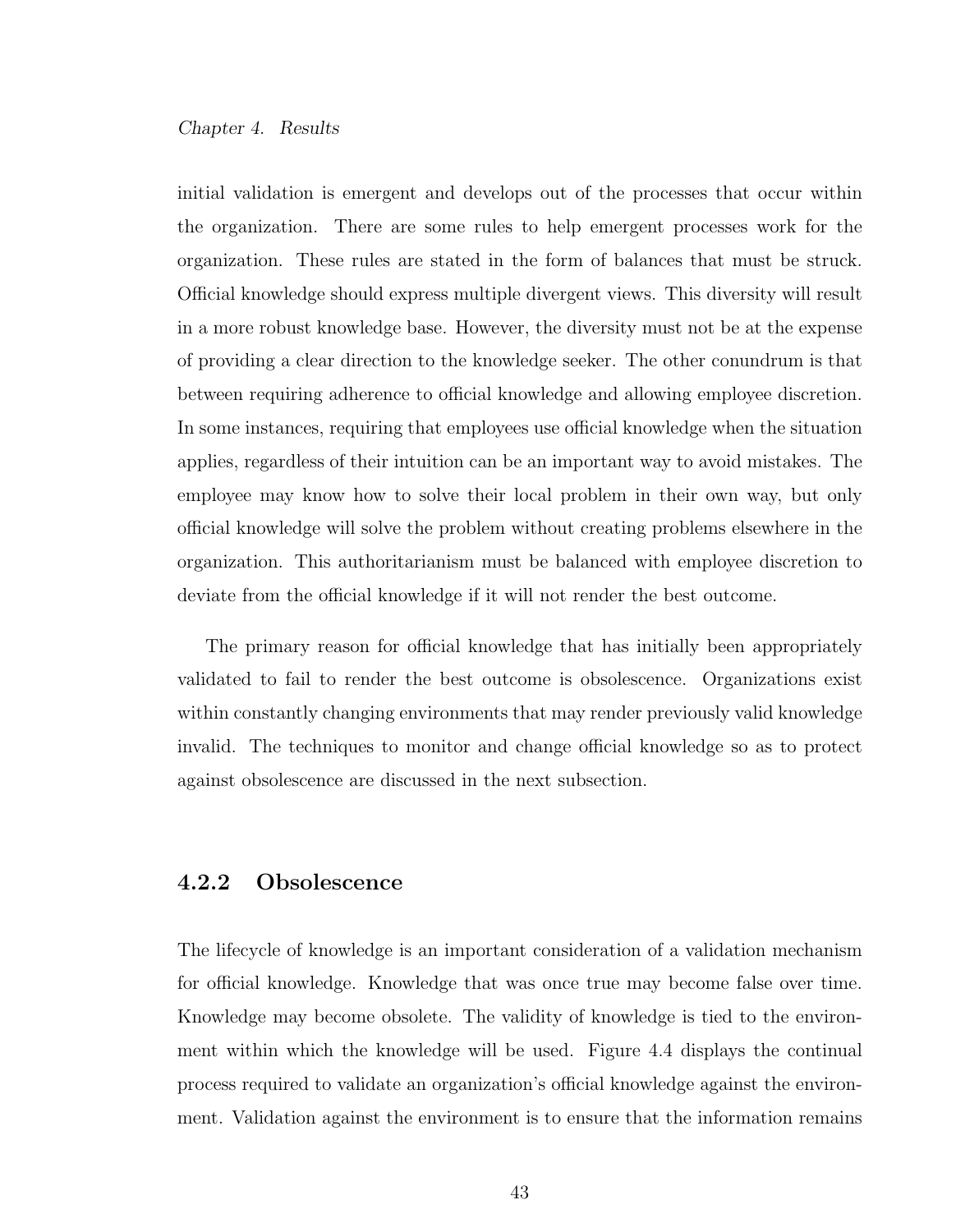initial validation is emergent and develops out of the processes that occur within the organization. There are some rules to help emergent processes work for the organization. These rules are stated in the form of balances that must be struck. Official knowledge should express multiple divergent views. This diversity will result in a more robust knowledge base. However, the diversity must not be at the expense of providing a clear direction to the knowledge seeker. The other conundrum is that between requiring adherence to official knowledge and allowing employee discretion. In some instances, requiring that employees use official knowledge when the situation applies, regardless of their intuition can be an important way to avoid mistakes. The employee may know how to solve their local problem in their own way, but only official knowledge will solve the problem without creating problems elsewhere in the organization. This authoritarianism must be balanced with employee discretion to deviate from the official knowledge if it will not render the best outcome.

The primary reason for official knowledge that has initially been appropriately validated to fail to render the best outcome is obsolescence. Organizations exist within constantly changing environments that may render previously valid knowledge invalid. The techniques to monitor and change official knowledge so as to protect against obsolescence are discussed in the next subsection.

### 4.2.2 Obsolescence

The lifecycle of knowledge is an important consideration of a validation mechanism for official knowledge. Knowledge that was once true may become false over time. Knowledge may become obsolete. The validity of knowledge is tied to the environment within which the knowledge will be used. Figure 4.4 displays the continual process required to validate an organization's official knowledge against the environment. Validation against the environment is to ensure that the information remains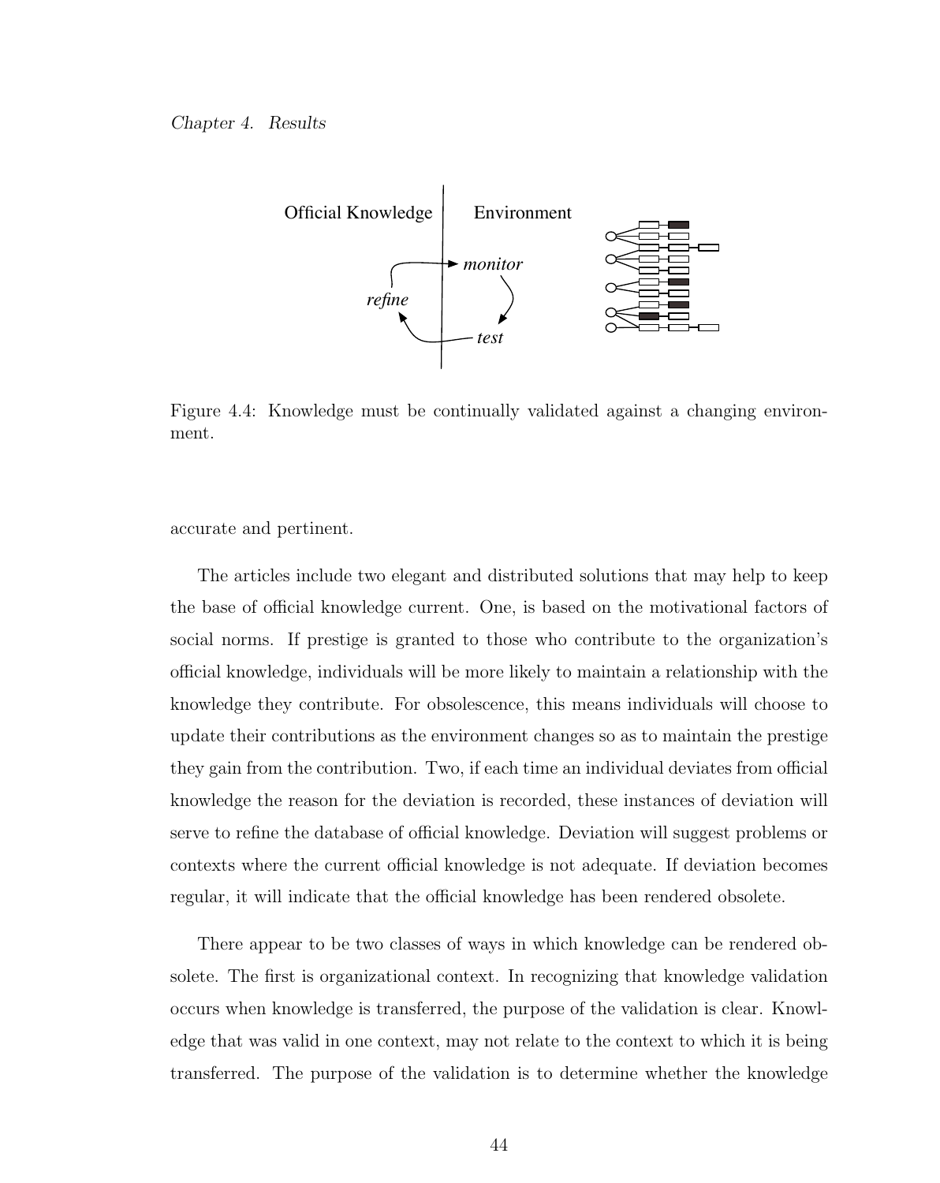Figure 4.4: Knowledge must be continually validated against a changing environment.

accurate and pertinent.

The articles include two elegant and distributed solutions that may help to keep the base of official knowledge current. One, is based on the motivational factors of social norms. If prestige is granted to those who contribute to the organization's official knowledge, individuals will be more likely to maintain a relationship with the knowledge they contribute. For obsolescence, this means individuals will choose to update their contributions as the environment changes so as to maintain the prestige they gain from the contribution. Two, if each time an individual deviates from official knowledge the reason for the deviation is recorded, these instances of deviation will serve to refine the database of official knowledge. Deviation will suggest problems or contexts where the current official knowledge is not adequate. If deviation becomes regular, it will indicate that the official knowledge has been rendered obsolete.

There appear to be two classes of ways in which knowledge can be rendered obsolete. The first is organizational context. In recognizing that knowledge validation occurs when knowledge is transferred, the purpose of the validation is clear. Knowledge that was valid in one context, may not relate to the context to which it is being transferred. The purpose of the validation is to determine whether the knowledge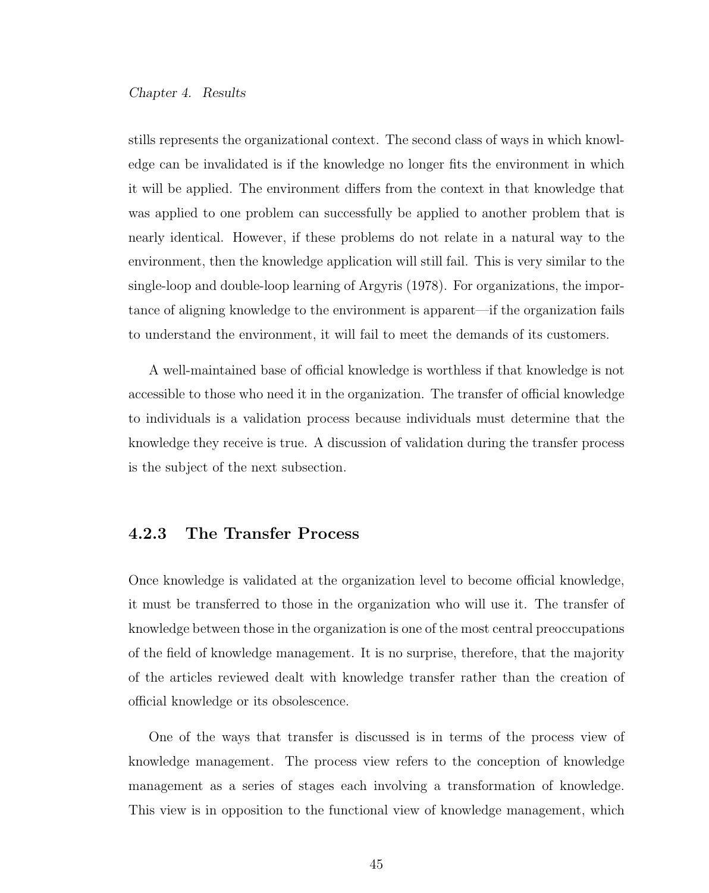stills represents the organizational context. The second class of ways in which knowledge can be invalidated is if the knowledge no longer fits the environment in which it will be applied. The environment differs from the context in that knowledge that was applied to one problem can successfully be applied to another problem that is nearly identical. However, if these problems do not relate in a natural way to the environment, then the knowledge application will still fail. This is very similar to the single-loop and double-loop learning of Argyris (1978). For organizations, the importance of aligning knowledge to the environment is apparent—if the organization fails to understand the environment, it will fail to meet the demands of its customers.

A well-maintained base of official knowledge is worthless if that knowledge is not accessible to those who need it in the organization. The transfer of official knowledge to individuals is a validation process because individuals must determine that the knowledge they receive is true. A discussion of validation during the transfer process is the subject of the next subsection.

### 4.2.3 The Transfer Process

Once knowledge is validated at the organization level to become official knowledge, it must be transferred to those in the organization who will use it. The transfer of knowledge between those in the organization is one of the most central preoccupations of the field of knowledge management. It is no surprise, therefore, that the majority of the articles reviewed dealt with knowledge transfer rather than the creation of official knowledge or its obsolescence.

One of the ways that transfer is discussed is in terms of the process view of knowledge management. The process view refers to the conception of knowledge management as a series of stages each involving a transformation of knowledge. This view is in opposition to the functional view of knowledge management, which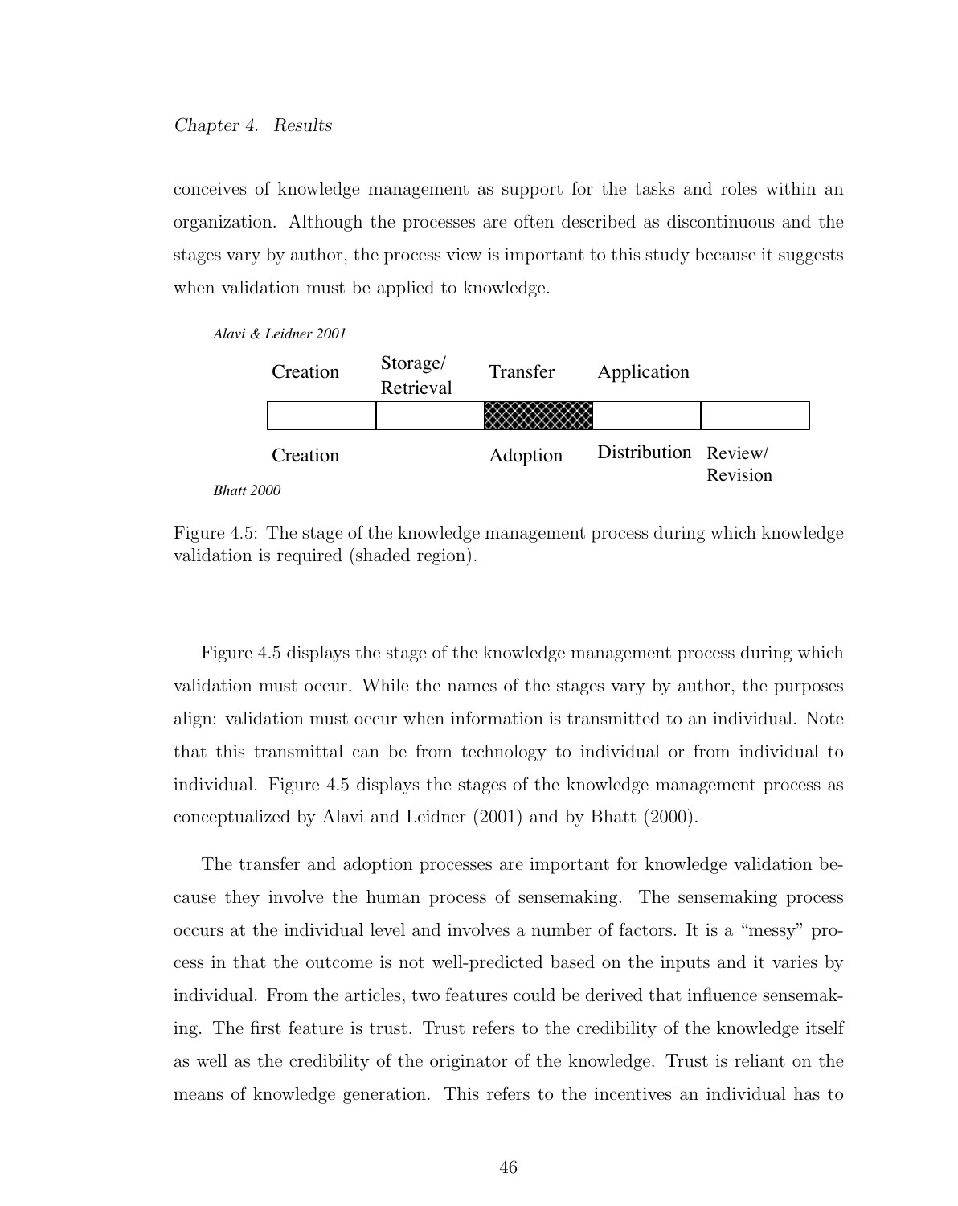conceives of knowledge management as support for the tasks and roles within an organization. Although the processes are often described as discontinuous and the stages vary by author, the process view is important to this study because it suggests when validation must be applied to knowledge.

| *Alavi & Leidner 2001* | Creation | Storage/ Retrieval | Transfer | Application | |
|---|---|---|---|---|---|
| *Bhatt 2000* | Creation | | Adoption | Distribution | Review/ Revision |

Figure 4.5: The stage of the knowledge management process during which knowledge validation is required (shaded region).

Figure 4.5 displays the stage of the knowledge management process during which validation must occur. While the names of the stages vary by author, the purposes align: validation must occur when information is transmitted to an individual. Note that this transmittal can be from technology to individual or from individual to individual. Figure 4.5 displays the stages of the knowledge management process as conceptualized by Alavi and Leidner (2001) and by Bhatt (2000).

The transfer and adoption processes are important for knowledge validation because they involve the human process of sensemaking. The sensemaking process occurs at the individual level and involves a number of factors. It is a "messy" process in that the outcome is not well-predicted based on the inputs and it varies by individual. From the articles, two features could be derived that influence sensemaking. The first feature is trust. Trust refers to the credibility of the knowledge itself as well as the credibility of the originator of the knowledge. Trust is reliant on the means of knowledge generation. This refers to the incentives an individual has to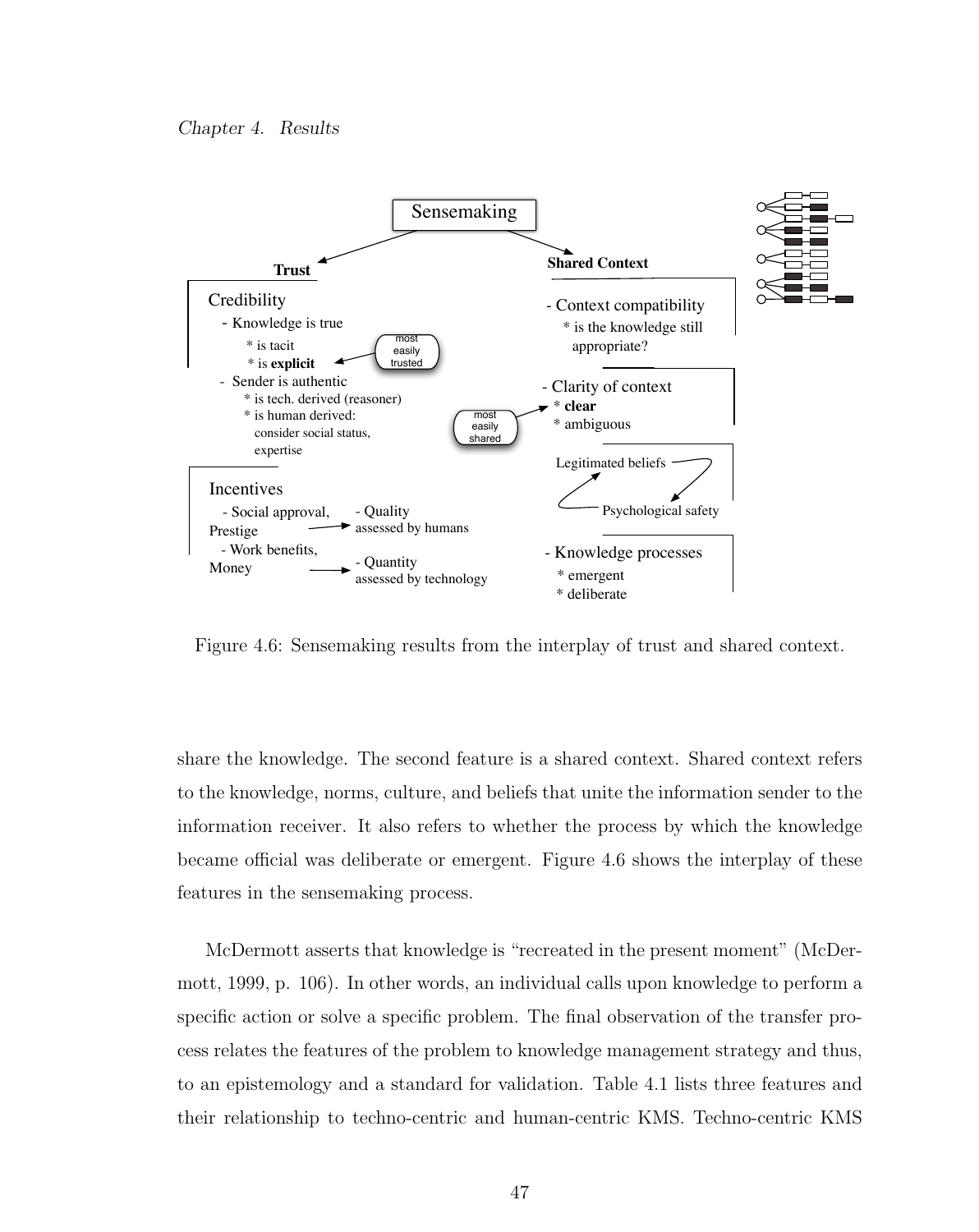Sensemaking

**Trust**

Credibility
- Knowledge is true
  * is tacit
  * is **explicit**
- Sender is authentic
  * is tech. derived (reasoner)
  * is human derived: consider social status, expertise

most easily trusted

Incentives
- Social approval, Prestige → - Quality assessed by humans
- Work benefits, Money → - Quantity assessed by technology

**Shared Context**

- Context compatibility
  * is the knowledge still appropriate?
- Clarity of context
  * **clear**
  * ambiguous

most easily shared

Legitimated beliefs ⇄ Psychological safety

- Knowledge processes
  * emergent
  * deliberate

Figure 4.6: Sensemaking results from the interplay of trust and shared context.

share the knowledge. The second feature is a shared context. Shared context refers to the knowledge, norms, culture, and beliefs that unite the information sender to the information receiver. It also refers to whether the process by which the knowledge became official was deliberate or emergent. Figure 4.6 shows the interplay of these features in the sensemaking process.

McDermott asserts that knowledge is "recreated in the present moment" (McDermott, 1999, p. 106). In other words, an individual calls upon knowledge to perform a specific action or solve a specific problem. The final observation of the transfer process relates the features of the problem to knowledge management strategy and thus, to an epistemology and a standard for validation. Table 4.1 lists three features and their relationship to techno-centric and human-centric KMS. Techno-centric KMS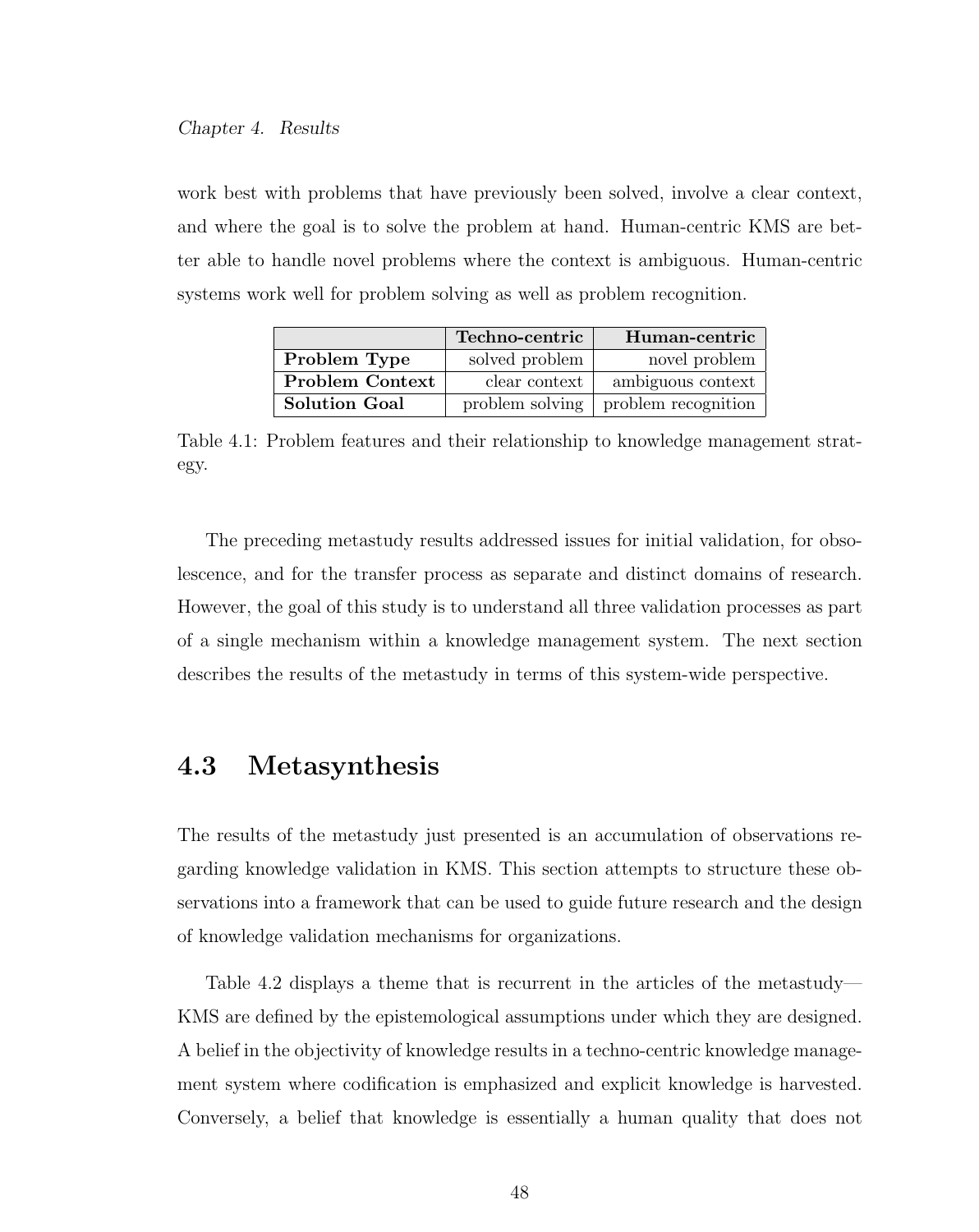work best with problems that have previously been solved, involve a clear context, and where the goal is to solve the problem at hand. Human-centric KMS are better able to handle novel problems where the context is ambiguous. Human-centric systems work well for problem solving as well as problem recognition.

| | **Techno-centric** | **Human-centric** |
|---|---:|---:|
| **Problem Type** | solved problem | novel problem |
| **Problem Context** | clear context | ambiguous context |
| **Solution Goal** | problem solving | problem recognition |

Table 4.1: Problem features and their relationship to knowledge management strategy.

The preceding metastudy results addressed issues for initial validation, for obsolescence, and for the transfer process as separate and distinct domains of research. However, the goal of this study is to understand all three validation processes as part of a single mechanism within a knowledge management system. The next section describes the results of the metastudy in terms of this system-wide perspective.

## 4.3 Metasynthesis

The results of the metastudy just presented is an accumulation of observations regarding knowledge validation in KMS. This section attempts to structure these observations into a framework that can be used to guide future research and the design of knowledge validation mechanisms for organizations.

Table 4.2 displays a theme that is recurrent in the articles of the metastudy—KMS are defined by the epistemological assumptions under which they are designed. A belief in the objectivity of knowledge results in a techno-centric knowledge management system where codification is emphasized and explicit knowledge is harvested. Conversely, a belief that knowledge is essentially a human quality that does not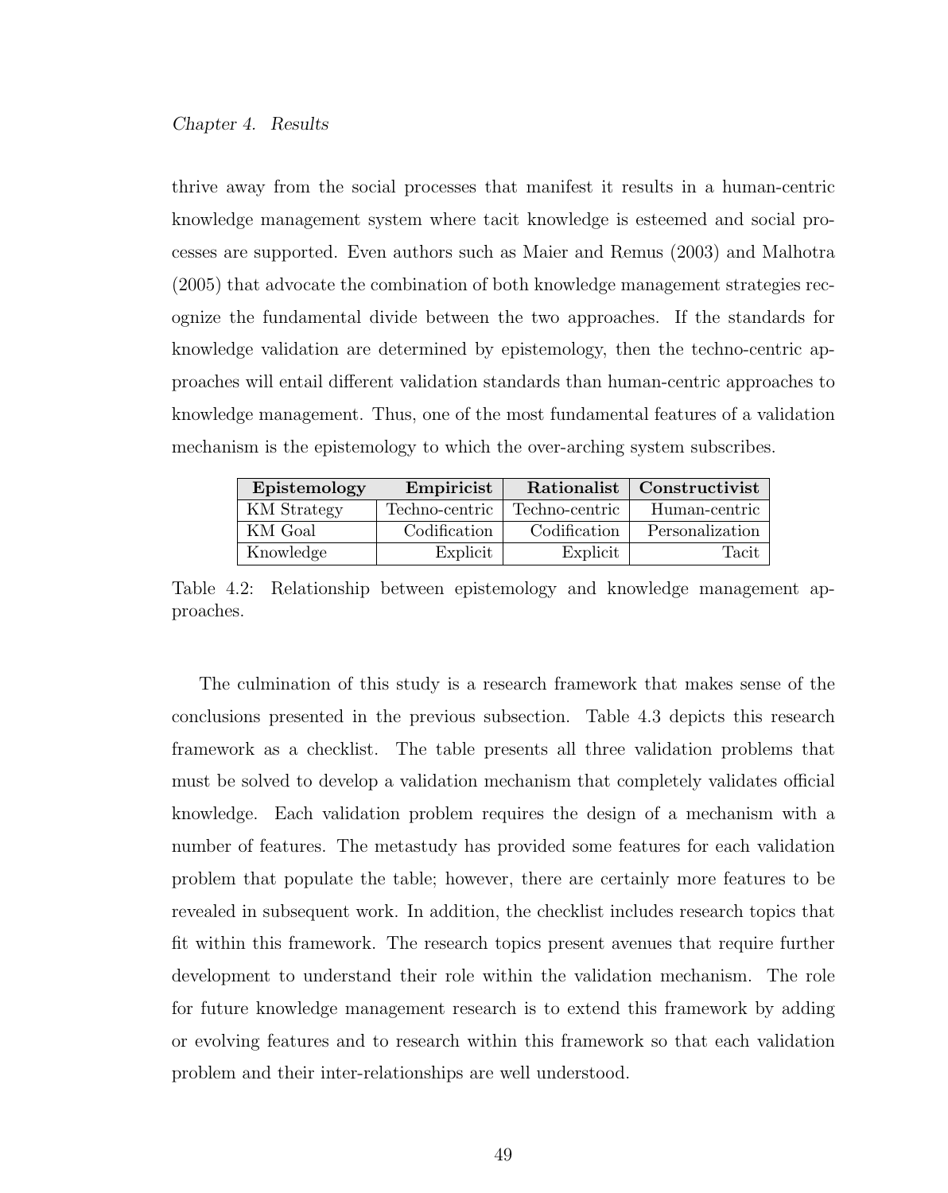thrive away from the social processes that manifest it results in a human-centric knowledge management system where tacit knowledge is esteemed and social processes are supported. Even authors such as Maier and Remus (2003) and Malhotra (2005) that advocate the combination of both knowledge management strategies recognize the fundamental divide between the two approaches. If the standards for knowledge validation are determined by epistemology, then the techno-centric approaches will entail different validation standards than human-centric approaches to knowledge management. Thus, one of the most fundamental features of a validation mechanism is the epistemology to which the over-arching system subscribes.

| Epistemology | Empiricist | Rationalist | Constructivist |
|---|---:|---:|---:|
| KM Strategy | Techno-centric | Techno-centric | Human-centric |
| KM Goal | Codification | Codification | Personalization |
| Knowledge | Explicit | Explicit | Tacit |

Table 4.2: Relationship between epistemology and knowledge management approaches.

The culmination of this study is a research framework that makes sense of the conclusions presented in the previous subsection. Table 4.3 depicts this research framework as a checklist. The table presents all three validation problems that must be solved to develop a validation mechanism that completely validates official knowledge. Each validation problem requires the design of a mechanism with a number of features. The metastudy has provided some features for each validation problem that populate the table; however, there are certainly more features to be revealed in subsequent work. In addition, the checklist includes research topics that fit within this framework. The research topics present avenues that require further development to understand their role within the validation mechanism. The role for future knowledge management research is to extend this framework by adding or evolving features and to research within this framework so that each validation problem and their inter-relationships are well understood.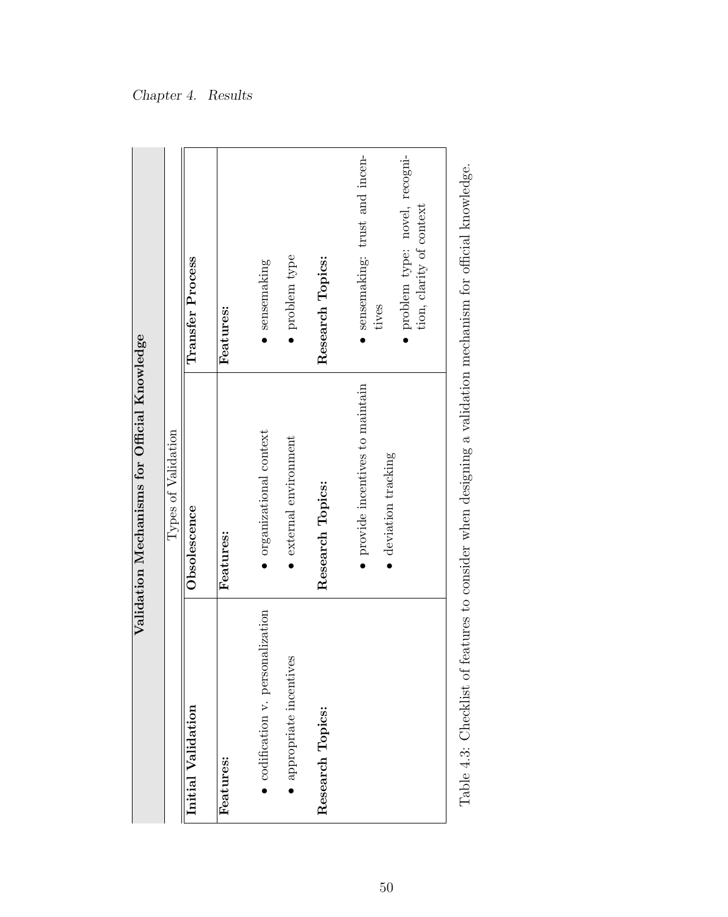**Validation Mechanisms for Official Knowledge**

| Types of Validation | | |
|---|---|---|
| **Initial Validation** | **Obsolescence** | **Transfer Process** |
| **Features:**<br>• codification v. personalization<br>• appropriate incentives | **Features:**<br>• organizational context<br>• external environment | **Features:**<br>• sensemaking<br>• problem type |
| **Research Topics:** | **Research Topics:**<br>• provide incentives to maintain<br>• deviation tracking | **Research Topics:**<br>• sensemaking: trust and incentives<br>• problem type: novel, recognition, clarity of context |

Table 4.3: Checklist of features to consider when designing a validation mechanism for official knowledge.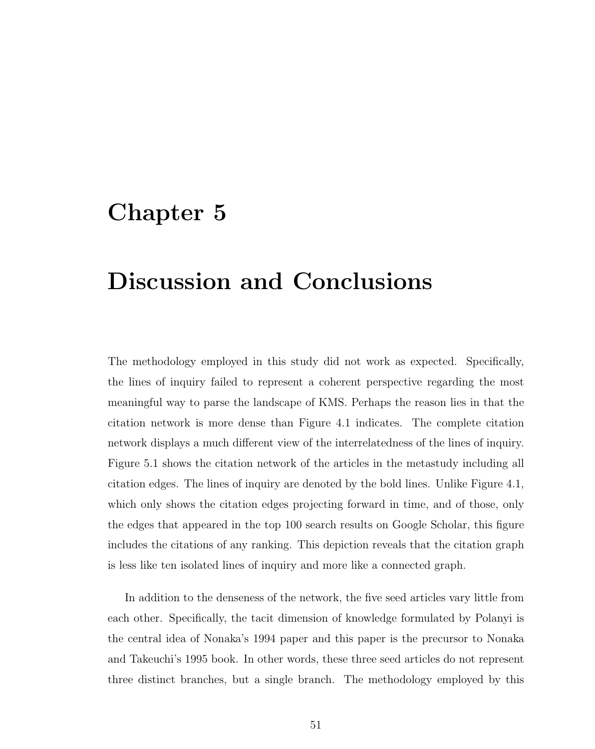# Chapter 5

# Discussion and Conclusions

The methodology employed in this study did not work as expected. Specifically, the lines of inquiry failed to represent a coherent perspective regarding the most meaningful way to parse the landscape of KMS. Perhaps the reason lies in that the citation network is more dense than Figure 4.1 indicates. The complete citation network displays a much different view of the interrelatedness of the lines of inquiry. Figure 5.1 shows the citation network of the articles in the metastudy including all citation edges. The lines of inquiry are denoted by the bold lines. Unlike Figure 4.1, which only shows the citation edges projecting forward in time, and of those, only the edges that appeared in the top 100 search results on Google Scholar, this figure includes the citations of any ranking. This depiction reveals that the citation graph is less like ten isolated lines of inquiry and more like a connected graph.

In addition to the denseness of the network, the five seed articles vary little from each other. Specifically, the tacit dimension of knowledge formulated by Polanyi is the central idea of Nonaka's 1994 paper and this paper is the precursor to Nonaka and Takeuchi's 1995 book. In other words, these three seed articles do not represent three distinct branches, but a single branch. The methodology employed by this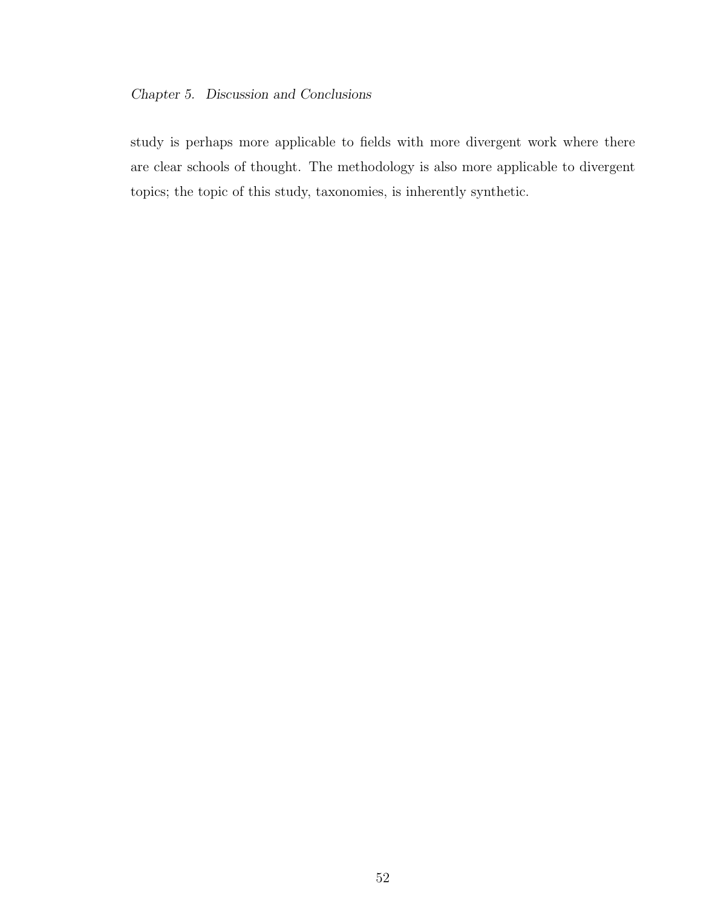study is perhaps more applicable to fields with more divergent work where there are clear schools of thought. The methodology is also more applicable to divergent topics; the topic of this study, taxonomies, is inherently synthetic.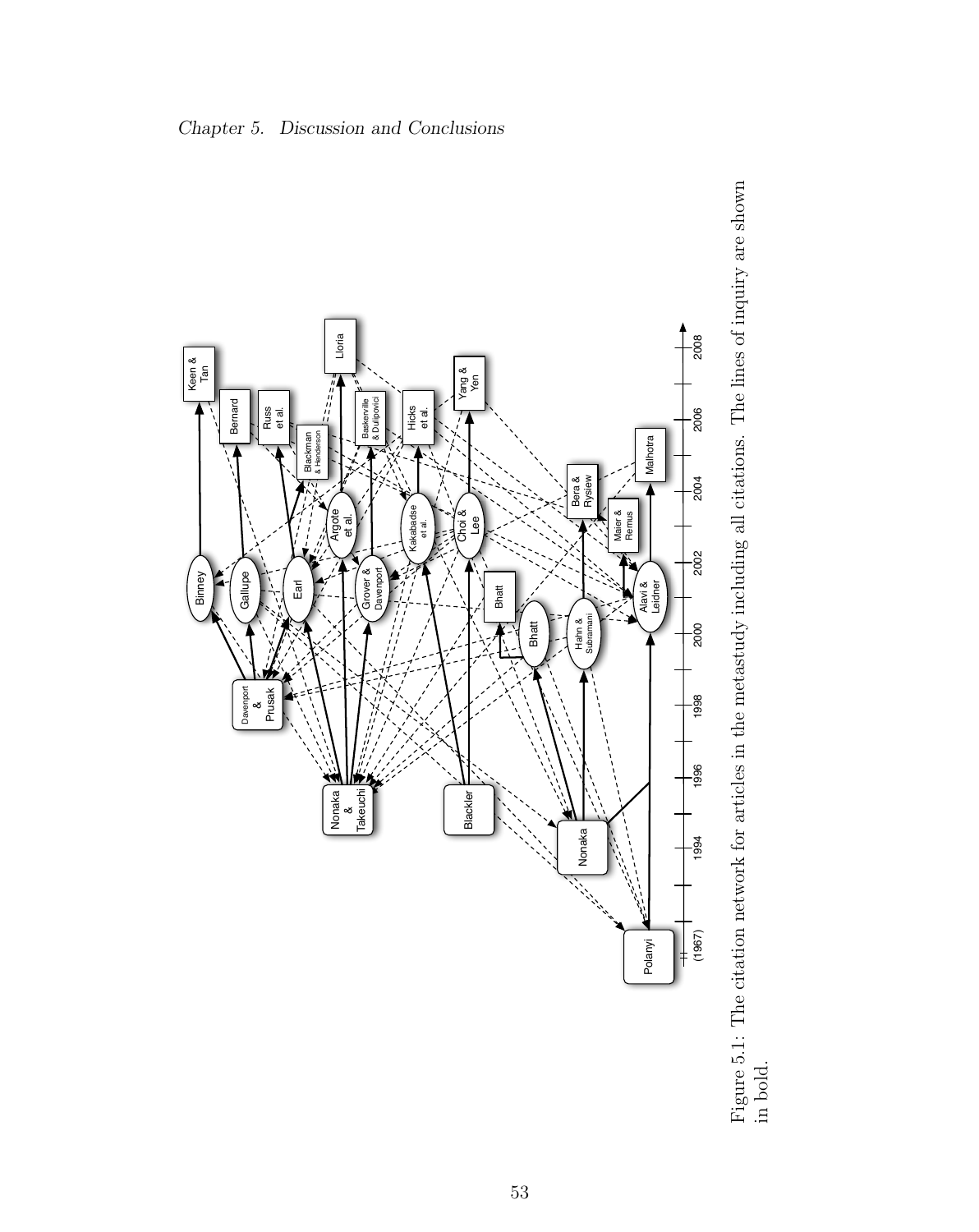Figure 5.1: The citation network for articles in the metastudy including all citations. The lines of inquiry are shown in bold.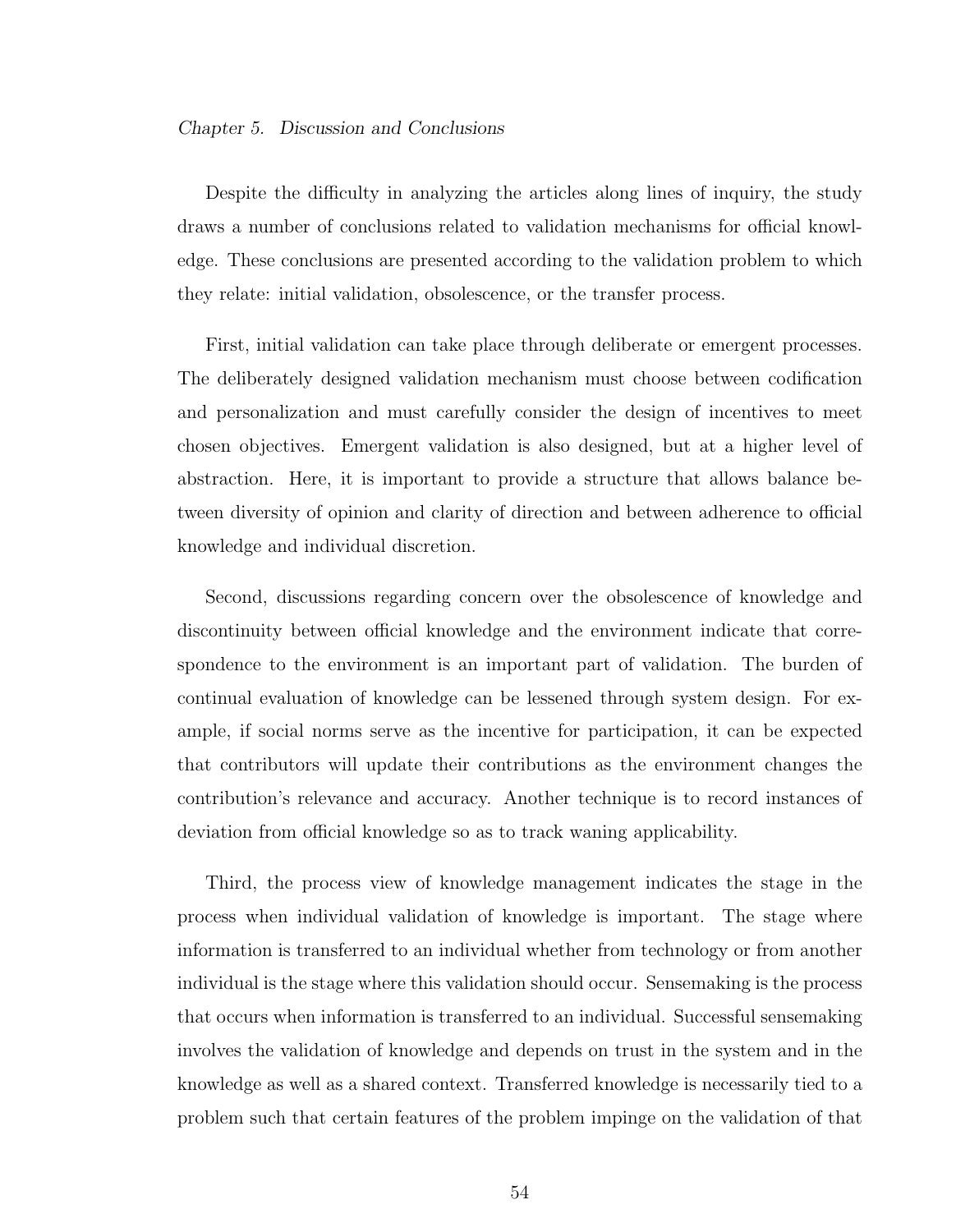Despite the difficulty in analyzing the articles along lines of inquiry, the study draws a number of conclusions related to validation mechanisms for official knowledge. These conclusions are presented according to the validation problem to which they relate: initial validation, obsolescence, or the transfer process.

First, initial validation can take place through deliberate or emergent processes. The deliberately designed validation mechanism must choose between codification and personalization and must carefully consider the design of incentives to meet chosen objectives. Emergent validation is also designed, but at a higher level of abstraction. Here, it is important to provide a structure that allows balance between diversity of opinion and clarity of direction and between adherence to official knowledge and individual discretion.

Second, discussions regarding concern over the obsolescence of knowledge and discontinuity between official knowledge and the environment indicate that correspondence to the environment is an important part of validation. The burden of continual evaluation of knowledge can be lessened through system design. For example, if social norms serve as the incentive for participation, it can be expected that contributors will update their contributions as the environment changes the contribution's relevance and accuracy. Another technique is to record instances of deviation from official knowledge so as to track waning applicability.

Third, the process view of knowledge management indicates the stage in the process when individual validation of knowledge is important. The stage where information is transferred to an individual whether from technology or from another individual is the stage where this validation should occur. Sensemaking is the process that occurs when information is transferred to an individual. Successful sensemaking involves the validation of knowledge and depends on trust in the system and in the knowledge as well as a shared context. Transferred knowledge is necessarily tied to a problem such that certain features of the problem impinge on the validation of that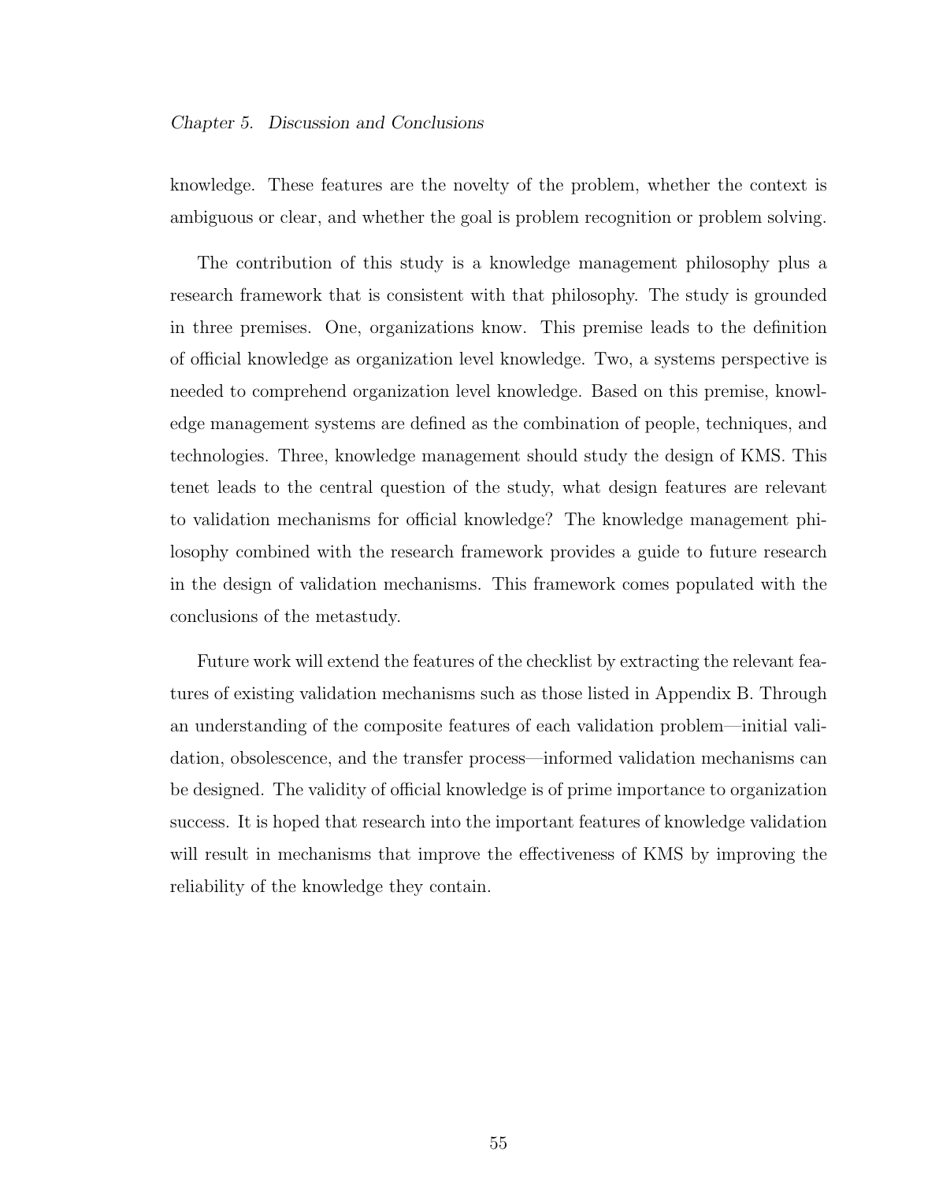knowledge. These features are the novelty of the problem, whether the context is ambiguous or clear, and whether the goal is problem recognition or problem solving.

The contribution of this study is a knowledge management philosophy plus a research framework that is consistent with that philosophy. The study is grounded in three premises. One, organizations know. This premise leads to the definition of official knowledge as organization level knowledge. Two, a systems perspective is needed to comprehend organization level knowledge. Based on this premise, knowledge management systems are defined as the combination of people, techniques, and technologies. Three, knowledge management should study the design of KMS. This tenet leads to the central question of the study, what design features are relevant to validation mechanisms for official knowledge? The knowledge management philosophy combined with the research framework provides a guide to future research in the design of validation mechanisms. This framework comes populated with the conclusions of the metastudy.

Future work will extend the features of the checklist by extracting the relevant features of existing validation mechanisms such as those listed in Appendix B. Through an understanding of the composite features of each validation problem—initial validation, obsolescence, and the transfer process—informed validation mechanisms can be designed. The validity of official knowledge is of prime importance to organization success. It is hoped that research into the important features of knowledge validation will result in mechanisms that improve the effectiveness of KMS by improving the reliability of the knowledge they contain.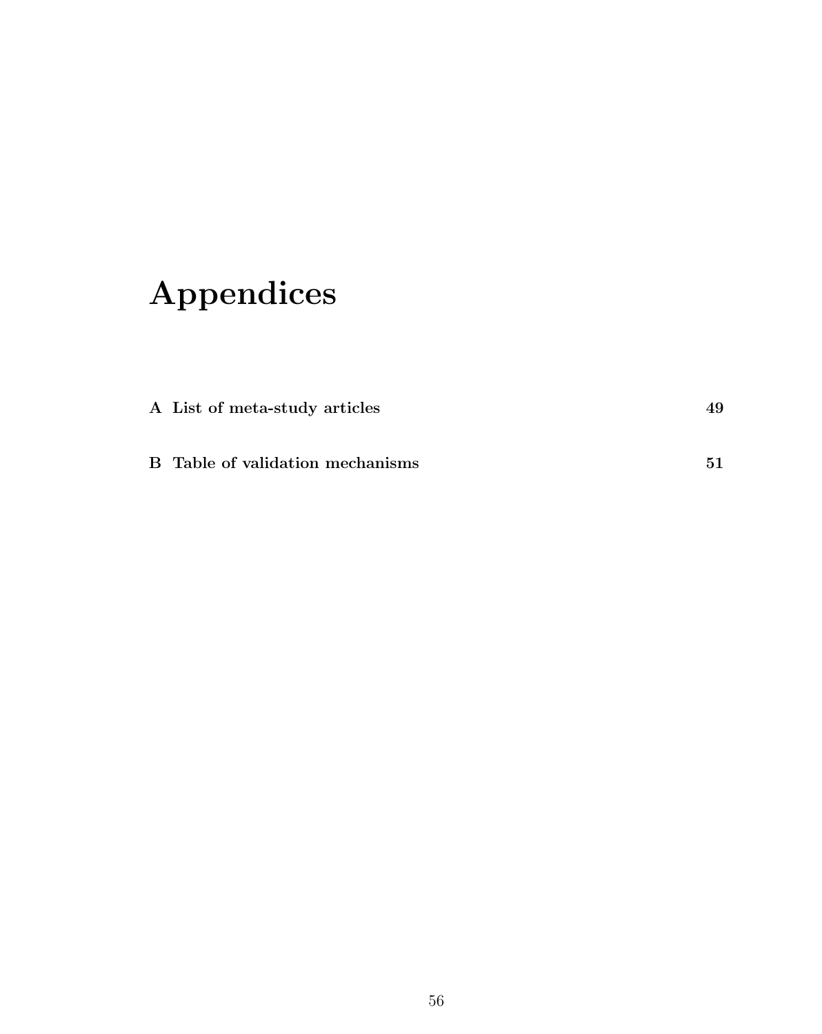# Appendices

| | |
|---|---|
| **A List of meta-study articles** | **49** |
| **B Table of validation mechanisms** | **51** |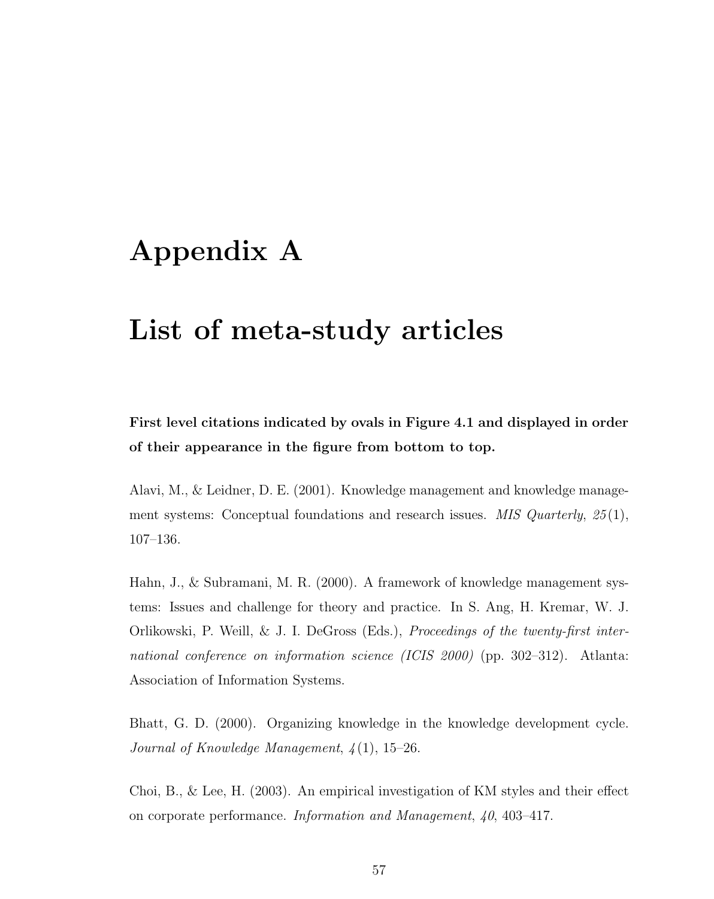# Appendix A

# List of meta-study articles

**First level citations indicated by ovals in Figure 4.1 and displayed in order of their appearance in the figure from bottom to top.**

Alavi, M., & Leidner, D. E. (2001). Knowledge management and knowledge management systems: Conceptual foundations and research issues. *MIS Quarterly*, *25*(1), 107–136.

Hahn, J., & Subramani, M. R. (2000). A framework of knowledge management systems: Issues and challenge for theory and practice. In S. Ang, H. Kremar, W. J. Orlikowski, P. Weill, & J. I. DeGross (Eds.), *Proceedings of the twenty-first international conference on information science (ICIS 2000)* (pp. 302–312). Atlanta: Association of Information Systems.

Bhatt, G. D. (2000). Organizing knowledge in the knowledge development cycle. *Journal of Knowledge Management*, *4*(1), 15–26.

Choi, B., & Lee, H. (2003). An empirical investigation of KM styles and their effect on corporate performance. *Information and Management*, *40*, 403–417.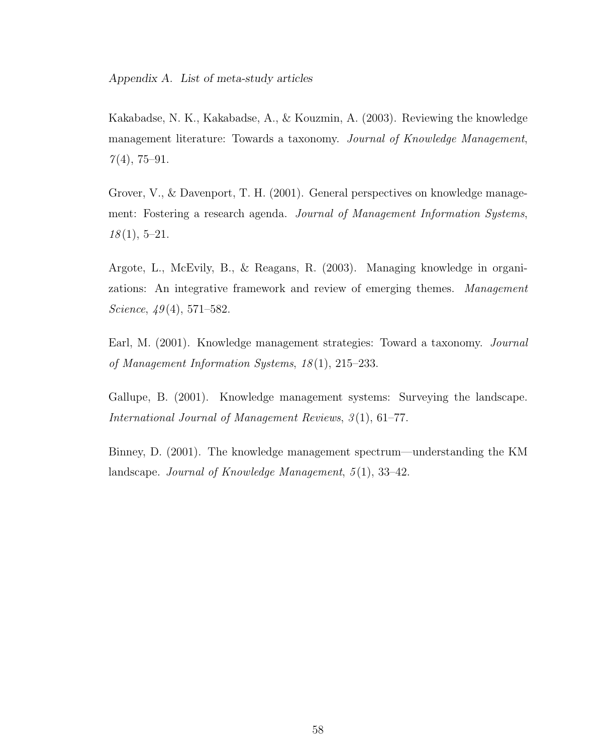*Appendix A. List of meta-study articles*

Kakabadse, N. K., Kakabadse, A., & Kouzmin, A. (2003). Reviewing the knowledge management literature: Towards a taxonomy. *Journal of Knowledge Management*, *7*(4), 75–91.

Grover, V., & Davenport, T. H. (2001). General perspectives on knowledge management: Fostering a research agenda. *Journal of Management Information Systems*, *18*(1), 5–21.

Argote, L., McEvily, B., & Reagans, R. (2003). Managing knowledge in organizations: An integrative framework and review of emerging themes. *Management Science*, *49*(4), 571–582.

Earl, M. (2001). Knowledge management strategies: Toward a taxonomy. *Journal of Management Information Systems*, *18*(1), 215–233.

Gallupe, B. (2001). Knowledge management systems: Surveying the landscape. *International Journal of Management Reviews*, *3*(1), 61–77.

Binney, D. (2001). The knowledge management spectrum—understanding the KM landscape. *Journal of Knowledge Management*, *5*(1), 33–42.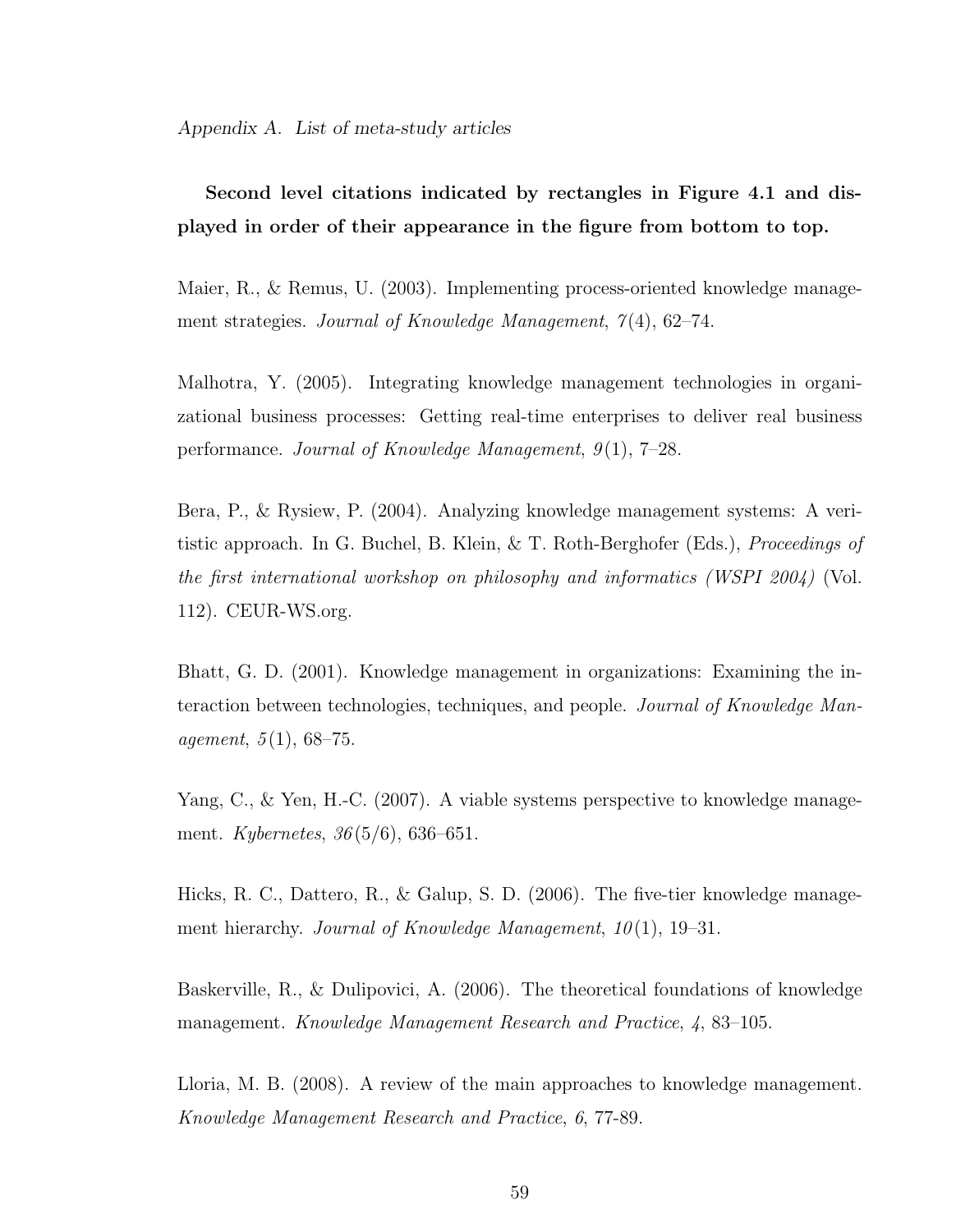*Appendix A. List of meta-study articles*

**Second level citations indicated by rectangles in Figure 4.1 and displayed in order of their appearance in the figure from bottom to top.**

Maier, R., & Remus, U. (2003). Implementing process-oriented knowledge management strategies. *Journal of Knowledge Management*, *7*(4), 62–74.

Malhotra, Y. (2005). Integrating knowledge management technologies in organizational business processes: Getting real-time enterprises to deliver real business performance. *Journal of Knowledge Management*, *9*(1), 7–28.

Bera, P., & Rysiew, P. (2004). Analyzing knowledge management systems: A veritistic approach. In G. Buchel, B. Klein, & T. Roth-Berghofer (Eds.), *Proceedings of the first international workshop on philosophy and informatics (WSPI 2004)* (Vol. 112). CEUR-WS.org.

Bhatt, G. D. (2001). Knowledge management in organizations: Examining the interaction between technologies, techniques, and people. *Journal of Knowledge Management*, *5*(1), 68–75.

Yang, C., & Yen, H.-C. (2007). A viable systems perspective to knowledge management. *Kybernetes*, *36*(5/6), 636–651.

Hicks, R. C., Dattero, R., & Galup, S. D. (2006). The five-tier knowledge management hierarchy. *Journal of Knowledge Management*, *10*(1), 19–31.

Baskerville, R., & Dulipovici, A. (2006). The theoretical foundations of knowledge management. *Knowledge Management Research and Practice*, *4*, 83–105.

Lloria, M. B. (2008). A review of the main approaches to knowledge management. *Knowledge Management Research and Practice*, *6*, 77-89.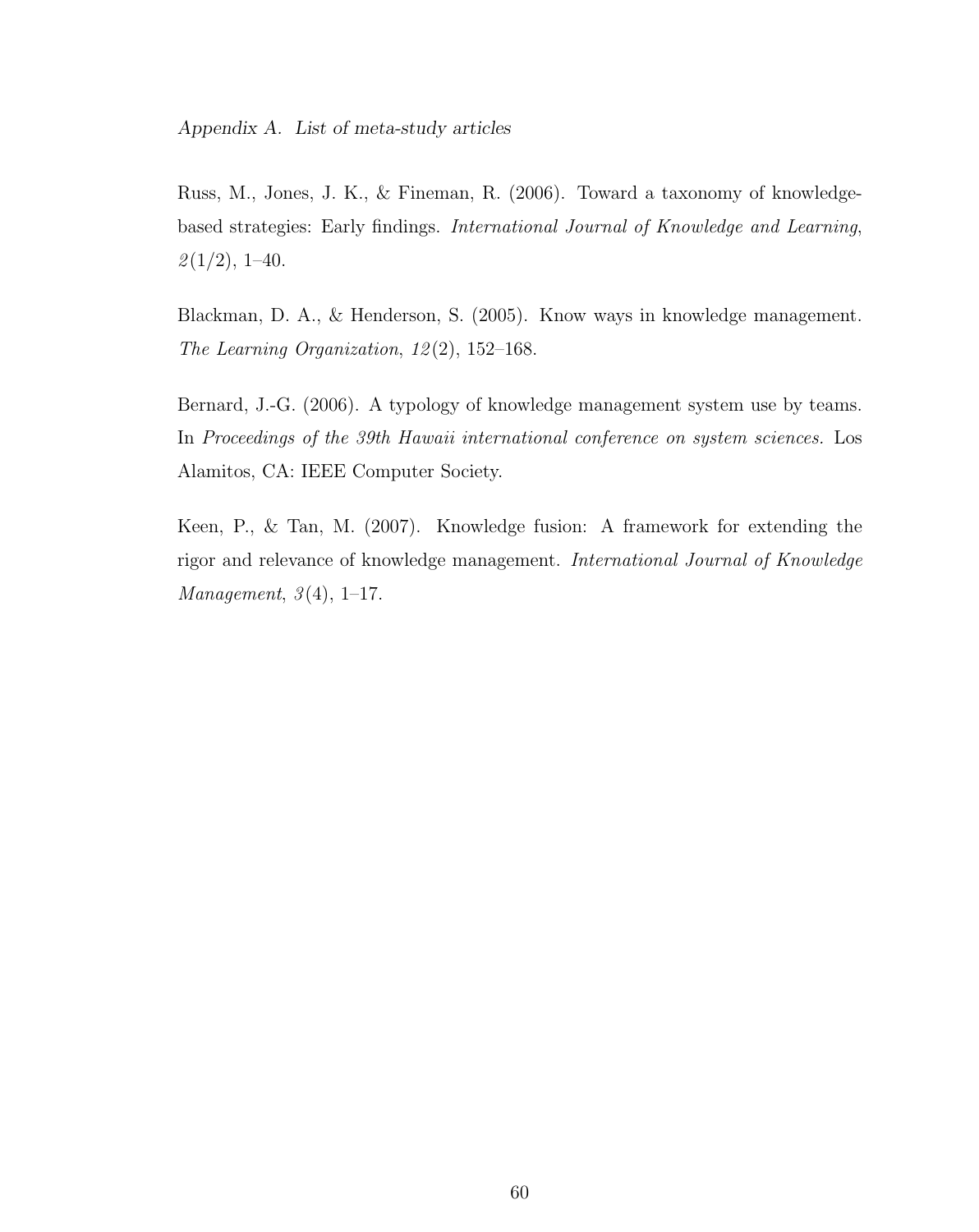*Appendix A. List of meta-study articles*

Russ, M., Jones, J. K., & Fineman, R. (2006). Toward a taxonomy of knowledge-based strategies: Early findings. *International Journal of Knowledge and Learning*, *2*(1/2), 1–40.

Blackman, D. A., & Henderson, S. (2005). Know ways in knowledge management. *The Learning Organization*, *12*(2), 152–168.

Bernard, J.-G. (2006). A typology of knowledge management system use by teams. In *Proceedings of the 39th Hawaii international conference on system sciences.* Los Alamitos, CA: IEEE Computer Society.

Keen, P., & Tan, M. (2007). Knowledge fusion: A framework for extending the rigor and relevance of knowledge management. *International Journal of Knowledge Management*, *3*(4), 1–17.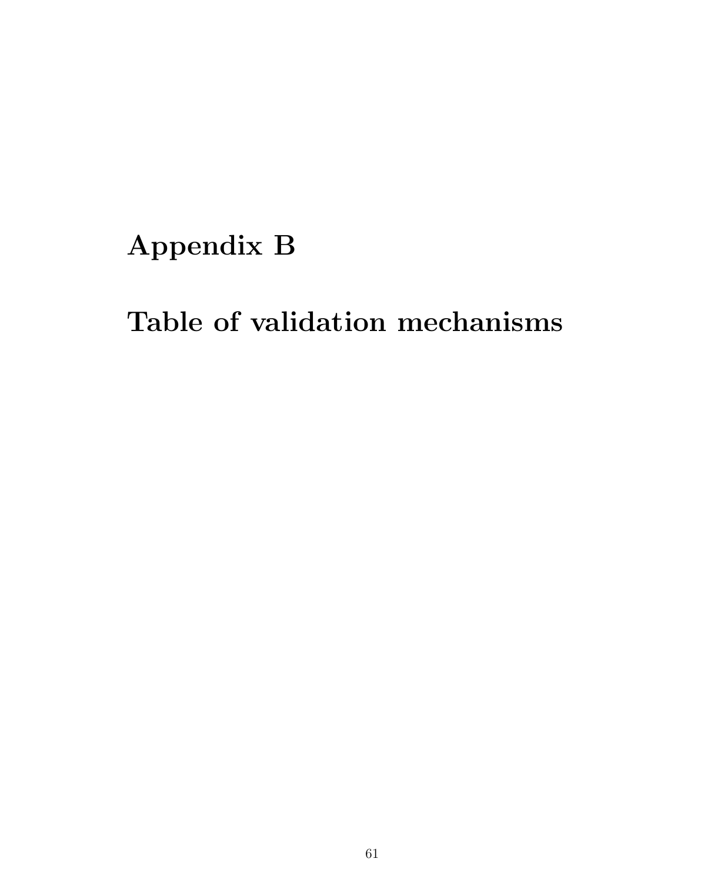# Appendix B

# Table of validation mechanisms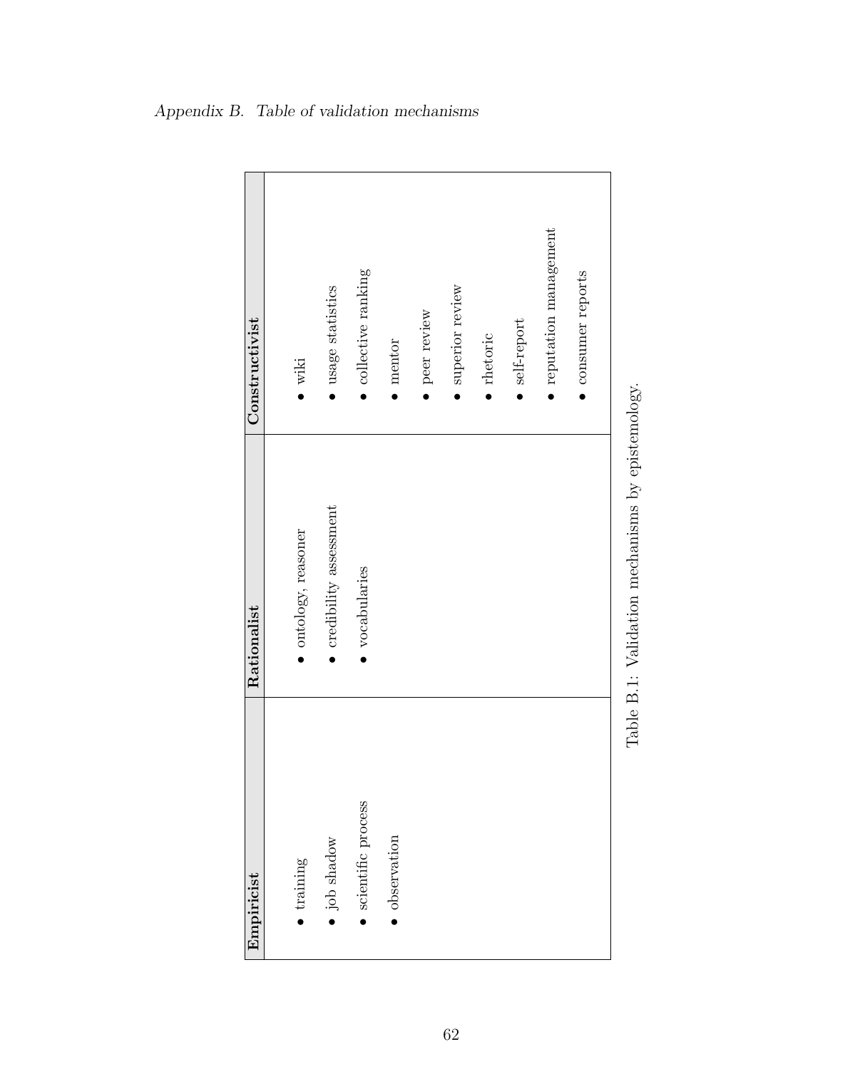| Empiricist | Rationalist | Constructivist |
| --- | --- | --- |
| • training<br>• job shadow<br>• scientific process<br>• observation | • ontology, reasoner<br>• credibility assessment<br>• vocabularies | • wiki<br>• usage statistics<br>• collective ranking<br>• mentor<br>• peer review<br>• superior review<br>• rhetoric<br>• self-report<br>• reputation management<br>• consumer reports |

Table B.1: Validation mechanisms by epistemology.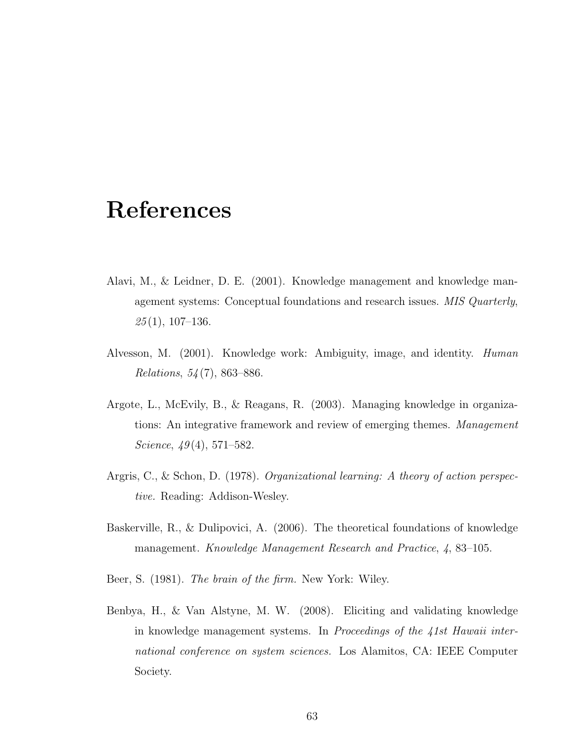# References

Alavi, M., & Leidner, D. E. (2001). Knowledge management and knowledge management systems: Conceptual foundations and research issues. *MIS Quarterly*, *25*(1), 107–136.

Alvesson, M. (2001). Knowledge work: Ambiguity, image, and identity. *Human Relations*, *54*(7), 863–886.

Argote, L., McEvily, B., & Reagans, R. (2003). Managing knowledge in organizations: An integrative framework and review of emerging themes. *Management Science*, *49*(4), 571–582.

Argris, C., & Schon, D. (1978). *Organizational learning: A theory of action perspective.* Reading: Addison-Wesley.

Baskerville, R., & Dulipovici, A. (2006). The theoretical foundations of knowledge management. *Knowledge Management Research and Practice*, *4*, 83–105.

Beer, S. (1981). *The brain of the firm.* New York: Wiley.

Benbya, H., & Van Alstyne, M. W. (2008). Eliciting and validating knowledge in knowledge management systems. In *Proceedings of the 41st Hawaii international conference on system sciences.* Los Alamitos, CA: IEEE Computer Society.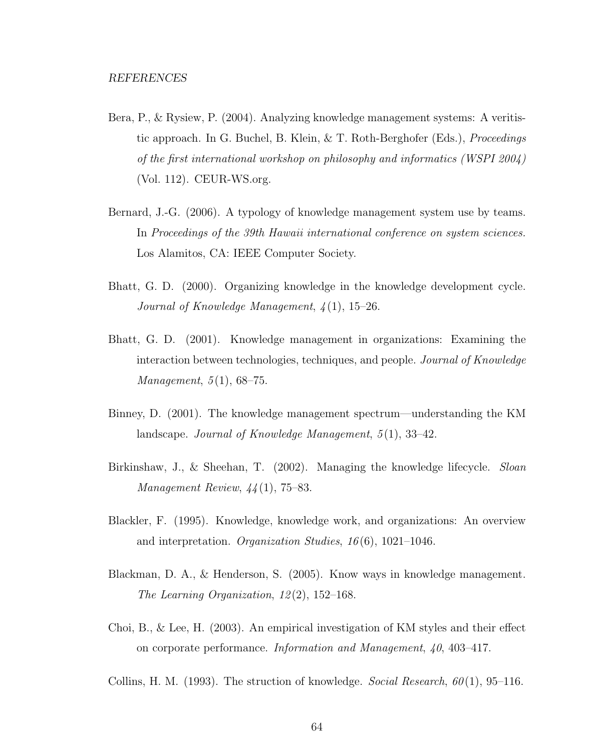*REFERENCES*

Bera, P., & Rysiew, P. (2004). Analyzing knowledge management systems: A veritistic approach. In G. Buchel, B. Klein, & T. Roth-Berghofer (Eds.), *Proceedings of the first international workshop on philosophy and informatics (WSPI 2004)* (Vol. 112). CEUR-WS.org.

Bernard, J.-G. (2006). A typology of knowledge management system use by teams. In *Proceedings of the 39th Hawaii international conference on system sciences.* Los Alamitos, CA: IEEE Computer Society.

Bhatt, G. D. (2000). Organizing knowledge in the knowledge development cycle. *Journal of Knowledge Management*, *4*(1), 15–26.

Bhatt, G. D. (2001). Knowledge management in organizations: Examining the interaction between technologies, techniques, and people. *Journal of Knowledge Management*, *5*(1), 68–75.

Binney, D. (2001). The knowledge management spectrum—understanding the KM landscape. *Journal of Knowledge Management*, *5*(1), 33–42.

Birkinshaw, J., & Sheehan, T. (2002). Managing the knowledge lifecycle. *Sloan Management Review*, *44*(1), 75–83.

Blackler, F. (1995). Knowledge, knowledge work, and organizations: An overview and interpretation. *Organization Studies*, *16*(6), 1021–1046.

Blackman, D. A., & Henderson, S. (2005). Know ways in knowledge management. *The Learning Organization*, *12*(2), 152–168.

Choi, B., & Lee, H. (2003). An empirical investigation of KM styles and their effect on corporate performance. *Information and Management*, *40*, 403–417.

Collins, H. M. (1993). The struction of knowledge. *Social Research*, *60*(1), 95–116.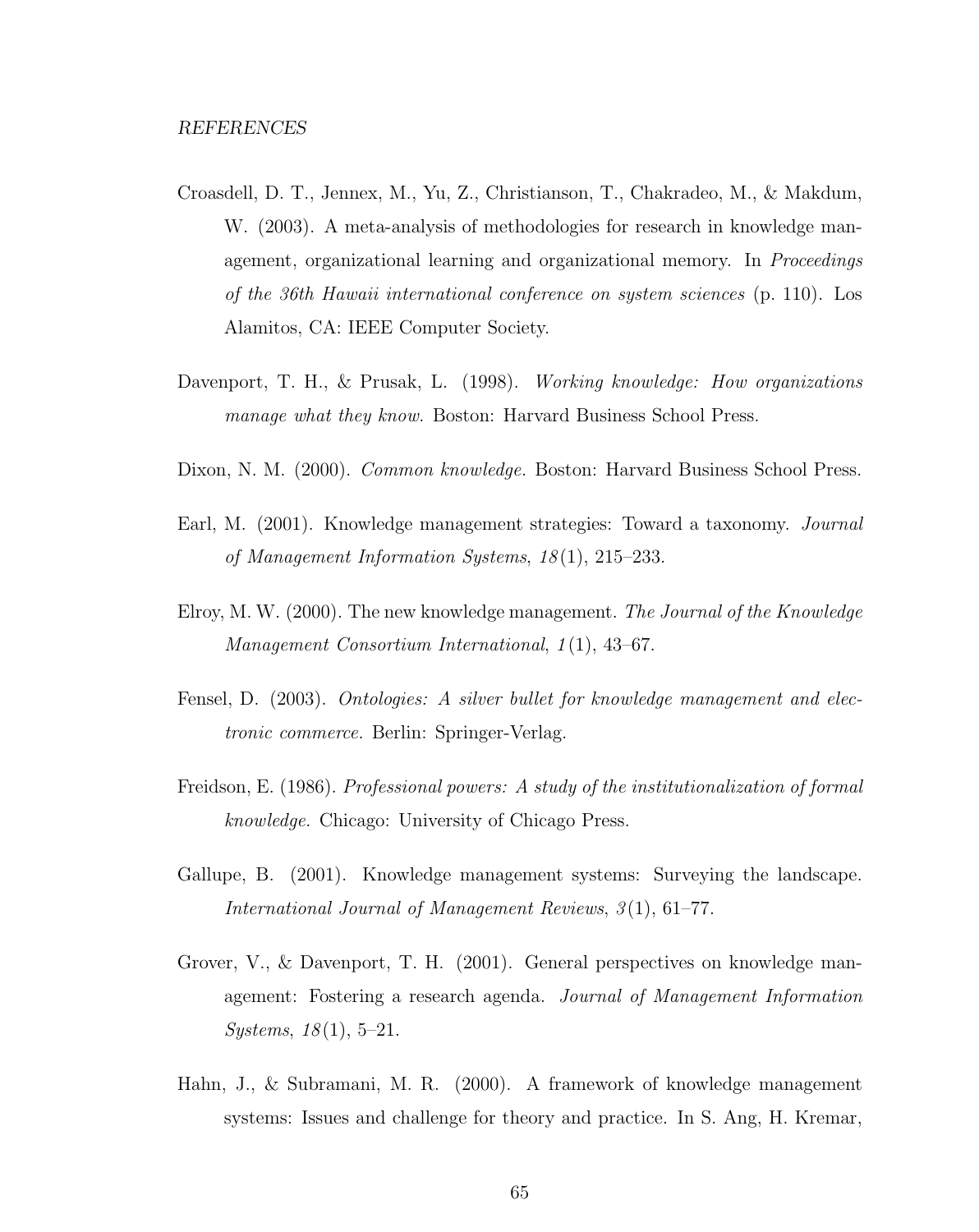*REFERENCES*

Croasdell, D. T., Jennex, M., Yu, Z., Christianson, T., Chakradeo, M., & Makdum, W. (2003). A meta-analysis of methodologies for research in knowledge management, organizational learning and organizational memory. In *Proceedings of the 36th Hawaii international conference on system sciences* (p. 110). Los Alamitos, CA: IEEE Computer Society.

Davenport, T. H., & Prusak, L. (1998). *Working knowledge: How organizations manage what they know.* Boston: Harvard Business School Press.

Dixon, N. M. (2000). *Common knowledge.* Boston: Harvard Business School Press.

Earl, M. (2001). Knowledge management strategies: Toward a taxonomy. *Journal of Management Information Systems*, *18*(1), 215–233.

Elroy, M. W. (2000). The new knowledge management. *The Journal of the Knowledge Management Consortium International*, *1*(1), 43–67.

Fensel, D. (2003). *Ontologies: A silver bullet for knowledge management and electronic commerce.* Berlin: Springer-Verlag.

Freidson, E. (1986). *Professional powers: A study of the institutionalization of formal knowledge.* Chicago: University of Chicago Press.

Gallupe, B. (2001). Knowledge management systems: Surveying the landscape. *International Journal of Management Reviews*, *3*(1), 61–77.

Grover, V., & Davenport, T. H. (2001). General perspectives on knowledge management: Fostering a research agenda. *Journal of Management Information Systems*, *18*(1), 5–21.

Hahn, J., & Subramani, M. R. (2000). A framework of knowledge management systems: Issues and challenge for theory and practice. In S. Ang, H. Kremar,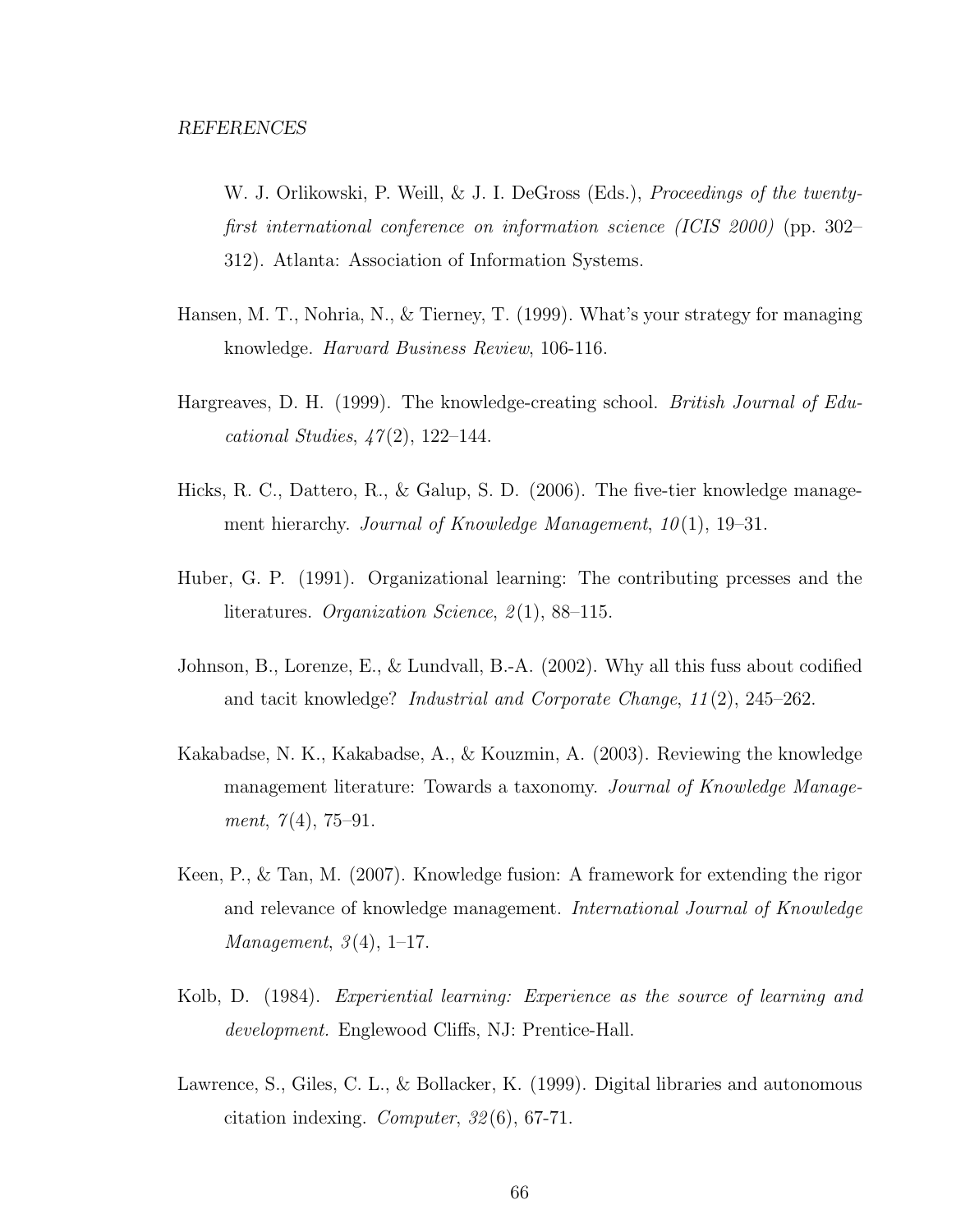W. J. Orlikowski, P. Weill, & J. I. DeGross (Eds.), *Proceedings of the twenty-first international conference on information science (ICIS 2000)* (pp. 302–312). Atlanta: Association of Information Systems.

Hansen, M. T., Nohria, N., & Tierney, T. (1999). What's your strategy for managing knowledge. *Harvard Business Review*, 106-116.

Hargreaves, D. H. (1999). The knowledge-creating school. *British Journal of Educational Studies*, *47*(2), 122–144.

Hicks, R. C., Dattero, R., & Galup, S. D. (2006). The five-tier knowledge management hierarchy. *Journal of Knowledge Management*, *10*(1), 19–31.

Huber, G. P. (1991). Organizational learning: The contributing prcesses and the literatures. *Organization Science*, *2*(1), 88–115.

Johnson, B., Lorenze, E., & Lundvall, B.-A. (2002). Why all this fuss about codified and tacit knowledge? *Industrial and Corporate Change*, *11*(2), 245–262.

Kakabadse, N. K., Kakabadse, A., & Kouzmin, A. (2003). Reviewing the knowledge management literature: Towards a taxonomy. *Journal of Knowledge Management*, *7*(4), 75–91.

Keen, P., & Tan, M. (2007). Knowledge fusion: A framework for extending the rigor and relevance of knowledge management. *International Journal of Knowledge Management*, *3*(4), 1–17.

Kolb, D. (1984). *Experiential learning: Experience as the source of learning and development.* Englewood Cliffs, NJ: Prentice-Hall.

Lawrence, S., Giles, C. L., & Bollacker, K. (1999). Digital libraries and autonomous citation indexing. *Computer*, *32*(6), 67-71.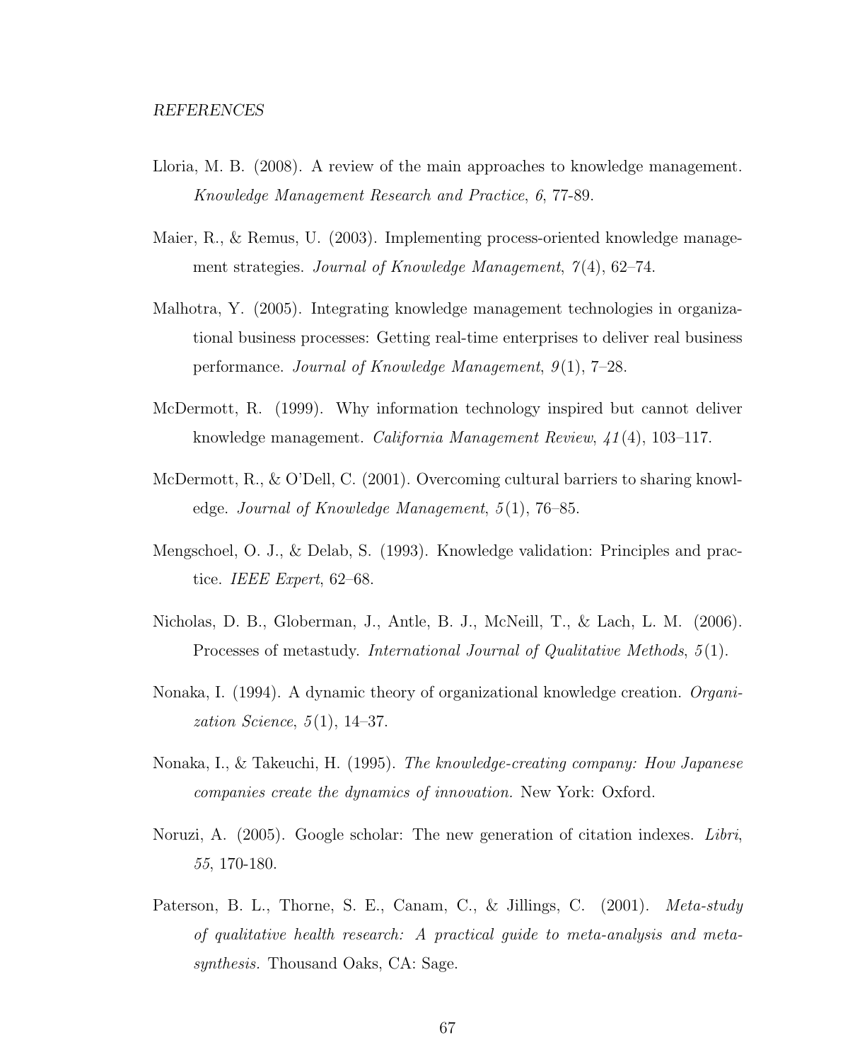*REFERENCES*

Lloria, M. B. (2008). A review of the main approaches to knowledge management. *Knowledge Management Research and Practice*, *6*, 77-89.

Maier, R., & Remus, U. (2003). Implementing process-oriented knowledge management strategies. *Journal of Knowledge Management*, *7*(4), 62–74.

Malhotra, Y. (2005). Integrating knowledge management technologies in organizational business processes: Getting real-time enterprises to deliver real business performance. *Journal of Knowledge Management*, *9*(1), 7–28.

McDermott, R. (1999). Why information technology inspired but cannot deliver knowledge management. *California Management Review*, *41*(4), 103–117.

McDermott, R., & O'Dell, C. (2001). Overcoming cultural barriers to sharing knowledge. *Journal of Knowledge Management*, *5*(1), 76–85.

Mengschoel, O. J., & Delab, S. (1993). Knowledge validation: Principles and practice. *IEEE Expert*, 62–68.

Nicholas, D. B., Globerman, J., Antle, B. J., McNeill, T., & Lach, L. M. (2006). Processes of metastudy. *International Journal of Qualitative Methods*, *5*(1).

Nonaka, I. (1994). A dynamic theory of organizational knowledge creation. *Organization Science*, *5*(1), 14–37.

Nonaka, I., & Takeuchi, H. (1995). *The knowledge-creating company: How Japanese companies create the dynamics of innovation.* New York: Oxford.

Noruzi, A. (2005). Google scholar: The new generation of citation indexes. *Libri*, *55*, 170-180.

Paterson, B. L., Thorne, S. E., Canam, C., & Jillings, C. (2001). *Meta-study of qualitative health research: A practical guide to meta-analysis and meta-synthesis.* Thousand Oaks, CA: Sage.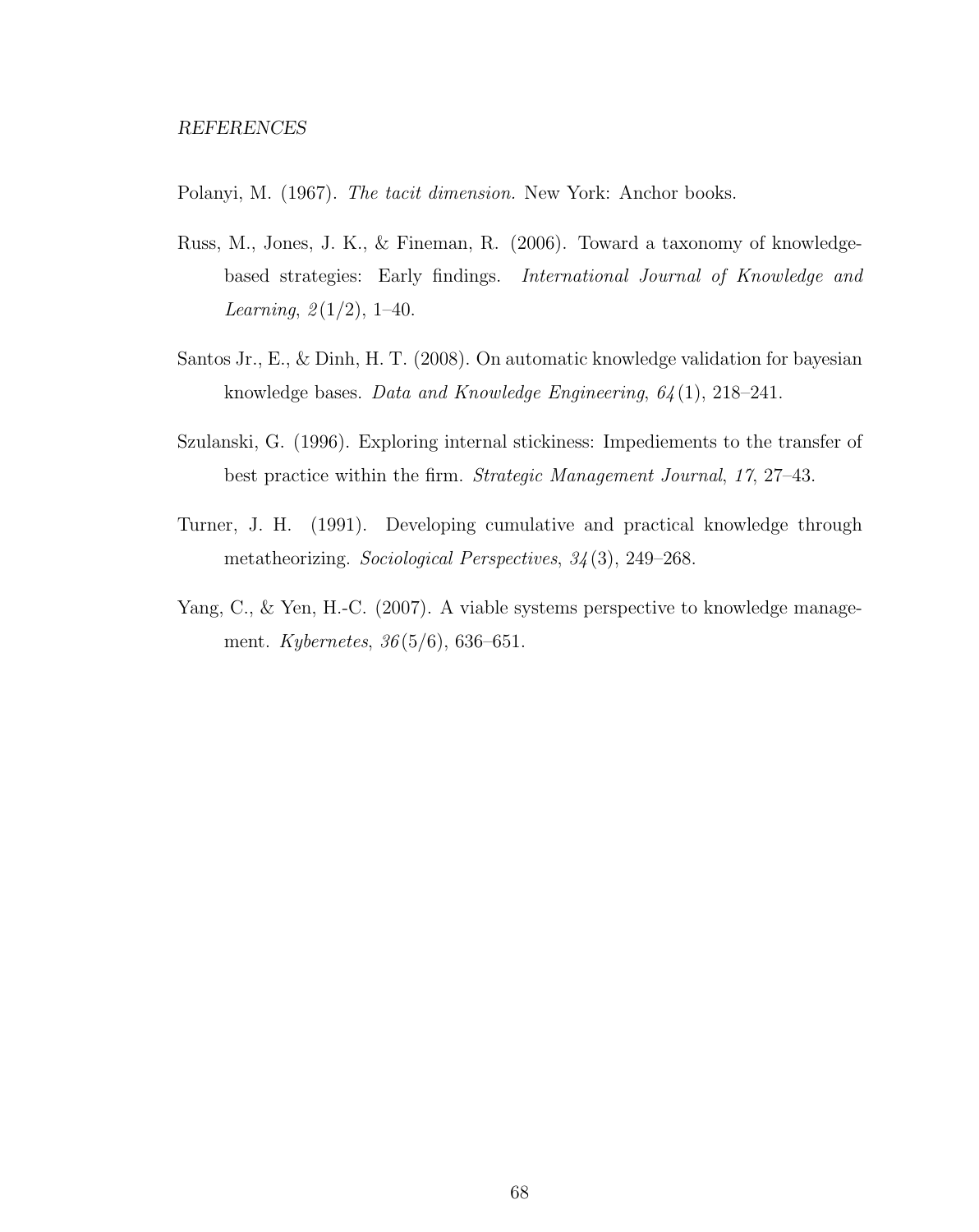*REFERENCES*

Polanyi, M. (1967). *The tacit dimension.* New York: Anchor books.

Russ, M., Jones, J. K., & Fineman, R. (2006). Toward a taxonomy of knowledge-based strategies: Early findings. *International Journal of Knowledge and Learning*, *2*(1/2), 1–40.

Santos Jr., E., & Dinh, H. T. (2008). On automatic knowledge validation for bayesian knowledge bases. *Data and Knowledge Engineering*, *64*(1), 218–241.

Szulanski, G. (1996). Exploring internal stickiness: Impediements to the transfer of best practice within the firm. *Strategic Management Journal*, *17*, 27–43.

Turner, J. H. (1991). Developing cumulative and practical knowledge through metatheorizing. *Sociological Perspectives*, *34*(3), 249–268.

Yang, C., & Yen, H.-C. (2007). A viable systems perspective to knowledge management. *Kybernetes*, *36*(5/6), 636–651.